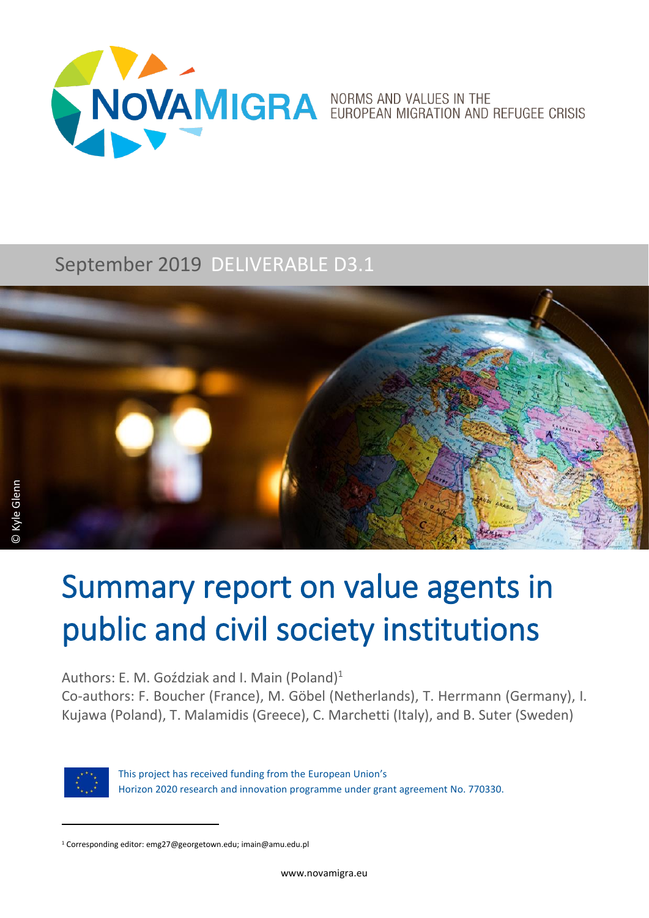NOVAMIGRA NORMS AND VALUES IN THE EUROPEAN MIGRATION AND REFUGEE CRISIS

September 2019 DELIVERABLE D3.1

© Kyle Glenn

# Summary report on value agents in public and civil society institutions

Authors: E. M. Goździak and I. Main (Poland)[1]
Co-authors: F. Boucher (France), M. Göbel (Netherlands), T. Herrmann (Germany), I. Kujawa (Poland), T. Malamidis (Greece), C. Marchetti (Italy), and B. Suter (Sweden)

This project has received funding from the European Union's Horizon 2020 research and innovation programme under grant agreement No. 770330.

[1] Corresponding editor: emg27@georgetown.edu; imain@amu.edu.pl

www.novamigra.eu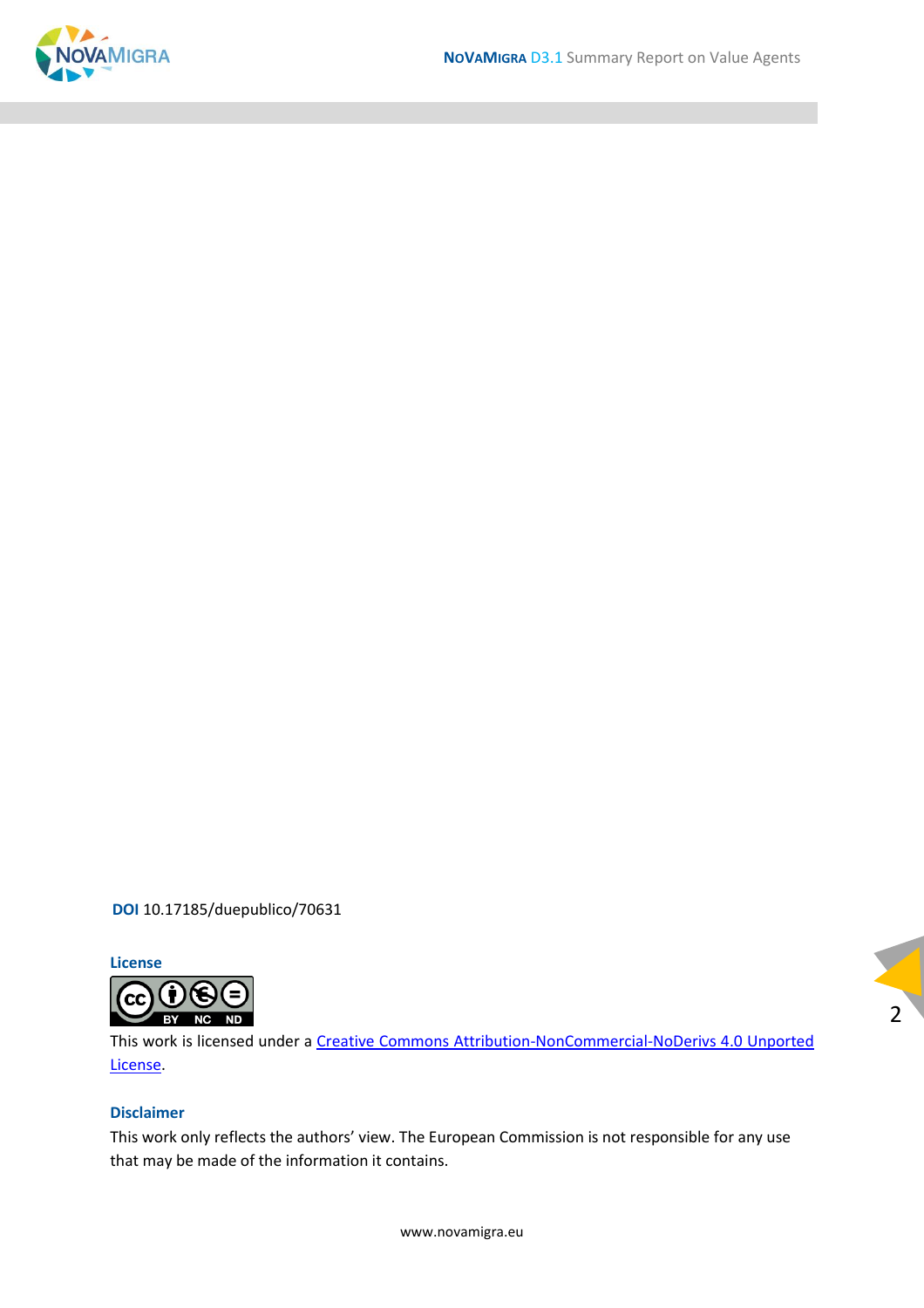**DOI** 10.17185/duepublico/70631

**License**

This work is licensed under a [Creative Commons Attribution-NonCommercial-NoDerivs 4.0 Unported License](https://creativecommons.org/licenses/by-nc-nd/4.0/).

**Disclaimer**

This work only reflects the authors' view. The European Commission is not responsible for any use that may be made of the information it contains.

www.novamigra.eu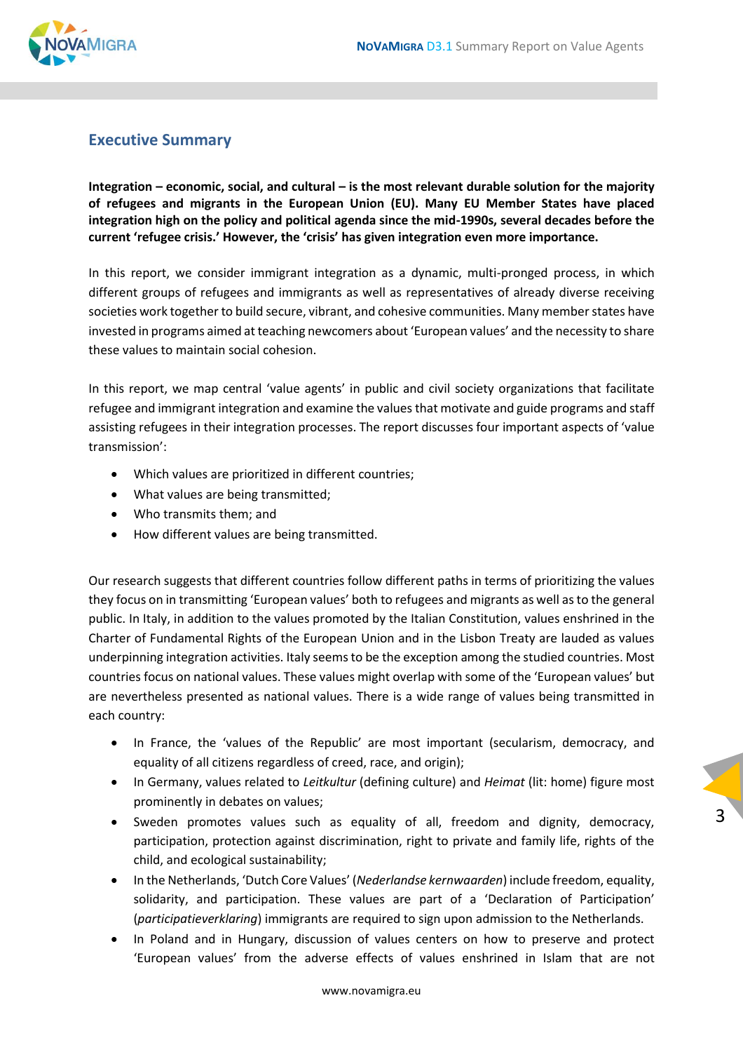## Executive Summary

**Integration – economic, social, and cultural – is the most relevant durable solution for the majority of refugees and migrants in the European Union (EU). Many EU Member States have placed integration high on the policy and political agenda since the mid-1990s, several decades before the current 'refugee crisis.' However, the 'crisis' has given integration even more importance.**

In this report, we consider immigrant integration as a dynamic, multi-pronged process, in which different groups of refugees and immigrants as well as representatives of already diverse receiving societies work together to build secure, vibrant, and cohesive communities. Many member states have invested in programs aimed at teaching newcomers about 'European values' and the necessity to share these values to maintain social cohesion.

In this report, we map central 'value agents' in public and civil society organizations that facilitate refugee and immigrant integration and examine the values that motivate and guide programs and staff assisting refugees in their integration processes. The report discusses four important aspects of 'value transmission':

- Which values are prioritized in different countries;
- What values are being transmitted;
- Who transmits them; and
- How different values are being transmitted.

Our research suggests that different countries follow different paths in terms of prioritizing the values they focus on in transmitting 'European values' both to refugees and migrants as well as to the general public. In Italy, in addition to the values promoted by the Italian Constitution, values enshrined in the Charter of Fundamental Rights of the European Union and in the Lisbon Treaty are lauded as values underpinning integration activities. Italy seems to be the exception among the studied countries. Most countries focus on national values. These values might overlap with some of the 'European values' but are nevertheless presented as national values. There is a wide range of values being transmitted in each country:

- In France, the 'values of the Republic' are most important (secularism, democracy, and equality of all citizens regardless of creed, race, and origin);
- In Germany, values related to *Leitkultur* (defining culture) and *Heimat* (lit: home) figure most prominently in debates on values;
- Sweden promotes values such as equality of all, freedom and dignity, democracy, participation, protection against discrimination, right to private and family life, rights of the child, and ecological sustainability;
- In the Netherlands, 'Dutch Core Values' (*Nederlandse kernwaarden*) include freedom, equality, solidarity, and participation. These values are part of a 'Declaration of Participation' (*participatieverklaring*) immigrants are required to sign upon admission to the Netherlands.
- In Poland and in Hungary, discussion of values centers on how to preserve and protect 'European values' from the adverse effects of values enshrined in Islam that are not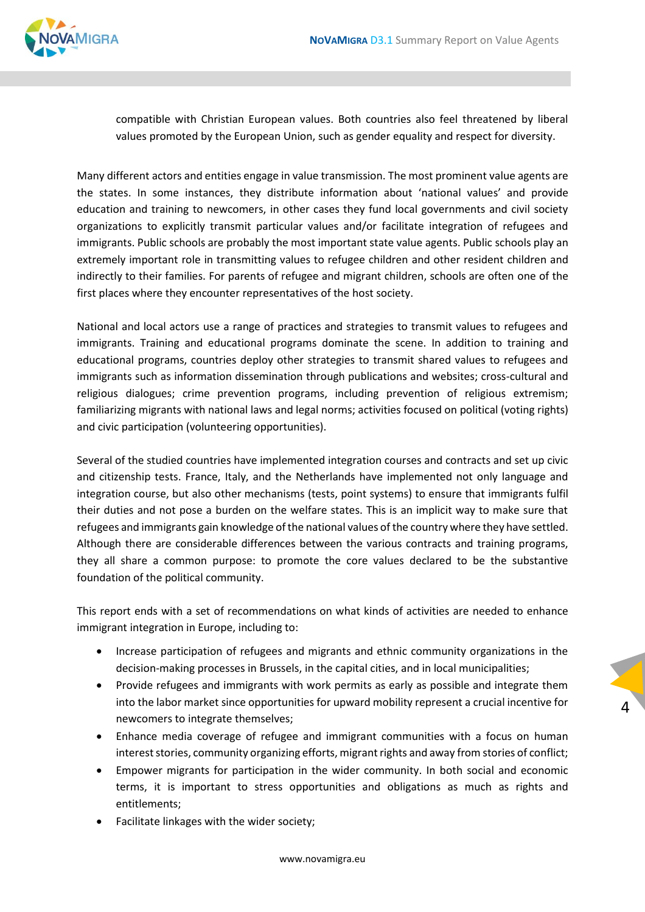compatible with Christian European values. Both countries also feel threatened by liberal values promoted by the European Union, such as gender equality and respect for diversity.

Many different actors and entities engage in value transmission. The most prominent value agents are the states. In some instances, they distribute information about 'national values' and provide education and training to newcomers, in other cases they fund local governments and civil society organizations to explicitly transmit particular values and/or facilitate integration of refugees and immigrants. Public schools are probably the most important state value agents. Public schools play an extremely important role in transmitting values to refugee children and other resident children and indirectly to their families. For parents of refugee and migrant children, schools are often one of the first places where they encounter representatives of the host society.

National and local actors use a range of practices and strategies to transmit values to refugees and immigrants. Training and educational programs dominate the scene. In addition to training and educational programs, countries deploy other strategies to transmit shared values to refugees and immigrants such as information dissemination through publications and websites; cross-cultural and religious dialogues; crime prevention programs, including prevention of religious extremism; familiarizing migrants with national laws and legal norms; activities focused on political (voting rights) and civic participation (volunteering opportunities).

Several of the studied countries have implemented integration courses and contracts and set up civic and citizenship tests. France, Italy, and the Netherlands have implemented not only language and integration course, but also other mechanisms (tests, point systems) to ensure that immigrants fulfil their duties and not pose a burden on the welfare states. This is an implicit way to make sure that refugees and immigrants gain knowledge of the national values of the country where they have settled. Although there are considerable differences between the various contracts and training programs, they all share a common purpose: to promote the core values declared to be the substantive foundation of the political community.

This report ends with a set of recommendations on what kinds of activities are needed to enhance immigrant integration in Europe, including to:

- Increase participation of refugees and migrants and ethnic community organizations in the decision-making processes in Brussels, in the capital cities, and in local municipalities;
- Provide refugees and immigrants with work permits as early as possible and integrate them into the labor market since opportunities for upward mobility represent a crucial incentive for newcomers to integrate themselves;
- Enhance media coverage of refugee and immigrant communities with a focus on human interest stories, community organizing efforts, migrant rights and away from stories of conflict;
- Empower migrants for participation in the wider community. In both social and economic terms, it is important to stress opportunities and obligations as much as rights and entitlements;
- Facilitate linkages with the wider society;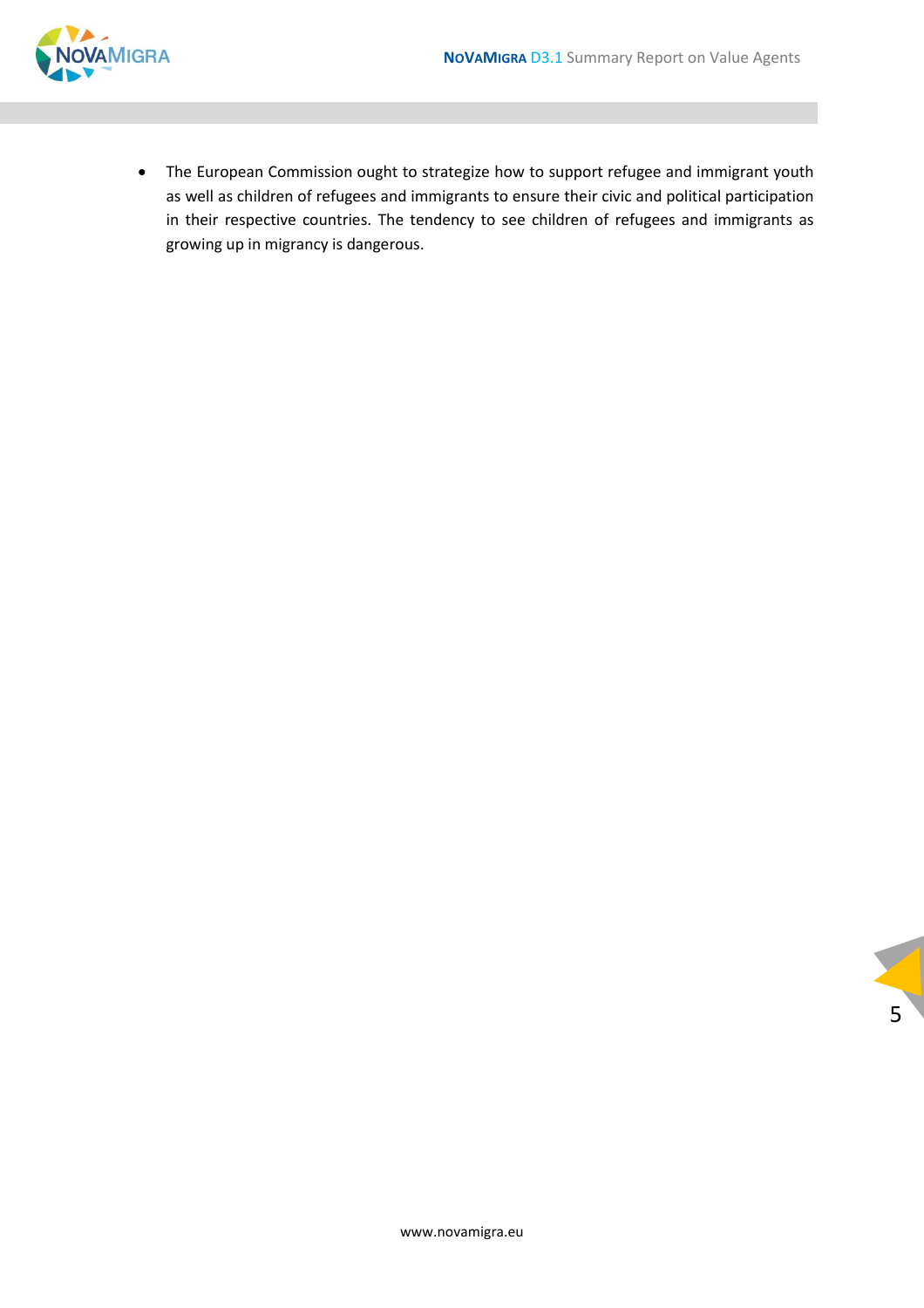- The European Commission ought to strategize how to support refugee and immigrant youth as well as children of refugees and immigrants to ensure their civic and political participation in their respective countries. The tendency to see children of refugees and immigrants as growing up in migrancy is dangerous.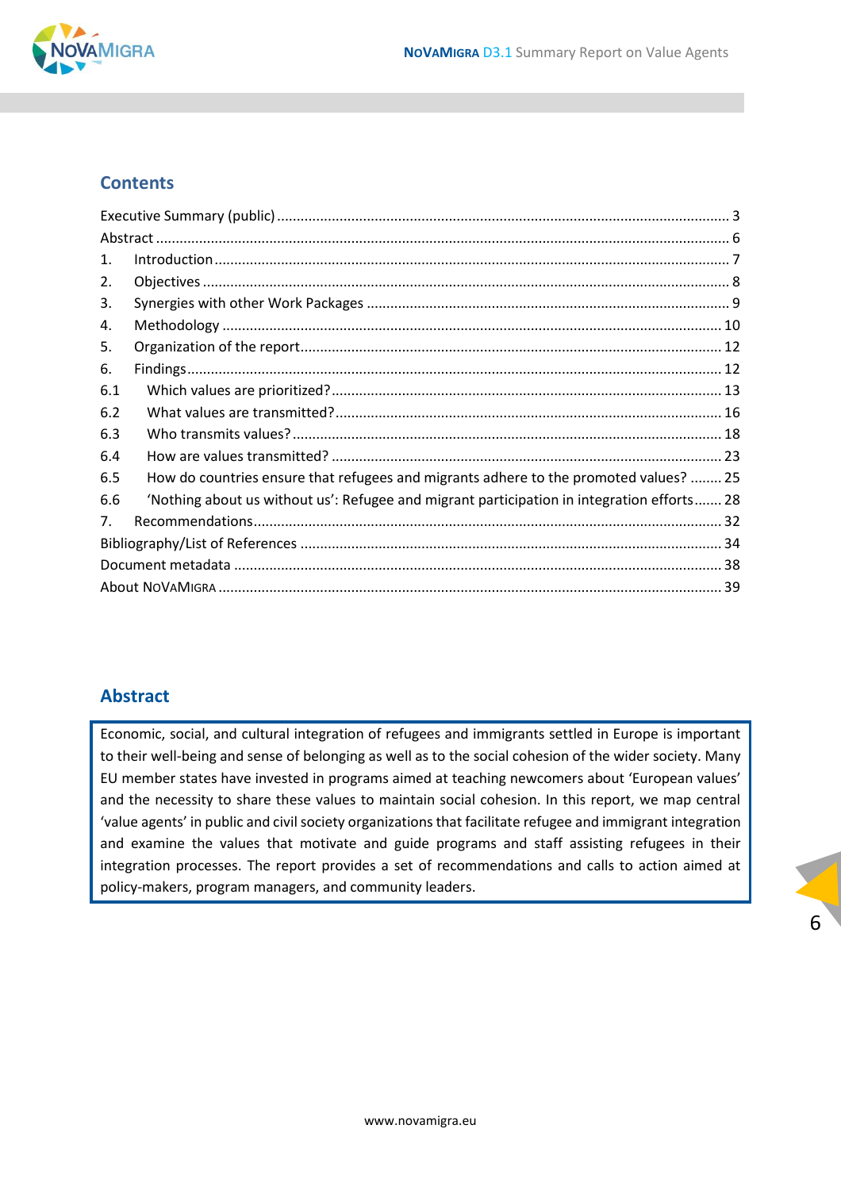## Contents

Executive Summary (public) .......... 3
Abstract .......... 6
1. Introduction .......... 7
2. Objectives .......... 8
3. Synergies with other Work Packages .......... 9
4. Methodology .......... 10
5. Organization of the report .......... 12
6. Findings .......... 12
6.1 Which values are prioritized? .......... 13
6.2 What values are transmitted? .......... 16
6.3 Who transmits values? .......... 18
6.4 How are values transmitted? .......... 23
6.5 How do countries ensure that refugees and migrants adhere to the promoted values? .......... 25
6.6 ‘Nothing about us without us’: Refugee and migrant participation in integration efforts .......... 28
7. Recommendations .......... 32
Bibliography/List of References .......... 34
Document metadata .......... 38
About NoVaMigra .......... 39

## Abstract

Economic, social, and cultural integration of refugees and immigrants settled in Europe is important to their well-being and sense of belonging as well as to the social cohesion of the wider society. Many EU member states have invested in programs aimed at teaching newcomers about ‘European values’ and the necessity to share these values to maintain social cohesion. In this report, we map central ‘value agents’ in public and civil society organizations that facilitate refugee and immigrant integration and examine the values that motivate and guide programs and staff assisting refugees in their integration processes. The report provides a set of recommendations and calls to action aimed at policy-makers, program managers, and community leaders.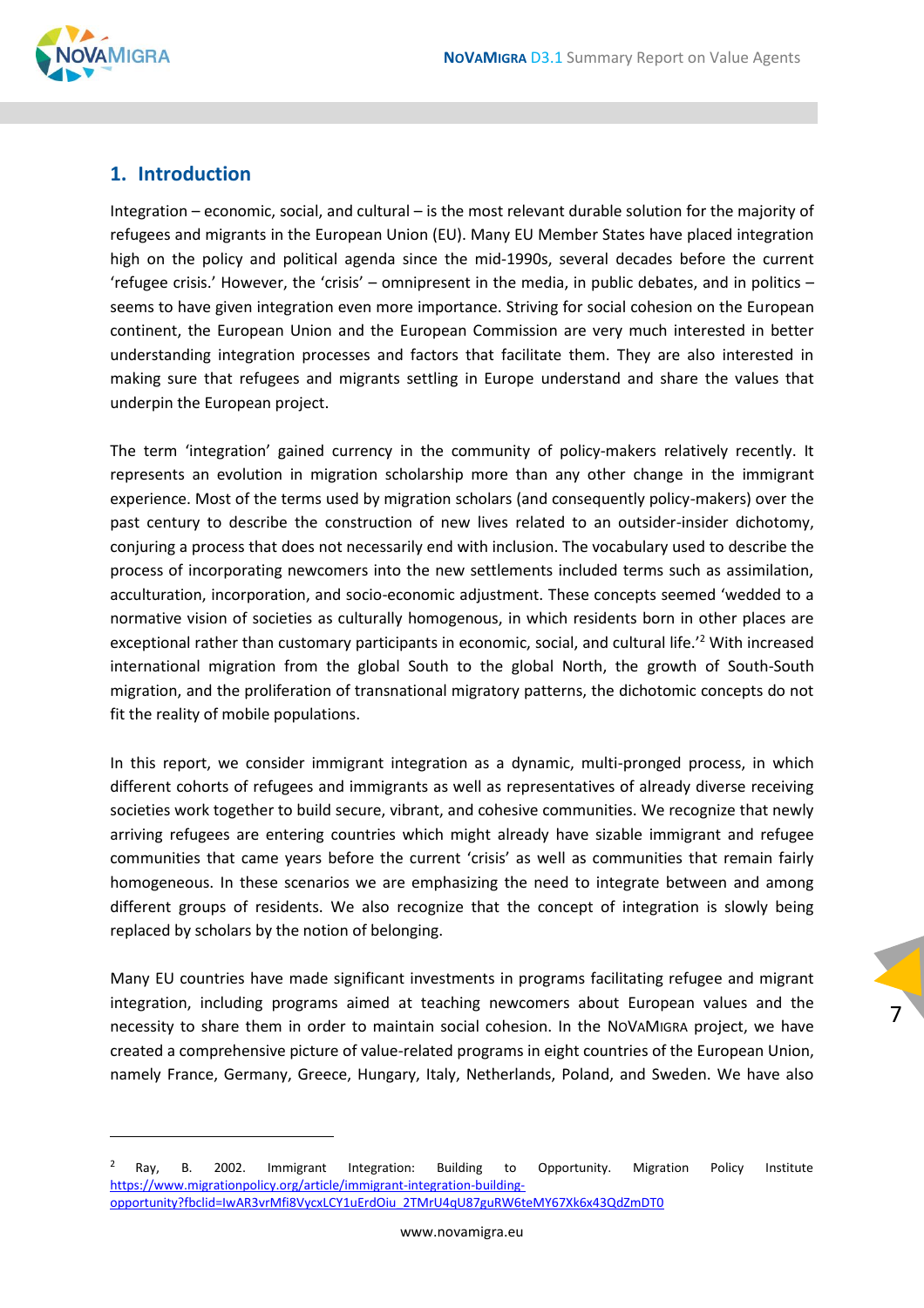## 1. Introduction

Integration – economic, social, and cultural – is the most relevant durable solution for the majority of refugees and migrants in the European Union (EU). Many EU Member States have placed integration high on the policy and political agenda since the mid-1990s, several decades before the current 'refugee crisis.' However, the 'crisis' – omnipresent in the media, in public debates, and in politics – seems to have given integration even more importance. Striving for social cohesion on the European continent, the European Union and the European Commission are very much interested in better understanding integration processes and factors that facilitate them. They are also interested in making sure that refugees and migrants settling in Europe understand and share the values that underpin the European project.

The term 'integration' gained currency in the community of policy-makers relatively recently. It represents an evolution in migration scholarship more than any other change in the immigrant experience. Most of the terms used by migration scholars (and consequently policy-makers) over the past century to describe the construction of new lives related to an outsider-insider dichotomy, conjuring a process that does not necessarily end with inclusion. The vocabulary used to describe the process of incorporating newcomers into the new settlements included terms such as assimilation, acculturation, incorporation, and socio-economic adjustment. These concepts seemed 'wedded to a normative vision of societies as culturally homogenous, in which residents born in other places are exceptional rather than customary participants in economic, social, and cultural life.'[2] With increased international migration from the global South to the global North, the growth of South-South migration, and the proliferation of transnational migratory patterns, the dichotomic concepts do not fit the reality of mobile populations.

In this report, we consider immigrant integration as a dynamic, multi-pronged process, in which different cohorts of refugees and immigrants as well as representatives of already diverse receiving societies work together to build secure, vibrant, and cohesive communities. We recognize that newly arriving refugees are entering countries which might already have sizable immigrant and refugee communities that came years before the current 'crisis' as well as communities that remain fairly homogeneous. In these scenarios we are emphasizing the need to integrate between and among different groups of residents. We also recognize that the concept of integration is slowly being replaced by scholars by the notion of belonging.

Many EU countries have made significant investments in programs facilitating refugee and migrant integration, including programs aimed at teaching newcomers about European values and the necessity to share them in order to maintain social cohesion. In the NoVaMigra project, we have created a comprehensive picture of value-related programs in eight countries of the European Union, namely France, Germany, Greece, Hungary, Italy, Netherlands, Poland, and Sweden. We have also

---

[2] Ray, B. 2002. Immigrant Integration: Building to Opportunity. Migration Policy Institute https://www.migrationpolicy.org/article/immigrant-integration-building-opportunity?fbclid=IwAR3vrMfi8VycxLCY1uErdOiu_2TMrU4qU87guRW6teMY67Xk6x43QdZmDT0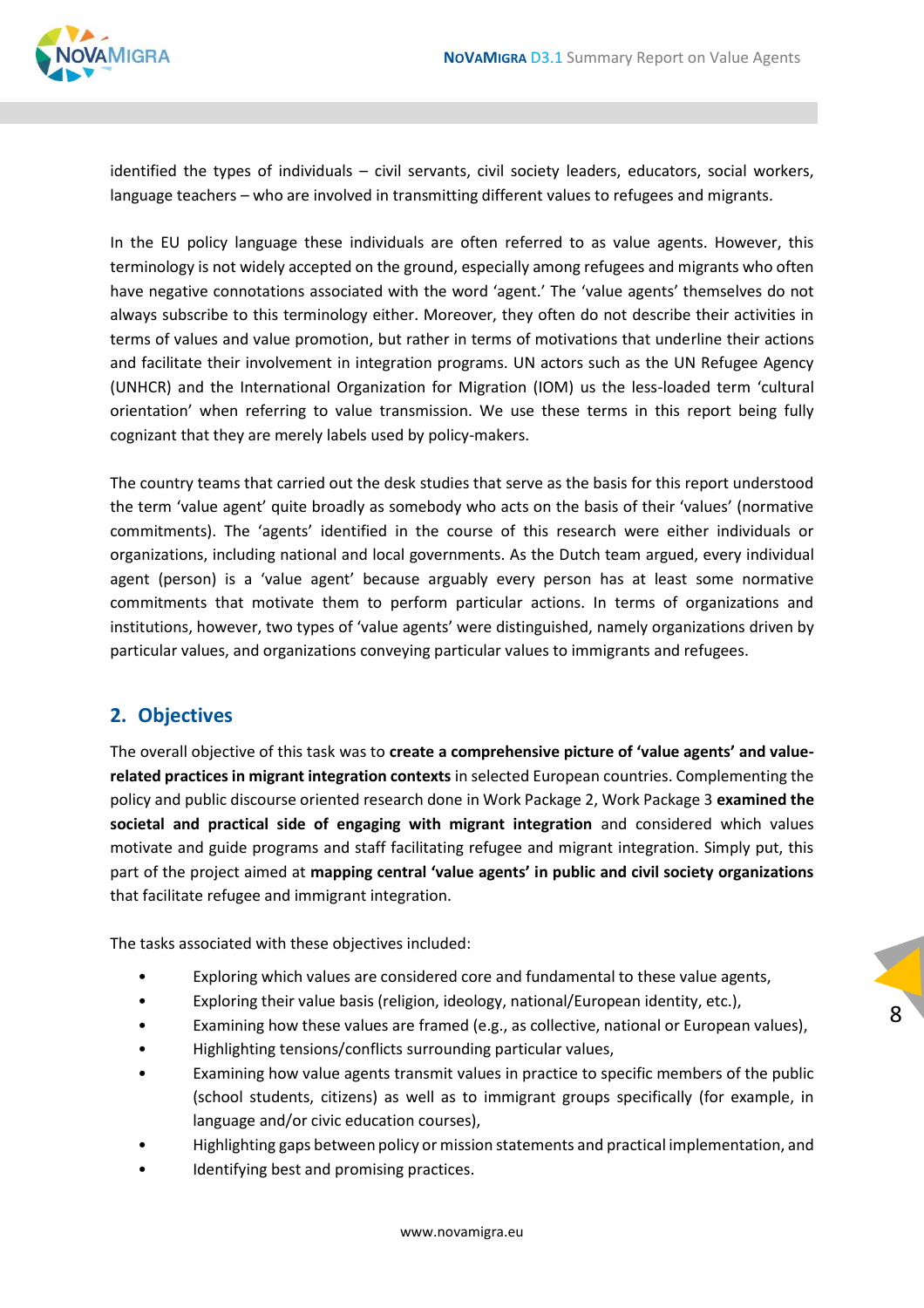identified the types of individuals – civil servants, civil society leaders, educators, social workers, language teachers – who are involved in transmitting different values to refugees and migrants.

In the EU policy language these individuals are often referred to as value agents. However, this terminology is not widely accepted on the ground, especially among refugees and migrants who often have negative connotations associated with the word 'agent.' The 'value agents' themselves do not always subscribe to this terminology either. Moreover, they often do not describe their activities in terms of values and value promotion, but rather in terms of motivations that underline their actions and facilitate their involvement in integration programs. UN actors such as the UN Refugee Agency (UNHCR) and the International Organization for Migration (IOM) us the less-loaded term 'cultural orientation' when referring to value transmission. We use these terms in this report being fully cognizant that they are merely labels used by policy-makers.

The country teams that carried out the desk studies that serve as the basis for this report understood the term 'value agent' quite broadly as somebody who acts on the basis of their 'values' (normative commitments). The 'agents' identified in the course of this research were either individuals or organizations, including national and local governments. As the Dutch team argued, every individual agent (person) is a 'value agent' because arguably every person has at least some normative commitments that motivate them to perform particular actions. In terms of organizations and institutions, however, two types of 'value agents' were distinguished, namely organizations driven by particular values, and organizations conveying particular values to immigrants and refugees.

## 2. Objectives

The overall objective of this task was to **create a comprehensive picture of 'value agents' and value-related practices in migrant integration contexts** in selected European countries. Complementing the policy and public discourse oriented research done in Work Package 2, Work Package 3 **examined the societal and practical side of engaging with migrant integration** and considered which values motivate and guide programs and staff facilitating refugee and migrant integration. Simply put, this part of the project aimed at **mapping central 'value agents' in public and civil society organizations** that facilitate refugee and immigrant integration.

The tasks associated with these objectives included:

- Exploring which values are considered core and fundamental to these value agents,
- Exploring their value basis (religion, ideology, national/European identity, etc.),
- Examining how these values are framed (e.g., as collective, national or European values),
- Highlighting tensions/conflicts surrounding particular values,
- Examining how value agents transmit values in practice to specific members of the public (school students, citizens) as well as to immigrant groups specifically (for example, in language and/or civic education courses),
- Highlighting gaps between policy or mission statements and practical implementation, and
- Identifying best and promising practices.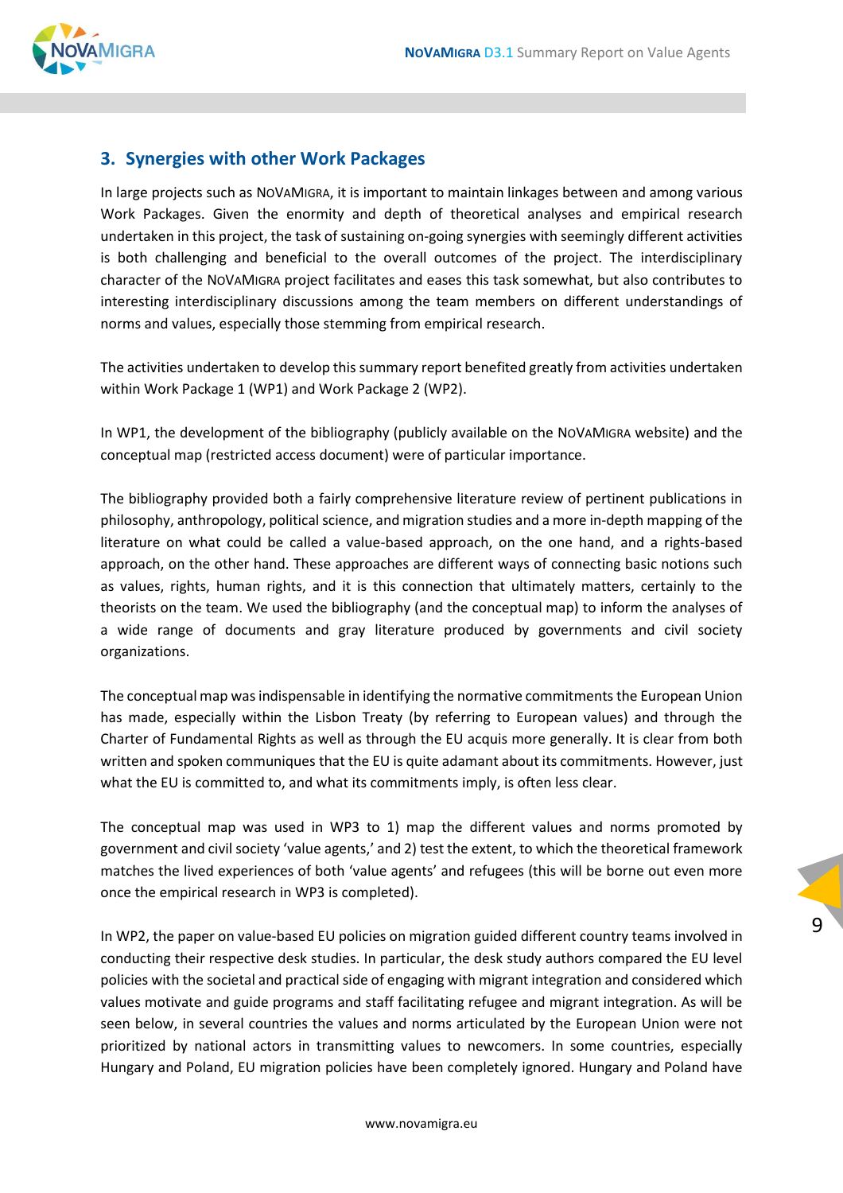## 3. Synergies with other Work Packages

In large projects such as NOVAMIGRA, it is important to maintain linkages between and among various Work Packages. Given the enormity and depth of theoretical analyses and empirical research undertaken in this project, the task of sustaining on-going synergies with seemingly different activities is both challenging and beneficial to the overall outcomes of the project. The interdisciplinary character of the NOVAMIGRA project facilitates and eases this task somewhat, but also contributes to interesting interdisciplinary discussions among the team members on different understandings of norms and values, especially those stemming from empirical research.

The activities undertaken to develop this summary report benefited greatly from activities undertaken within Work Package 1 (WP1) and Work Package 2 (WP2).

In WP1, the development of the bibliography (publicly available on the NOVAMIGRA website) and the conceptual map (restricted access document) were of particular importance.

The bibliography provided both a fairly comprehensive literature review of pertinent publications in philosophy, anthropology, political science, and migration studies and a more in-depth mapping of the literature on what could be called a value-based approach, on the one hand, and a rights-based approach, on the other hand. These approaches are different ways of connecting basic notions such as values, rights, human rights, and it is this connection that ultimately matters, certainly to the theorists on the team. We used the bibliography (and the conceptual map) to inform the analyses of a wide range of documents and gray literature produced by governments and civil society organizations.

The conceptual map was indispensable in identifying the normative commitments the European Union has made, especially within the Lisbon Treaty (by referring to European values) and through the Charter of Fundamental Rights as well as through the EU acquis more generally. It is clear from both written and spoken communiques that the EU is quite adamant about its commitments. However, just what the EU is committed to, and what its commitments imply, is often less clear.

The conceptual map was used in WP3 to 1) map the different values and norms promoted by government and civil society 'value agents,' and 2) test the extent, to which the theoretical framework matches the lived experiences of both 'value agents' and refugees (this will be borne out even more once the empirical research in WP3 is completed).

In WP2, the paper on value-based EU policies on migration guided different country teams involved in conducting their respective desk studies. In particular, the desk study authors compared the EU level policies with the societal and practical side of engaging with migrant integration and considered which values motivate and guide programs and staff facilitating refugee and migrant integration. As will be seen below, in several countries the values and norms articulated by the European Union were not prioritized by national actors in transmitting values to newcomers. In some countries, especially Hungary and Poland, EU migration policies have been completely ignored. Hungary and Poland have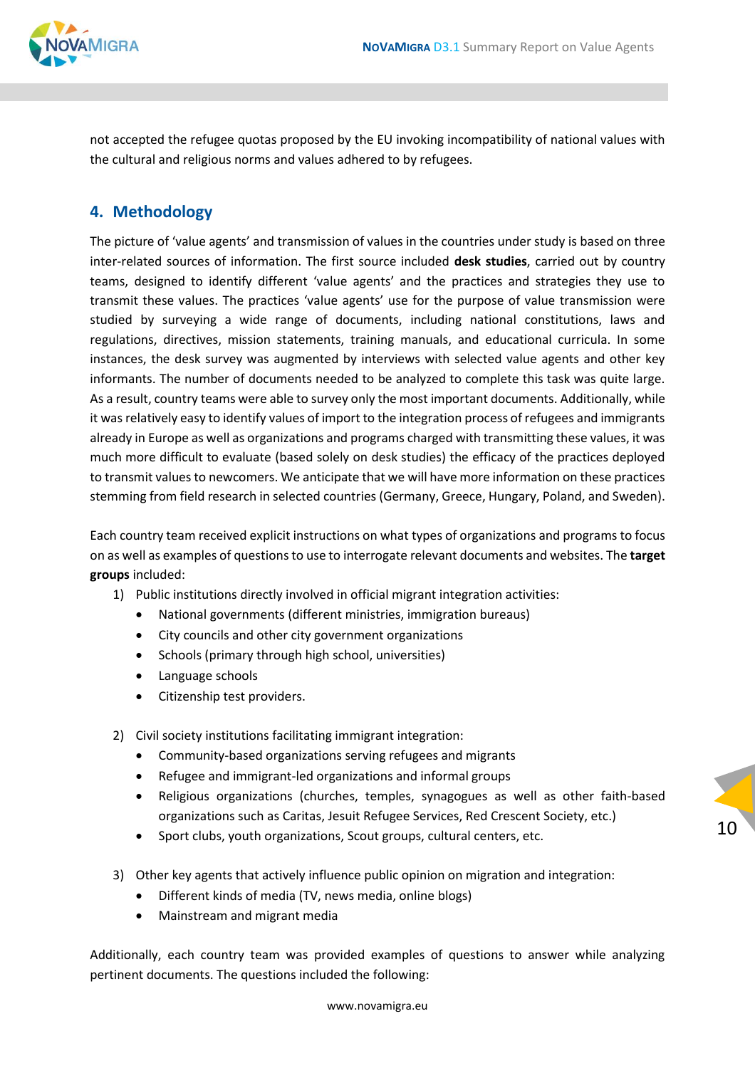not accepted the refugee quotas proposed by the EU invoking incompatibility of national values with the cultural and religious norms and values adhered to by refugees.

## 4. Methodology

The picture of 'value agents' and transmission of values in the countries under study is based on three inter-related sources of information. The first source included **desk studies**, carried out by country teams, designed to identify different 'value agents' and the practices and strategies they use to transmit these values. The practices 'value agents' use for the purpose of value transmission were studied by surveying a wide range of documents, including national constitutions, laws and regulations, directives, mission statements, training manuals, and educational curricula. In some instances, the desk survey was augmented by interviews with selected value agents and other key informants. The number of documents needed to be analyzed to complete this task was quite large. As a result, country teams were able to survey only the most important documents. Additionally, while it was relatively easy to identify values of import to the integration process of refugees and immigrants already in Europe as well as organizations and programs charged with transmitting these values, it was much more difficult to evaluate (based solely on desk studies) the efficacy of the practices deployed to transmit values to newcomers. We anticipate that we will have more information on these practices stemming from field research in selected countries (Germany, Greece, Hungary, Poland, and Sweden).

Each country team received explicit instructions on what types of organizations and programs to focus on as well as examples of questions to use to interrogate relevant documents and websites. The **target groups** included:

1) Public institutions directly involved in official migrant integration activities:
   - National governments (different ministries, immigration bureaus)
   - City councils and other city government organizations
   - Schools (primary through high school, universities)
   - Language schools
   - Citizenship test providers.

2) Civil society institutions facilitating immigrant integration:
   - Community-based organizations serving refugees and migrants
   - Refugee and immigrant-led organizations and informal groups
   - Religious organizations (churches, temples, synagogues as well as other faith-based organizations such as Caritas, Jesuit Refugee Services, Red Crescent Society, etc.)
   - Sport clubs, youth organizations, Scout groups, cultural centers, etc.

3) Other key agents that actively influence public opinion on migration and integration:
   - Different kinds of media (TV, news media, online blogs)
   - Mainstream and migrant media

Additionally, each country team was provided examples of questions to answer while analyzing pertinent documents. The questions included the following: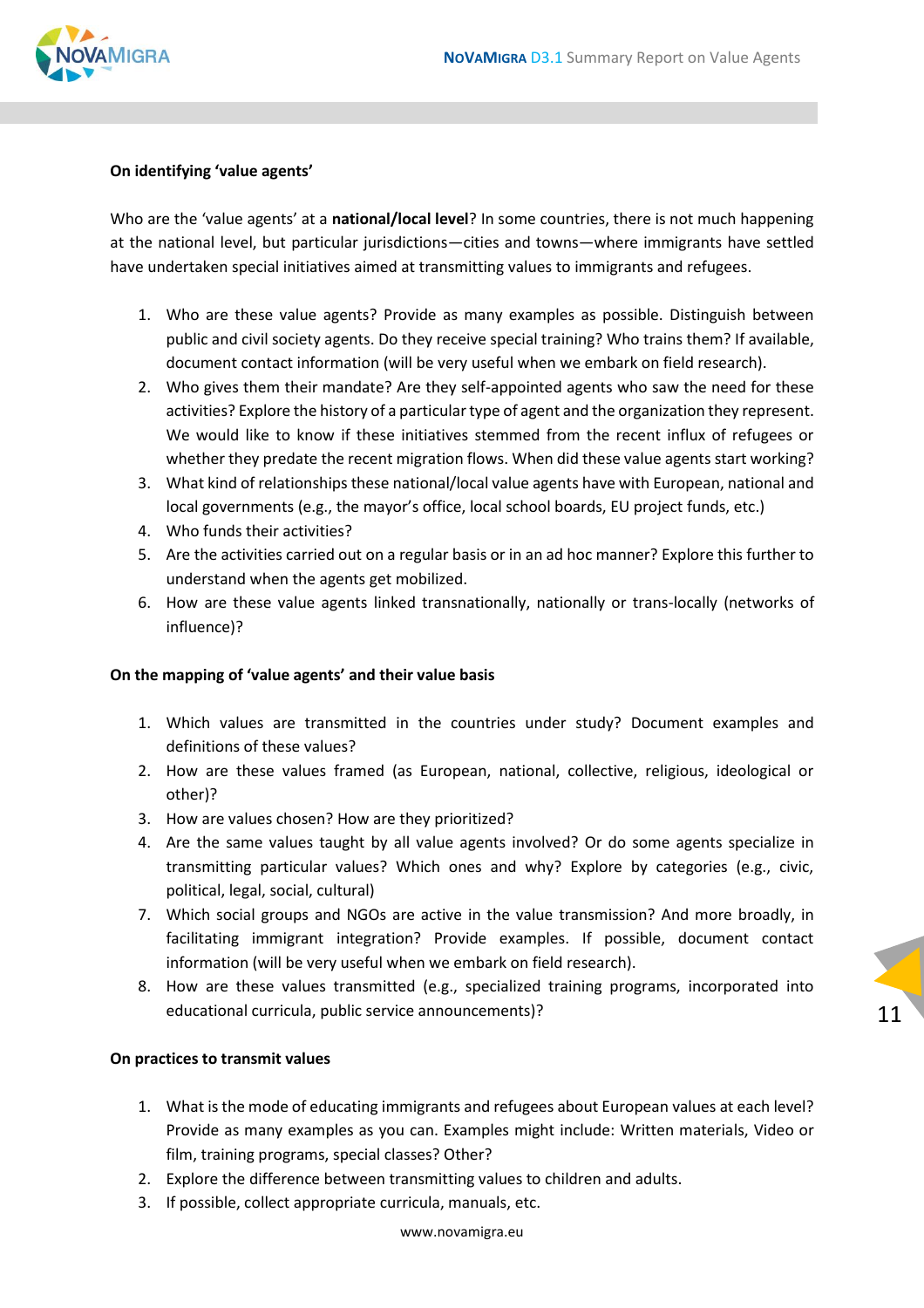**On identifying 'value agents'**

Who are the 'value agents' at a **national/local level**? In some countries, there is not much happening at the national level, but particular jurisdictions—cities and towns—where immigrants have settled have undertaken special initiatives aimed at transmitting values to immigrants and refugees.

1. Who are these value agents? Provide as many examples as possible. Distinguish between public and civil society agents. Do they receive special training? Who trains them? If available, document contact information (will be very useful when we embark on field research).
2. Who gives them their mandate? Are they self-appointed agents who saw the need for these activities? Explore the history of a particular type of agent and the organization they represent. We would like to know if these initiatives stemmed from the recent influx of refugees or whether they predate the recent migration flows. When did these value agents start working?
3. What kind of relationships these national/local value agents have with European, national and local governments (e.g., the mayor's office, local school boards, EU project funds, etc.)
4. Who funds their activities?
5. Are the activities carried out on a regular basis or in an ad hoc manner? Explore this further to understand when the agents get mobilized.
6. How are these value agents linked transnationally, nationally or trans-locally (networks of influence)?

**On the mapping of 'value agents' and their value basis**

1. Which values are transmitted in the countries under study? Document examples and definitions of these values?
2. How are these values framed (as European, national, collective, religious, ideological or other)?
3. How are values chosen? How are they prioritized?
4. Are the same values taught by all value agents involved? Or do some agents specialize in transmitting particular values? Which ones and why? Explore by categories (e.g., civic, political, legal, social, cultural)

7. Which social groups and NGOs are active in the value transmission? And more broadly, in facilitating immigrant integration? Provide examples. If possible, document contact information (will be very useful when we embark on field research).
8. How are these values transmitted (e.g., specialized training programs, incorporated into educational curricula, public service announcements)?

**On practices to transmit values**

1. What is the mode of educating immigrants and refugees about European values at each level? Provide as many examples as you can. Examples might include: Written materials, Video or film, training programs, special classes? Other?
2. Explore the difference between transmitting values to children and adults.
3. If possible, collect appropriate curricula, manuals, etc.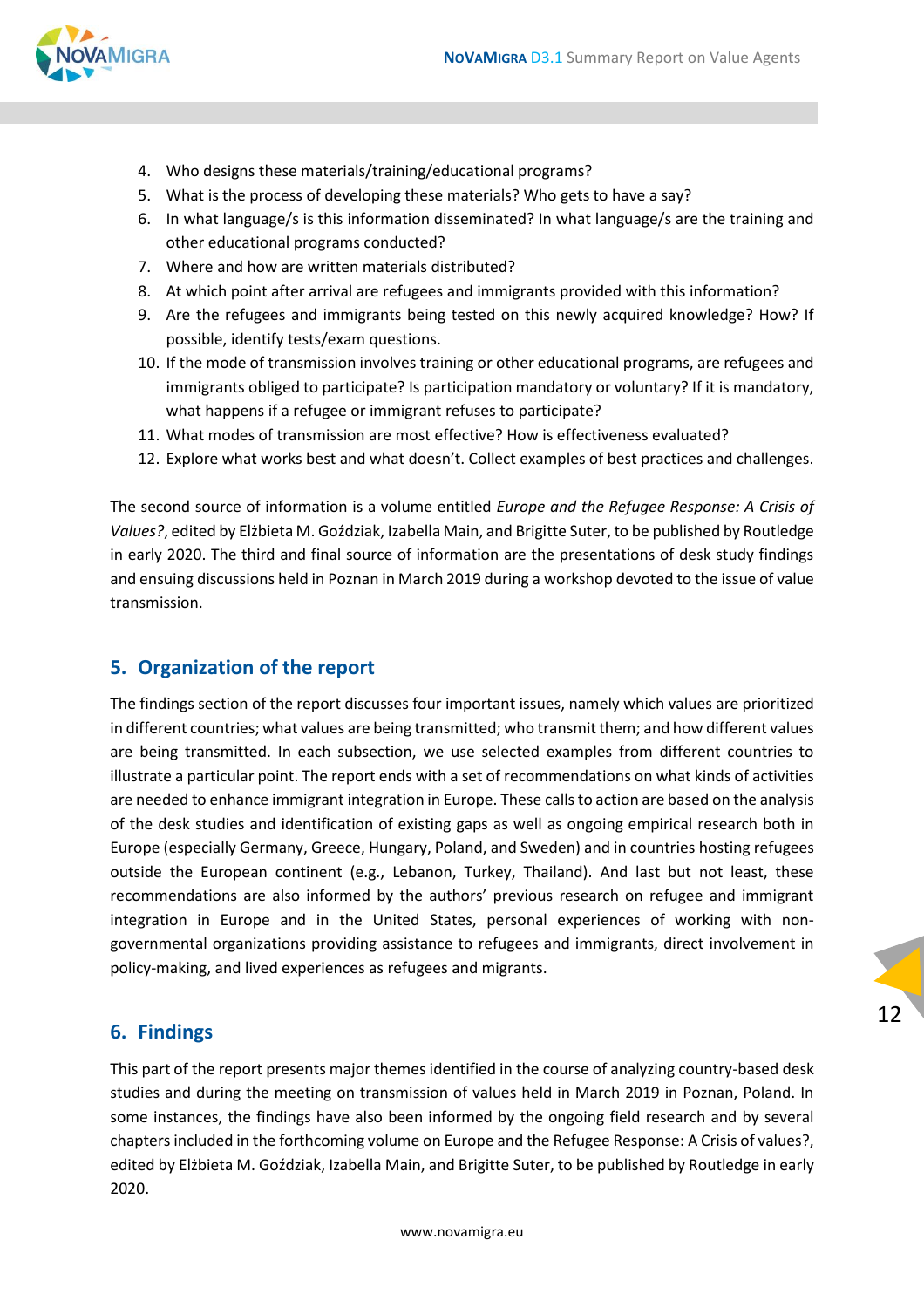4. Who designs these materials/training/educational programs?
5. What is the process of developing these materials? Who gets to have a say?
6. In what language/s is this information disseminated? In what language/s are the training and other educational programs conducted?
7. Where and how are written materials distributed?
8. At which point after arrival are refugees and immigrants provided with this information?
9. Are the refugees and immigrants being tested on this newly acquired knowledge? How? If possible, identify tests/exam questions.
10. If the mode of transmission involves training or other educational programs, are refugees and immigrants obliged to participate? Is participation mandatory or voluntary? If it is mandatory, what happens if a refugee or immigrant refuses to participate?
11. What modes of transmission are most effective? How is effectiveness evaluated?
12. Explore what works best and what doesn't. Collect examples of best practices and challenges.

The second source of information is a volume entitled *Europe and the Refugee Response: A Crisis of Values?*, edited by Elżbieta M. Goździak, Izabella Main, and Brigitte Suter, to be published by Routledge in early 2020. The third and final source of information are the presentations of desk study findings and ensuing discussions held in Poznan in March 2019 during a workshop devoted to the issue of value transmission.

## 5. Organization of the report

The findings section of the report discusses four important issues, namely which values are prioritized in different countries; what values are being transmitted; who transmit them; and how different values are being transmitted. In each subsection, we use selected examples from different countries to illustrate a particular point. The report ends with a set of recommendations on what kinds of activities are needed to enhance immigrant integration in Europe. These calls to action are based on the analysis of the desk studies and identification of existing gaps as well as ongoing empirical research both in Europe (especially Germany, Greece, Hungary, Poland, and Sweden) and in countries hosting refugees outside the European continent (e.g., Lebanon, Turkey, Thailand). And last but not least, these recommendations are also informed by the authors' previous research on refugee and immigrant integration in Europe and in the United States, personal experiences of working with non-governmental organizations providing assistance to refugees and immigrants, direct involvement in policy-making, and lived experiences as refugees and migrants.

## 6. Findings

This part of the report presents major themes identified in the course of analyzing country-based desk studies and during the meeting on transmission of values held in March 2019 in Poznan, Poland. In some instances, the findings have also been informed by the ongoing field research and by several chapters included in the forthcoming volume on Europe and the Refugee Response: A Crisis of values?, edited by Elżbieta M. Goździak, Izabella Main, and Brigitte Suter, to be published by Routledge in early 2020.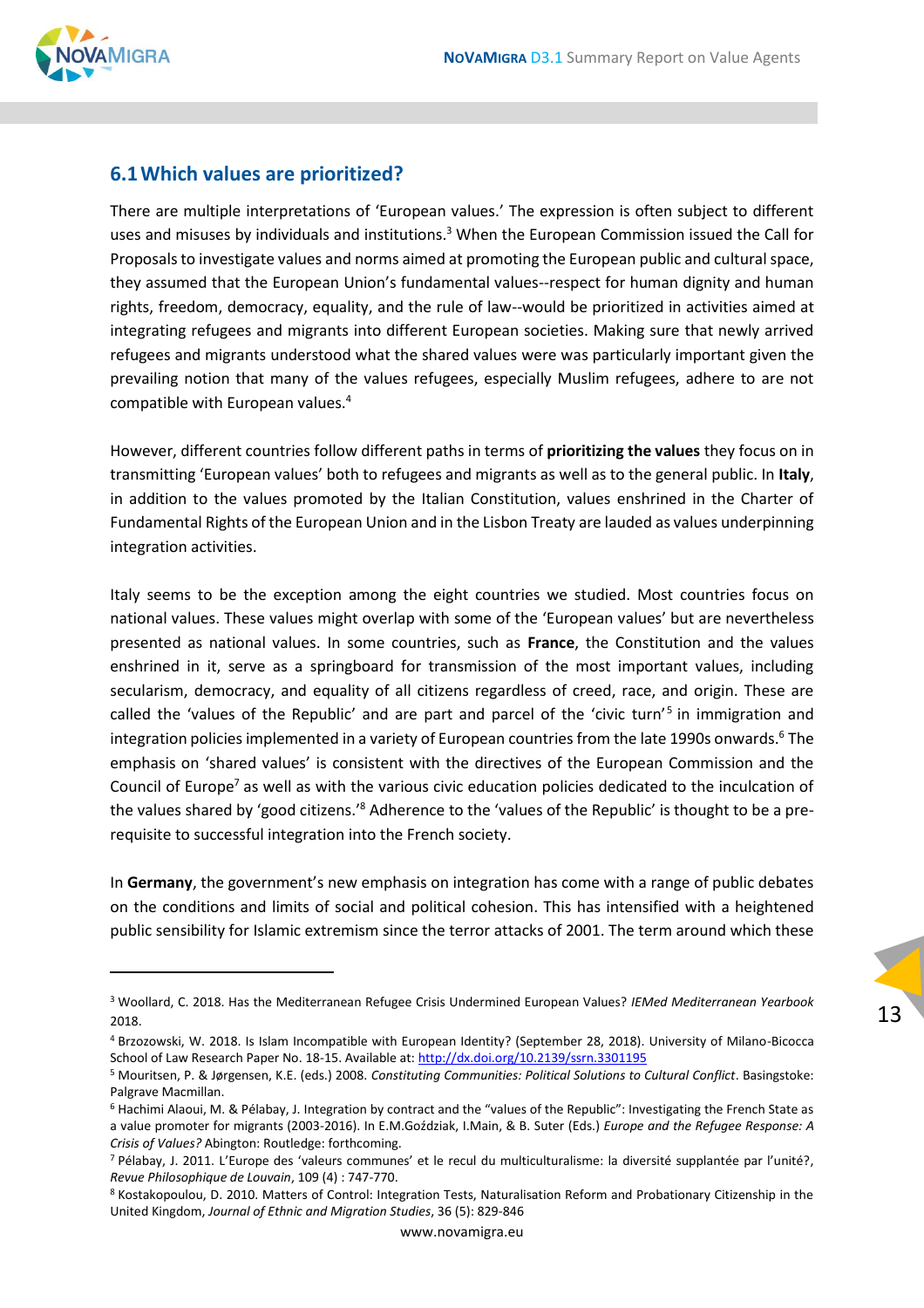## 6.1 Which values are prioritized?

There are multiple interpretations of 'European values.' The expression is often subject to different uses and misuses by individuals and institutions.[3] When the European Commission issued the Call for Proposals to investigate values and norms aimed at promoting the European public and cultural space, they assumed that the European Union's fundamental values--respect for human dignity and human rights, freedom, democracy, equality, and the rule of law--would be prioritized in activities aimed at integrating refugees and migrants into different European societies. Making sure that newly arrived refugees and migrants understood what the shared values were was particularly important given the prevailing notion that many of the values refugees, especially Muslim refugees, adhere to are not compatible with European values.[4]

However, different countries follow different paths in terms of **prioritizing the values** they focus on in transmitting 'European values' both to refugees and migrants as well as to the general public. In **Italy**, in addition to the values promoted by the Italian Constitution, values enshrined in the Charter of Fundamental Rights of the European Union and in the Lisbon Treaty are lauded as values underpinning integration activities.

Italy seems to be the exception among the eight countries we studied. Most countries focus on national values. These values might overlap with some of the 'European values' but are nevertheless presented as national values. In some countries, such as **France**, the Constitution and the values enshrined in it, serve as a springboard for transmission of the most important values, including secularism, democracy, and equality of all citizens regardless of creed, race, and origin. These are called the 'values of the Republic' and are part and parcel of the 'civic turn'[5] in immigration and integration policies implemented in a variety of European countries from the late 1990s onwards.[6] The emphasis on 'shared values' is consistent with the directives of the European Commission and the Council of Europe[7] as well as with the various civic education policies dedicated to the inculcation of the values shared by 'good citizens.'[8] Adherence to the 'values of the Republic' is thought to be a pre-requisite to successful integration into the French society.

In **Germany**, the government's new emphasis on integration has come with a range of public debates on the conditions and limits of social and political cohesion. This has intensified with a heightened public sensibility for Islamic extremism since the terror attacks of 2001. The term around which these

---

[3] Woollard, C. 2018. Has the Mediterranean Refugee Crisis Undermined European Values? *IEMed Mediterranean Yearbook* 2018.

[4] Brzozowski, W. 2018. Is Islam Incompatible with European Identity? (September 28, 2018). University of Milano-Bicocca School of Law Research Paper No. 18-15. Available at: http://dx.doi.org/10.2139/ssrn.3301195

[5] Mouritsen, P. & Jørgensen, K.E. (eds.) 2008. *Constituting Communities: Political Solutions to Cultural Conflict*. Basingstoke: Palgrave Macmillan.

[6] Hachimi Alaoui, M. & Pélabay, J. Integration by contract and the "values of the Republic": Investigating the French State as a value promoter for migrants (2003-2016). In E.M.Goździak, I.Main, & B. Suter (Eds.) *Europe and the Refugee Response: A Crisis of Values?* Abington: Routledge: forthcoming.

[7] Pélabay, J. 2011. L'Europe des 'valeurs communes' et le recul du multiculturalisme: la diversité supplantée par l'unité?, *Revue Philosophique de Louvain*, 109 (4) : 747-770.

[8] Kostakopoulou, D. 2010. Matters of Control: Integration Tests, Naturalisation Reform and Probationary Citizenship in the United Kingdom, *Journal of Ethnic and Migration Studies*, 36 (5): 829-846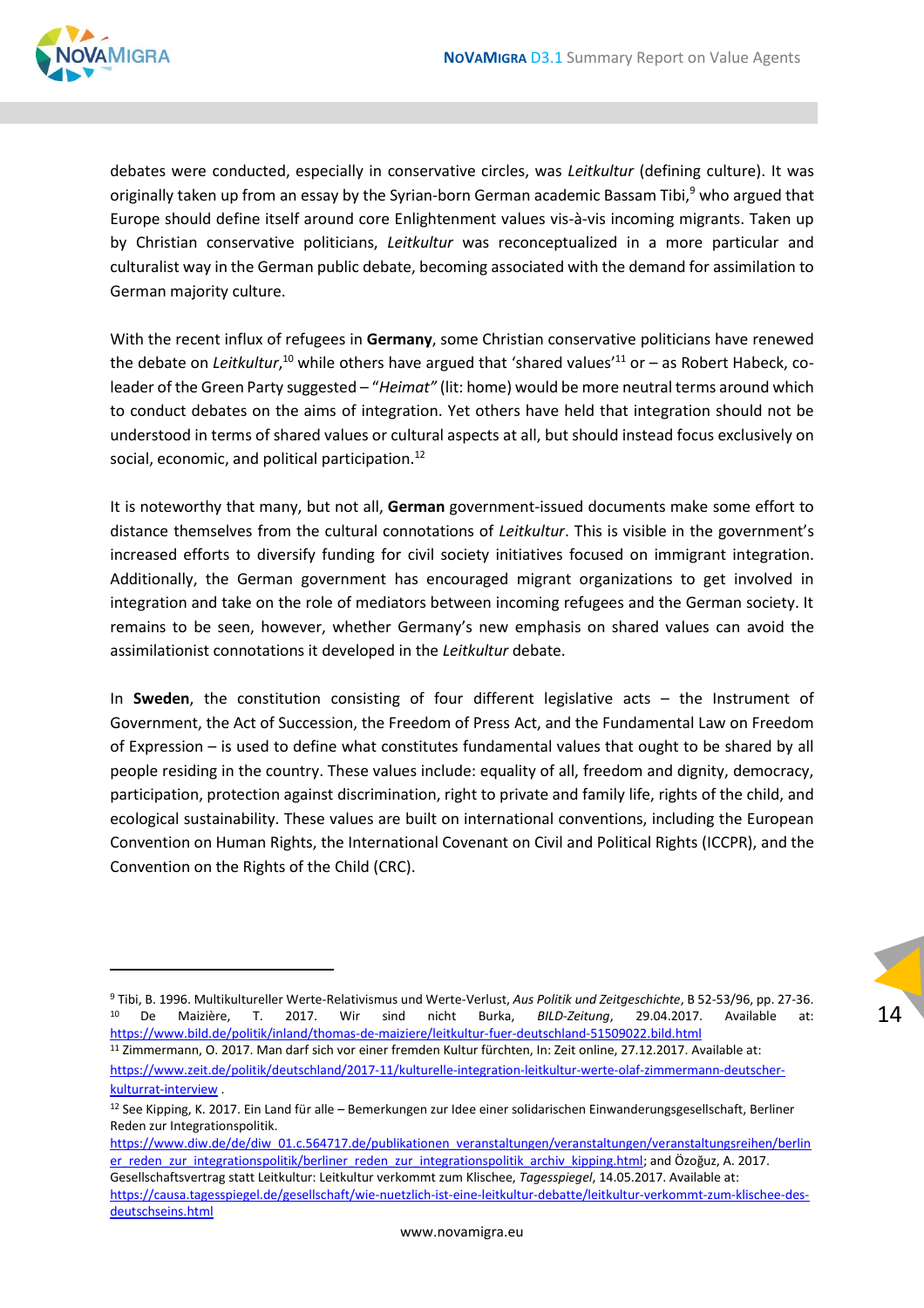debates were conducted, especially in conservative circles, was *Leitkultur* (defining culture). It was originally taken up from an essay by the Syrian-born German academic Bassam Tibi,[9] who argued that Europe should define itself around core Enlightenment values vis-à-vis incoming migrants. Taken up by Christian conservative politicians, *Leitkultur* was reconceptualized in a more particular and culturalist way in the German public debate, becoming associated with the demand for assimilation to German majority culture.

With the recent influx of refugees in **Germany**, some Christian conservative politicians have renewed the debate on *Leitkultur*,[10] while others have argued that 'shared values'[11] or – as Robert Habeck, co-leader of the Green Party suggested – "*Heimat*" (lit: home) would be more neutral terms around which to conduct debates on the aims of integration. Yet others have held that integration should not be understood in terms of shared values or cultural aspects at all, but should instead focus exclusively on social, economic, and political participation.[12]

It is noteworthy that many, but not all, **German** government-issued documents make some effort to distance themselves from the cultural connotations of *Leitkultur*. This is visible in the government's increased efforts to diversify funding for civil society initiatives focused on immigrant integration. Additionally, the German government has encouraged migrant organizations to get involved in integration and take on the role of mediators between incoming refugees and the German society. It remains to be seen, however, whether Germany's new emphasis on shared values can avoid the assimilationist connotations it developed in the *Leitkultur* debate.

In **Sweden**, the constitution consisting of four different legislative acts – the Instrument of Government, the Act of Succession, the Freedom of Press Act, and the Fundamental Law on Freedom of Expression – is used to define what constitutes fundamental values that ought to be shared by all people residing in the country. These values include: equality of all, freedom and dignity, democracy, participation, protection against discrimination, right to private and family life, rights of the child, and ecological sustainability. These values are built on international conventions, including the European Convention on Human Rights, the International Covenant on Civil and Political Rights (ICCPR), and the Convention on the Rights of the Child (CRC).

---

[9] Tibi, B. 1996. Multikultureller Werte-Relativismus und Werte-Verlust, *Aus Politik und Zeitgeschichte*, B 52-53/96, pp. 27-36.

[10] De Maizière, T. 2017. Wir sind nicht Burka, *BILD-Zeitung*, 29.04.2017. Available at: https://www.bild.de/politik/inland/thomas-de-maiziere/leitkultur-fuer-deutschland-51509022.bild.html

[11] Zimmermann, O. 2017. Man darf sich vor einer fremden Kultur fürchten, In: Zeit online, 27.12.2017. Available at: https://www.zeit.de/politik/deutschland/2017-11/kulturelle-integration-leitkultur-werte-olaf-zimmermann-deutscher-kulturrat-interview .

[12] See Kipping, K. 2017. Ein Land für alle – Bemerkungen zur Idee einer solidarischen Einwanderungsgesellschaft, Berliner Reden zur Integrationspolitik. https://www.diw.de/de/diw_01.c.564717.de/publikationen_veranstaltungen/veranstaltungen/veranstaltungsreihen/berliner_reden_zur_integrationspolitik/berliner_reden_zur_integrationspolitik_archiv_kipping.html; and Özoğuz, A. 2017. Gesellschaftsvertrag statt Leitkultur: Leitkultur verkommt zum Klischee, *Tagesspiegel*, 14.05.2017. Available at: https://causa.tagesspiegel.de/gesellschaft/wie-nuetzlich-ist-eine-leitkultur-debatte/leitkultur-verkommt-zum-klischee-des-deutschseins.html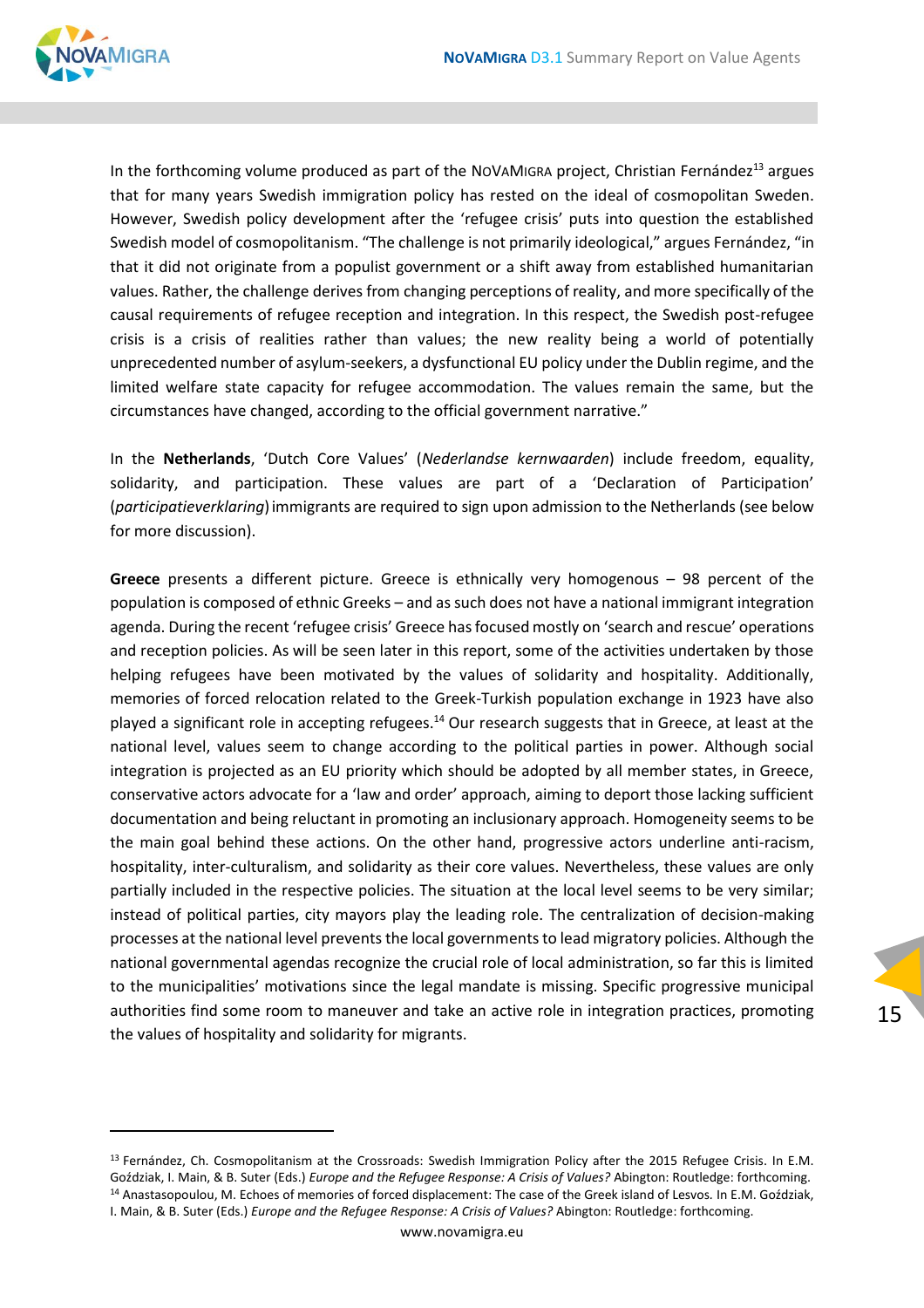In the forthcoming volume produced as part of the NoVaMigra project, Christian Fernández[13] argues that for many years Swedish immigration policy has rested on the ideal of cosmopolitan Sweden. However, Swedish policy development after the 'refugee crisis' puts into question the established Swedish model of cosmopolitanism. "The challenge is not primarily ideological," argues Fernández, "in that it did not originate from a populist government or a shift away from established humanitarian values. Rather, the challenge derives from changing perceptions of reality, and more specifically of the causal requirements of refugee reception and integration. In this respect, the Swedish post-refugee crisis is a crisis of realities rather than values; the new reality being a world of potentially unprecedented number of asylum-seekers, a dysfunctional EU policy under the Dublin regime, and the limited welfare state capacity for refugee accommodation. The values remain the same, but the circumstances have changed, according to the official government narrative."

In the **Netherlands**, 'Dutch Core Values' (*Nederlandse kernwaarden*) include freedom, equality, solidarity, and participation. These values are part of a 'Declaration of Participation' (*participatieverklaring*) immigrants are required to sign upon admission to the Netherlands (see below for more discussion).

**Greece** presents a different picture. Greece is ethnically very homogenous – 98 percent of the population is composed of ethnic Greeks – and as such does not have a national immigrant integration agenda. During the recent 'refugee crisis' Greece has focused mostly on 'search and rescue' operations and reception policies. As will be seen later in this report, some of the activities undertaken by those helping refugees have been motivated by the values of solidarity and hospitality. Additionally, memories of forced relocation related to the Greek-Turkish population exchange in 1923 have also played a significant role in accepting refugees.[14] Our research suggests that in Greece, at least at the national level, values seem to change according to the political parties in power. Although social integration is projected as an EU priority which should be adopted by all member states, in Greece, conservative actors advocate for a 'law and order' approach, aiming to deport those lacking sufficient documentation and being reluctant in promoting an inclusionary approach. Homogeneity seems to be the main goal behind these actions. On the other hand, progressive actors underline anti-racism, hospitality, inter-culturalism, and solidarity as their core values. Nevertheless, these values are only partially included in the respective policies. The situation at the local level seems to be very similar; instead of political parties, city mayors play the leading role. The centralization of decision-making processes at the national level prevents the local governments to lead migratory policies. Although the national governmental agendas recognize the crucial role of local administration, so far this is limited to the municipalities' motivations since the legal mandate is missing. Specific progressive municipal authorities find some room to maneuver and take an active role in integration practices, promoting the values of hospitality and solidarity for migrants.

---

[13] Fernández, Ch. Cosmopolitanism at the Crossroads: Swedish Immigration Policy after the 2015 Refugee Crisis. In E.M. Goździak, I. Main, & B. Suter (Eds.) *Europe and the Refugee Response: A Crisis of Values?* Abington: Routledge: forthcoming.

[14] Anastasopoulou, M. Echoes of memories of forced displacement: The case of the Greek island of Lesvos. In E.M. Goździak, I. Main, & B. Suter (Eds.) *Europe and the Refugee Response: A Crisis of Values?* Abington: Routledge: forthcoming.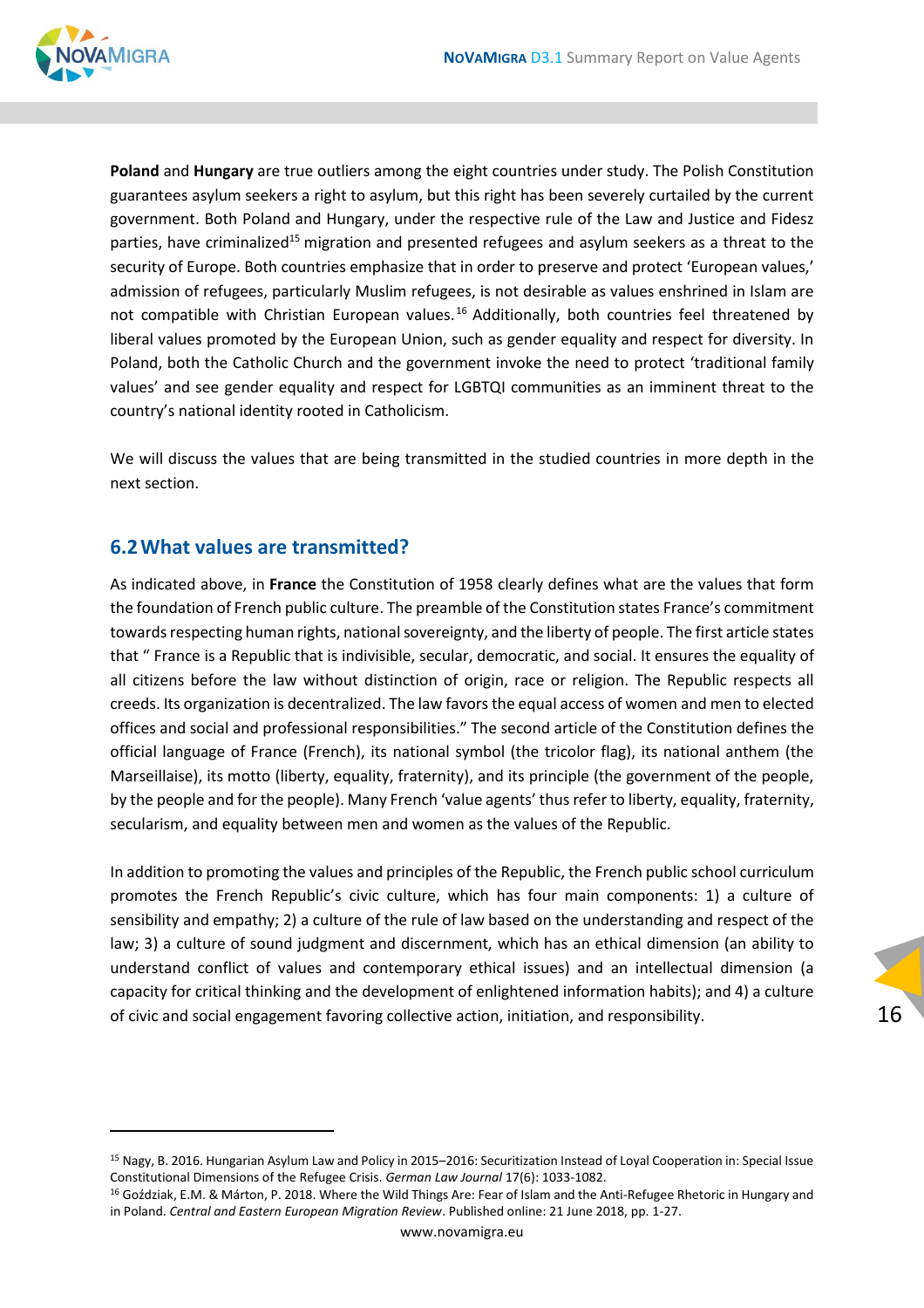**Poland** and **Hungary** are true outliers among the eight countries under study. The Polish Constitution guarantees asylum seekers a right to asylum, but this right has been severely curtailed by the current government. Both Poland and Hungary, under the respective rule of the Law and Justice and Fidesz parties, have criminalized[15] migration and presented refugees and asylum seekers as a threat to the security of Europe. Both countries emphasize that in order to preserve and protect 'European values,' admission of refugees, particularly Muslim refugees, is not desirable as values enshrined in Islam are not compatible with Christian European values.[16] Additionally, both countries feel threatened by liberal values promoted by the European Union, such as gender equality and respect for diversity. In Poland, both the Catholic Church and the government invoke the need to protect 'traditional family values' and see gender equality and respect for LGBTQI communities as an imminent threat to the country's national identity rooted in Catholicism.

We will discuss the values that are being transmitted in the studied countries in more depth in the next section.

## 6.2 What values are transmitted?

As indicated above, in **France** the Constitution of 1958 clearly defines what are the values that form the foundation of French public culture. The preamble of the Constitution states France's commitment towards respecting human rights, national sovereignty, and the liberty of people. The first article states that " France is a Republic that is indivisible, secular, democratic, and social. It ensures the equality of all citizens before the law without distinction of origin, race or religion. The Republic respects all creeds. Its organization is decentralized. The law favors the equal access of women and men to elected offices and social and professional responsibilities." The second article of the Constitution defines the official language of France (French), its national symbol (the tricolor flag), its national anthem (the Marseillaise), its motto (liberty, equality, fraternity), and its principle (the government of the people, by the people and for the people). Many French 'value agents' thus refer to liberty, equality, fraternity, secularism, and equality between men and women as the values of the Republic.

In addition to promoting the values and principles of the Republic, the French public school curriculum promotes the French Republic's civic culture, which has four main components: 1) a culture of sensibility and empathy; 2) a culture of the rule of law based on the understanding and respect of the law; 3) a culture of sound judgment and discernment, which has an ethical dimension (an ability to understand conflict of values and contemporary ethical issues) and an intellectual dimension (a capacity for critical thinking and the development of enlightened information habits); and 4) a culture of civic and social engagement favoring collective action, initiation, and responsibility.

---

[15] Nagy, B. 2016. Hungarian Asylum Law and Policy in 2015–2016: Securitization Instead of Loyal Cooperation in: Special Issue Constitutional Dimensions of the Refugee Crisis. *German Law Journal* 17(6): 1033-1082.

[16] Goździak, E.M. & Márton, P. 2018. Where the Wild Things Are: Fear of Islam and the Anti-Refugee Rhetoric in Hungary and in Poland. *Central and Eastern European Migration Review*. Published online: 21 June 2018, pp. 1-27.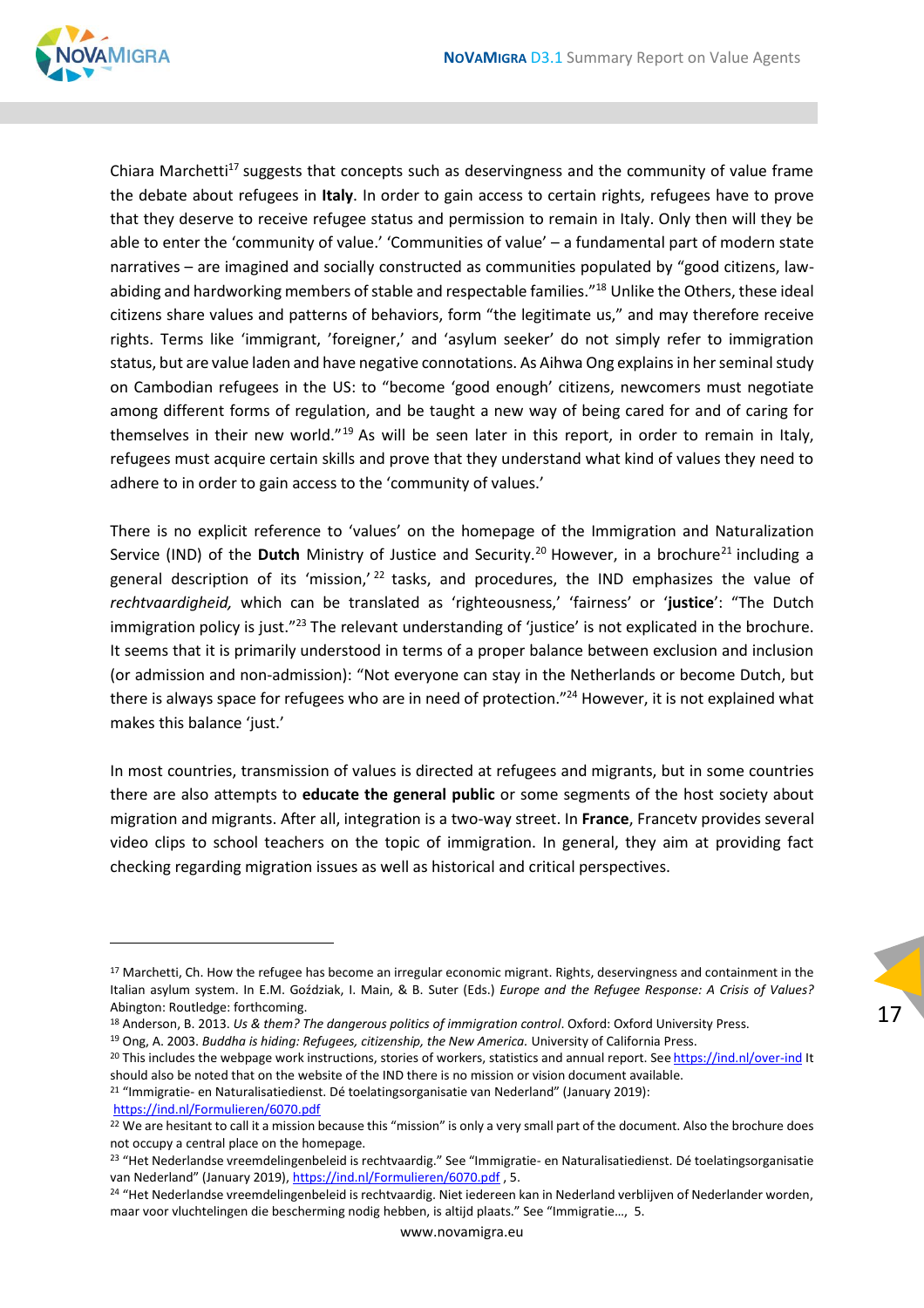Chiara Marchetti[17] suggests that concepts such as deservingness and the community of value frame the debate about refugees in **Italy**. In order to gain access to certain rights, refugees have to prove that they deserve to receive refugee status and permission to remain in Italy. Only then will they be able to enter the 'community of value.' 'Communities of value' – a fundamental part of modern state narratives – are imagined and socially constructed as communities populated by "good citizens, law-abiding and hardworking members of stable and respectable families."[18] Unlike the Others, these ideal citizens share values and patterns of behaviors, form "the legitimate us," and may therefore receive rights. Terms like 'immigrant, 'foreigner,' and 'asylum seeker' do not simply refer to immigration status, but are value laden and have negative connotations. As Aihwa Ong explains in her seminal study on Cambodian refugees in the US: to "become 'good enough' citizens, newcomers must negotiate among different forms of regulation, and be taught a new way of being cared for and of caring for themselves in their new world."[19] As will be seen later in this report, in order to remain in Italy, refugees must acquire certain skills and prove that they understand what kind of values they need to adhere to in order to gain access to the 'community of values.'

There is no explicit reference to 'values' on the homepage of the Immigration and Naturalization Service (IND) of the **Dutch** Ministry of Justice and Security.[20] However, in a brochure[21] including a general description of its 'mission,'[22] tasks, and procedures, the IND emphasizes the value of *rechtvaardigheid,* which can be translated as 'righteousness,' 'fairness' or '**justice**': "The Dutch immigration policy is just."[23] The relevant understanding of 'justice' is not explicated in the brochure. It seems that it is primarily understood in terms of a proper balance between exclusion and inclusion (or admission and non-admission): "Not everyone can stay in the Netherlands or become Dutch, but there is always space for refugees who are in need of protection."[24] However, it is not explained what makes this balance 'just.'

In most countries, transmission of values is directed at refugees and migrants, but in some countries there are also attempts to **educate the general public** or some segments of the host society about migration and migrants. After all, integration is a two-way street. In **France**, Francetv provides several video clips to school teachers on the topic of immigration. In general, they aim at providing fact checking regarding migration issues as well as historical and critical perspectives.

---

[17] Marchetti, Ch. How the refugee has become an irregular economic migrant. Rights, deservingness and containment in the Italian asylum system. In E.M. Goździak, I. Main, & B. Suter (Eds.) *Europe and the Refugee Response: A Crisis of Values?* Abington: Routledge: forthcoming.

[18] Anderson, B. 2013. *Us & them? The dangerous politics of immigration control*. Oxford: Oxford University Press.

[19] Ong, A. 2003. *Buddha is hiding: Refugees, citizenship, the New America.* University of California Press.

[20] This includes the webpage work instructions, stories of workers, statistics and annual report. See https://ind.nl/over-ind It should also be noted that on the website of the IND there is no mission or vision document available.

[21] "Immigratie- en Naturalisatiedienst. Dé toelatingsorganisatie van Nederland" (January 2019): https://ind.nl/Formulieren/6070.pdf

[22] We are hesitant to call it a mission because this "mission" is only a very small part of the document. Also the brochure does not occupy a central place on the homepage.

[23] "Het Nederlandse vreemdelingenbeleid is rechtvaardig." See "Immigratie- en Naturalisatiedienst. Dé toelatingsorganisatie van Nederland" (January 2019), https://ind.nl/Formulieren/6070.pdf , 5.

[24] "Het Nederlandse vreemdelingenbeleid is rechtvaardig. Niet iedereen kan in Nederland verblijven of Nederlander worden, maar voor vluchtelingen die bescherming nodig hebben, is altijd plaats." See "Immigratie…, 5.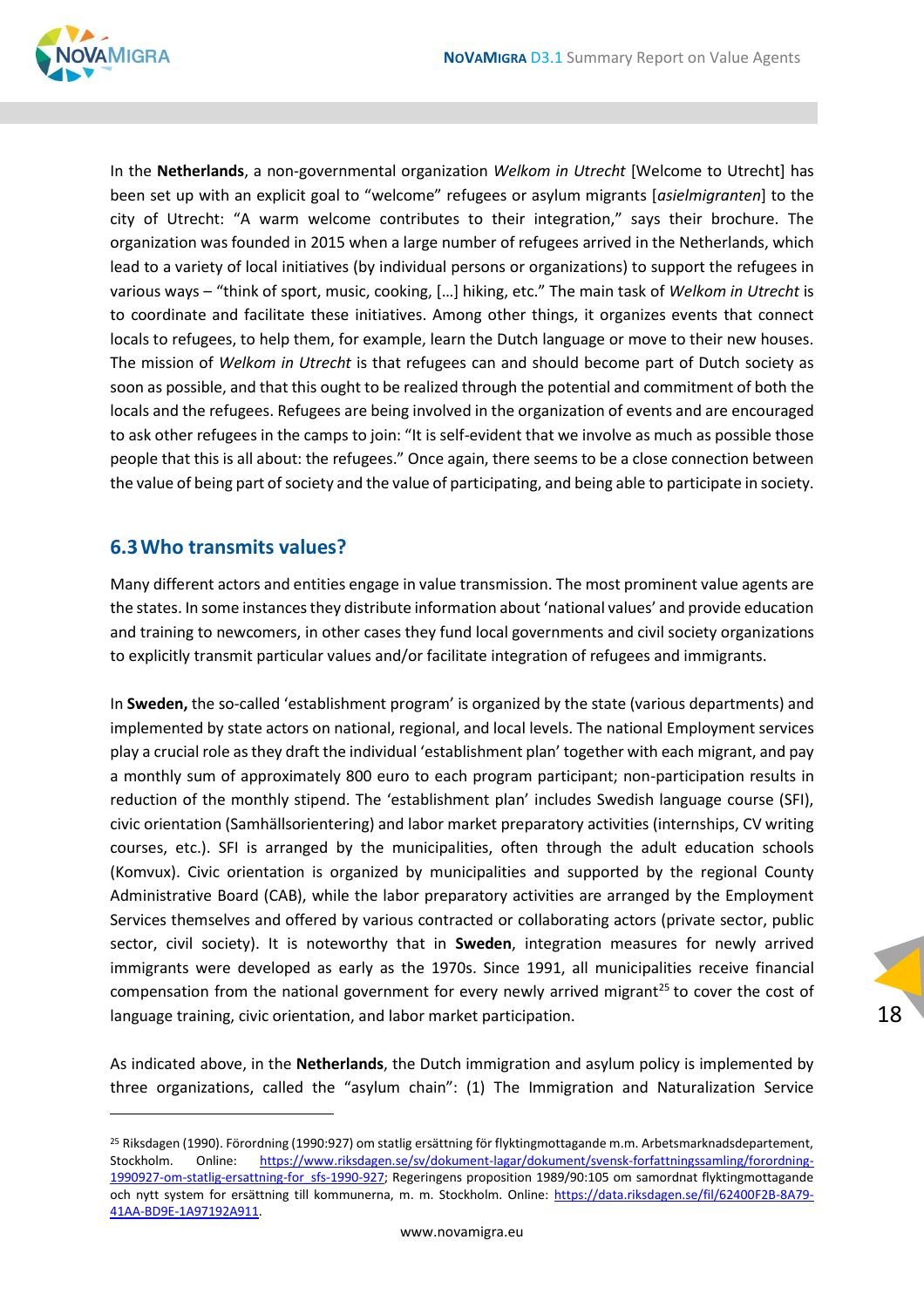In the **Netherlands**, a non-governmental organization *Welkom in Utrecht* [Welcome to Utrecht] has been set up with an explicit goal to "welcome" refugees or asylum migrants [*asielmigranten*] to the city of Utrecht: "A warm welcome contributes to their integration," says their brochure. The organization was founded in 2015 when a large number of refugees arrived in the Netherlands, which lead to a variety of local initiatives (by individual persons or organizations) to support the refugees in various ways – "think of sport, music, cooking, […] hiking, etc." The main task of *Welkom in Utrecht* is to coordinate and facilitate these initiatives. Among other things, it organizes events that connect locals to refugees, to help them, for example, learn the Dutch language or move to their new houses. The mission of *Welkom in Utrecht* is that refugees can and should become part of Dutch society as soon as possible, and that this ought to be realized through the potential and commitment of both the locals and the refugees. Refugees are being involved in the organization of events and are encouraged to ask other refugees in the camps to join: "It is self-evident that we involve as much as possible those people that this is all about: the refugees." Once again, there seems to be a close connection between the value of being part of society and the value of participating, and being able to participate in society.

## 6.3 Who transmits values?

Many different actors and entities engage in value transmission. The most prominent value agents are the states. In some instances they distribute information about 'national values' and provide education and training to newcomers, in other cases they fund local governments and civil society organizations to explicitly transmit particular values and/or facilitate integration of refugees and immigrants.

In **Sweden,** the so-called 'establishment program' is organized by the state (various departments) and implemented by state actors on national, regional, and local levels. The national Employment services play a crucial role as they draft the individual 'establishment plan' together with each migrant, and pay a monthly sum of approximately 800 euro to each program participant; non-participation results in reduction of the monthly stipend. The 'establishment plan' includes Swedish language course (SFI), civic orientation (Samhällsorientering) and labor market preparatory activities (internships, CV writing courses, etc.). SFI is arranged by the municipalities, often through the adult education schools (Komvux). Civic orientation is organized by municipalities and supported by the regional County Administrative Board (CAB), while the labor preparatory activities are arranged by the Employment Services themselves and offered by various contracted or collaborating actors (private sector, public sector, civil society). It is noteworthy that in **Sweden**, integration measures for newly arrived immigrants were developed as early as the 1970s. Since 1991, all municipalities receive financial compensation from the national government for every newly arrived migrant[25] to cover the cost of language training, civic orientation, and labor market participation.

As indicated above, in the **Netherlands**, the Dutch immigration and asylum policy is implemented by three organizations, called the "asylum chain": (1) The Immigration and Naturalization Service

---

[25] Riksdagen (1990). Förordning (1990:927) om statlig ersättning för flyktingmottagande m.m. Arbetsmarknadsdepartement, Stockholm. Online: https://www.riksdagen.se/sv/dokument-lagar/dokument/svensk-forfattningssamling/forordning-1990927-om-statlig-ersattning-for_sfs-1990-927; Regeringens proposition 1989/90:105 om samordnat flyktingmottagande och nytt system för ersättning till kommunerna, m. m. Stockholm. Online: https://data.riksdagen.se/fil/62400F2B-8A79-41AA-BD9E-1A97192A911.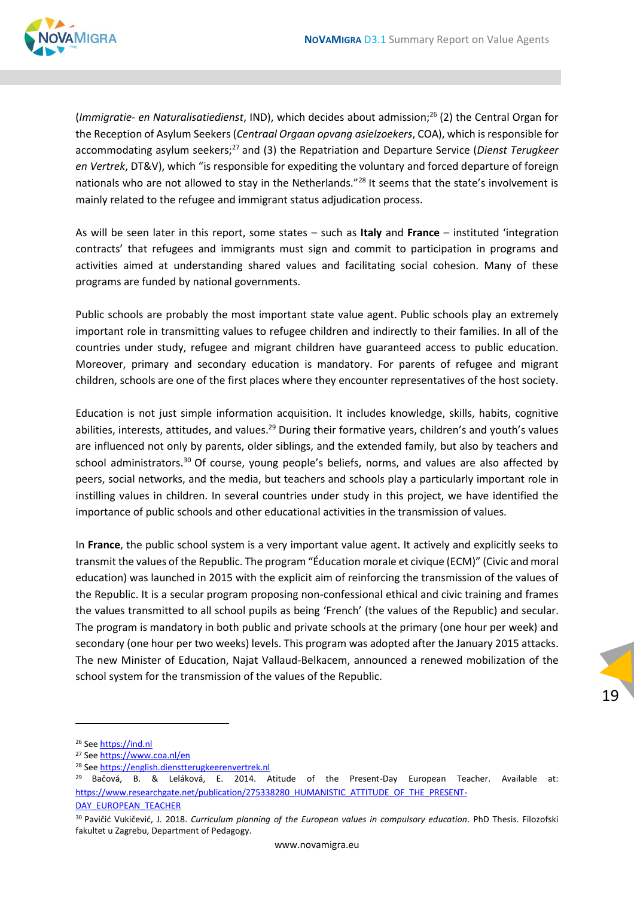(*Immigratie- en Naturalisatiedienst*, IND), which decides about admission;[26] (2) the Central Organ for the Reception of Asylum Seekers (*Centraal Orgaan opvang asielzoekers*, COA), which is responsible for accommodating asylum seekers;[27] and (3) the Repatriation and Departure Service (*Dienst Terugkeer en Vertrek*, DT&V), which "is responsible for expediting the voluntary and forced departure of foreign nationals who are not allowed to stay in the Netherlands."[28] It seems that the state's involvement is mainly related to the refugee and immigrant status adjudication process.

As will be seen later in this report, some states – such as **Italy** and **France** – instituted 'integration contracts' that refugees and immigrants must sign and commit to participation in programs and activities aimed at understanding shared values and facilitating social cohesion. Many of these programs are funded by national governments.

Public schools are probably the most important state value agent. Public schools play an extremely important role in transmitting values to refugee children and indirectly to their families. In all of the countries under study, refugee and migrant children have guaranteed access to public education. Moreover, primary and secondary education is mandatory. For parents of refugee and migrant children, schools are one of the first places where they encounter representatives of the host society.

Education is not just simple information acquisition. It includes knowledge, skills, habits, cognitive abilities, interests, attitudes, and values.[29] During their formative years, children's and youth's values are influenced not only by parents, older siblings, and the extended family, but also by teachers and school administrators.[30] Of course, young people's beliefs, norms, and values are also affected by peers, social networks, and the media, but teachers and schools play a particularly important role in instilling values in children. In several countries under study in this project, we have identified the importance of public schools and other educational activities in the transmission of values.

In **France**, the public school system is a very important value agent. It actively and explicitly seeks to transmit the values of the Republic. The program "Éducation morale et civique (ECM)" (Civic and moral education) was launched in 2015 with the explicit aim of reinforcing the transmission of the values of the Republic. It is a secular program proposing non-confessional ethical and civic training and frames the values transmitted to all school pupils as being 'French' (the values of the Republic) and secular. The program is mandatory in both public and private schools at the primary (one hour per week) and secondary (one hour per two weeks) levels. This program was adopted after the January 2015 attacks. The new Minister of Education, Najat Vallaud-Belkacem, announced a renewed mobilization of the school system for the transmission of the values of the Republic.

---

[26] See https://ind.nl

[27] See https://www.coa.nl/en

[28] See https://english.dienstterugkeerenvertrek.nl

[29] Bačová, B. & Leláková, E. 2014. Atitude of the Present-Day European Teacher. Available at: https://www.researchgate.net/publication/275338280_HUMANISTIC_ATTITUDE_OF_THE_PRESENT-DAY_EUROPEAN_TEACHER

[30] Pavičić Vukičević, J. 2018. *Curriculum planning of the European values in compulsory education*. PhD Thesis. Filozofski fakultet u Zagrebu, Department of Pedagogy.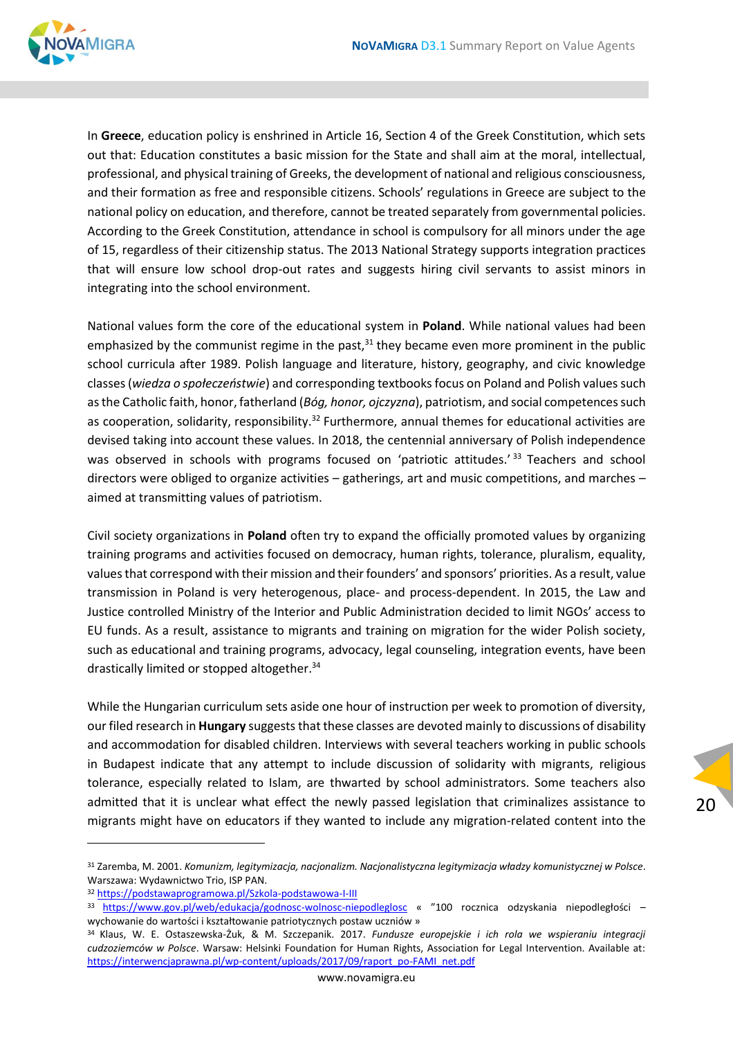In **Greece**, education policy is enshrined in Article 16, Section 4 of the Greek Constitution, which sets out that: Education constitutes a basic mission for the State and shall aim at the moral, intellectual, professional, and physical training of Greeks, the development of national and religious consciousness, and their formation as free and responsible citizens. Schools' regulations in Greece are subject to the national policy on education, and therefore, cannot be treated separately from governmental policies. According to the Greek Constitution, attendance in school is compulsory for all minors under the age of 15, regardless of their citizenship status. The 2013 National Strategy supports integration practices that will ensure low school drop-out rates and suggests hiring civil servants to assist minors in integrating into the school environment.

National values form the core of the educational system in **Poland**. While national values had been emphasized by the communist regime in the past,[31] they became even more prominent in the public school curricula after 1989. Polish language and literature, history, geography, and civic knowledge classes (*wiedza o społeczeństwie*) and corresponding textbooks focus on Poland and Polish values such as the Catholic faith, honor, fatherland (*Bóg, honor, ojczyzna*), patriotism, and social competences such as cooperation, solidarity, responsibility.[32] Furthermore, annual themes for educational activities are devised taking into account these values. In 2018, the centennial anniversary of Polish independence was observed in schools with programs focused on 'patriotic attitudes.'[33] Teachers and school directors were obliged to organize activities – gatherings, art and music competitions, and marches – aimed at transmitting values of patriotism.

Civil society organizations in **Poland** often try to expand the officially promoted values by organizing training programs and activities focused on democracy, human rights, tolerance, pluralism, equality, values that correspond with their mission and their founders' and sponsors' priorities. As a result, value transmission in Poland is very heterogenous, place- and process-dependent. In 2015, the Law and Justice controlled Ministry of the Interior and Public Administration decided to limit NGOs' access to EU funds. As a result, assistance to migrants and training on migration for the wider Polish society, such as educational and training programs, advocacy, legal counseling, integration events, have been drastically limited or stopped altogether.[34]

While the Hungarian curriculum sets aside one hour of instruction per week to promotion of diversity, our filed research in **Hungary** suggests that these classes are devoted mainly to discussions of disability and accommodation for disabled children. Interviews with several teachers working in public schools in Budapest indicate that any attempt to include discussion of solidarity with migrants, religious tolerance, especially related to Islam, are thwarted by school administrators. Some teachers also admitted that it is unclear what effect the newly passed legislation that criminalizes assistance to migrants might have on educators if they wanted to include any migration-related content into the

---

[31] Zaremba, M. 2001. *Komunizm, legitymizacja, nacjonalizm. Nacjonalistyczna legitymizacja władzy komunistycznej w Polsce*. Warszawa: Wydawnictwo Trio, ISP PAN.

[32] https://podstawaprogramowa.pl/Szkola-podstawowa-I-III

[33] https://www.gov.pl/web/edukacja/godnosc-wolnosc-niepodleglosc « "100 rocznica odzyskania niepodległości – wychowanie do wartości i kształtowanie patriotycznych postaw uczniów »

[34] Klaus, W. E. Ostaszewska-Żuk, & M. Szczepanik. 2017. *Fundusze europejskie i ich rola we wspieraniu integracji cudzoziemców w Polsce*. Warsaw: Helsinki Foundation for Human Rights, Association for Legal Intervention. Available at: https://interwencjaprawna.pl/wp-content/uploads/2017/09/raport_po-FAMI_net.pdf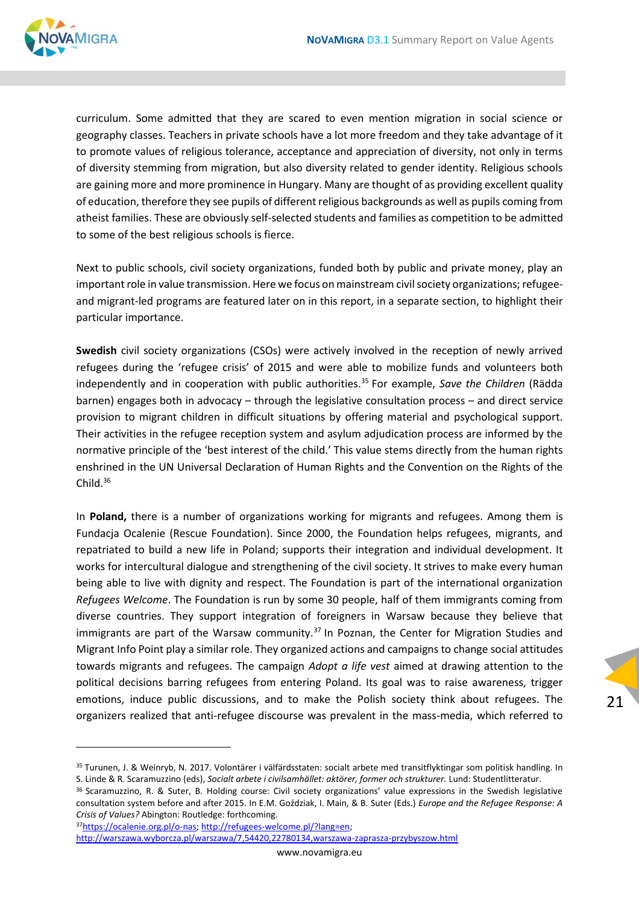curriculum. Some admitted that they are scared to even mention migration in social science or geography classes. Teachers in private schools have a lot more freedom and they take advantage of it to promote values of religious tolerance, acceptance and appreciation of diversity, not only in terms of diversity stemming from migration, but also diversity related to gender identity. Religious schools are gaining more and more prominence in Hungary. Many are thought of as providing excellent quality of education, therefore they see pupils of different religious backgrounds as well as pupils coming from atheist families. These are obviously self-selected students and families as competition to be admitted to some of the best religious schools is fierce.

Next to public schools, civil society organizations, funded both by public and private money, play an important role in value transmission. Here we focus on mainstream civil society organizations; refugee- and migrant-led programs are featured later on in this report, in a separate section, to highlight their particular importance.

**Swedish** civil society organizations (CSOs) were actively involved in the reception of newly arrived refugees during the 'refugee crisis' of 2015 and were able to mobilize funds and volunteers both independently and in cooperation with public authorities.[35] For example, *Save the Children* (Rädda barnen) engages both in advocacy – through the legislative consultation process – and direct service provision to migrant children in difficult situations by offering material and psychological support. Their activities in the refugee reception system and asylum adjudication process are informed by the normative principle of the 'best interest of the child.' This value stems directly from the human rights enshrined in the UN Universal Declaration of Human Rights and the Convention on the Rights of the Child.[36]

In **Poland,** there is a number of organizations working for migrants and refugees. Among them is Fundacja Ocalenie (Rescue Foundation). Since 2000, the Foundation helps refugees, migrants, and repatriated to build a new life in Poland; supports their integration and individual development. It works for intercultural dialogue and strengthening of the civil society. It strives to make every human being able to live with dignity and respect. The Foundation is part of the international organization *Refugees Welcome*. The Foundation is run by some 30 people, half of them immigrants coming from diverse countries. They support integration of foreigners in Warsaw because they believe that immigrants are part of the Warsaw community.[37] In Poznan, the Center for Migration Studies and Migrant Info Point play a similar role. They organized actions and campaigns to change social attitudes towards migrants and refugees. The campaign *Adopt a life vest* aimed at drawing attention to the political decisions barring refugees from entering Poland. Its goal was to raise awareness, trigger emotions, induce public discussions, and to make the Polish society think about refugees. The organizers realized that anti-refugee discourse was prevalent in the mass-media, which referred to

---

[35] Turunen, J. & Weinryb, N. 2017. Volontärer i välfärdsstaten: socialt arbete med transitflyktingar som politisk handling. In S. Linde & R. Scaramuzzino (eds), *Socialt arbete i civilsamhället: aktörer, former och strukturer.* Lund: Studentlitteratur.

[36] Scaramuzzino, R. & Suter, B. Holding course: Civil society organizations' value expressions in the Swedish legislative consultation system before and after 2015. In E.M. Goździak, I. Main, & B. Suter (Eds.) *Europe and the Refugee Response: A Crisis of Values?* Abington: Routledge: forthcoming.

[37] https://ocalenie.org.pl/o-nas; http://refugees-welcome.pl/?lang=en; http://warszawa.wyborcza.pl/warszawa/7,54420,22780134,warszawa-zaprasza-przybyszow.html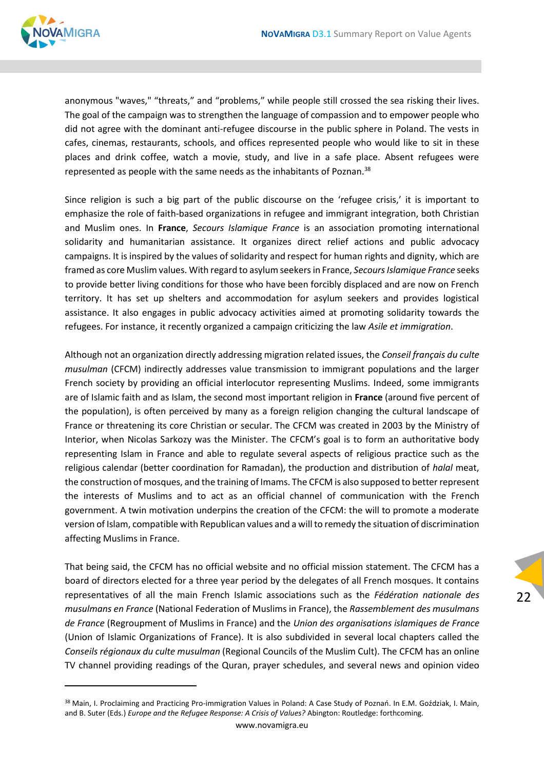anonymous "waves," "threats," and "problems," while people still crossed the sea risking their lives. The goal of the campaign was to strengthen the language of compassion and to empower people who did not agree with the dominant anti-refugee discourse in the public sphere in Poland. The vests in cafes, cinemas, restaurants, schools, and offices represented people who would like to sit in these places and drink coffee, watch a movie, study, and live in a safe place. Absent refugees were represented as people with the same needs as the inhabitants of Poznan.[38]

Since religion is such a big part of the public discourse on the 'refugee crisis,' it is important to emphasize the role of faith-based organizations in refugee and immigrant integration, both Christian and Muslim ones. In **France**, *Secours Islamique France* is an association promoting international solidarity and humanitarian assistance. It organizes direct relief actions and public advocacy campaigns. It is inspired by the values of solidarity and respect for human rights and dignity, which are framed as core Muslim values. With regard to asylum seekers in France, *Secours Islamique France* seeks to provide better living conditions for those who have been forcibly displaced and are now on French territory. It has set up shelters and accommodation for asylum seekers and provides logistical assistance. It also engages in public advocacy activities aimed at promoting solidarity towards the refugees. For instance, it recently organized a campaign criticizing the law *Asile et immigration*.

Although not an organization directly addressing migration related issues, the *Conseil français du culte musulman* (CFCM) indirectly addresses value transmission to immigrant populations and the larger French society by providing an official interlocutor representing Muslims. Indeed, some immigrants are of Islamic faith and as Islam, the second most important religion in **France** (around five percent of the population), is often perceived by many as a foreign religion changing the cultural landscape of France or threatening its core Christian or secular. The CFCM was created in 2003 by the Ministry of Interior, when Nicolas Sarkozy was the Minister. The CFCM's goal is to form an authoritative body representing Islam in France and able to regulate several aspects of religious practice such as the religious calendar (better coordination for Ramadan), the production and distribution of *halal* meat, the construction of mosques, and the training of Imams. The CFCM is also supposed to better represent the interests of Muslims and to act as an official channel of communication with the French government. A twin motivation underpins the creation of the CFCM: the will to promote a moderate version of Islam, compatible with Republican values and a will to remedy the situation of discrimination affecting Muslims in France.

That being said, the CFCM has no official website and no official mission statement. The CFCM has a board of directors elected for a three year period by the delegates of all French mosques. It contains representatives of all the main French Islamic associations such as the *Fédération nationale des musulmans en France* (National Federation of Muslims in France), the *Rassemblement des musulmans de France* (Regroupment of Muslims in France) and the *Union des organisations islamiques de France* (Union of Islamic Organizations of France). It is also subdivided in several local chapters called the *Conseils régionaux du culte musulman* (Regional Councils of the Muslim Cult). The CFCM has an online TV channel providing readings of the Quran, prayer schedules, and several news and opinion video

[38] Main, I. Proclaiming and Practicing Pro-immigration Values in Poland: A Case Study of Poznań. In E.M. Goździak, I. Main, and B. Suter (Eds.) *Europe and the Refugee Response: A Crisis of Values?* Abington: Routledge: forthcoming.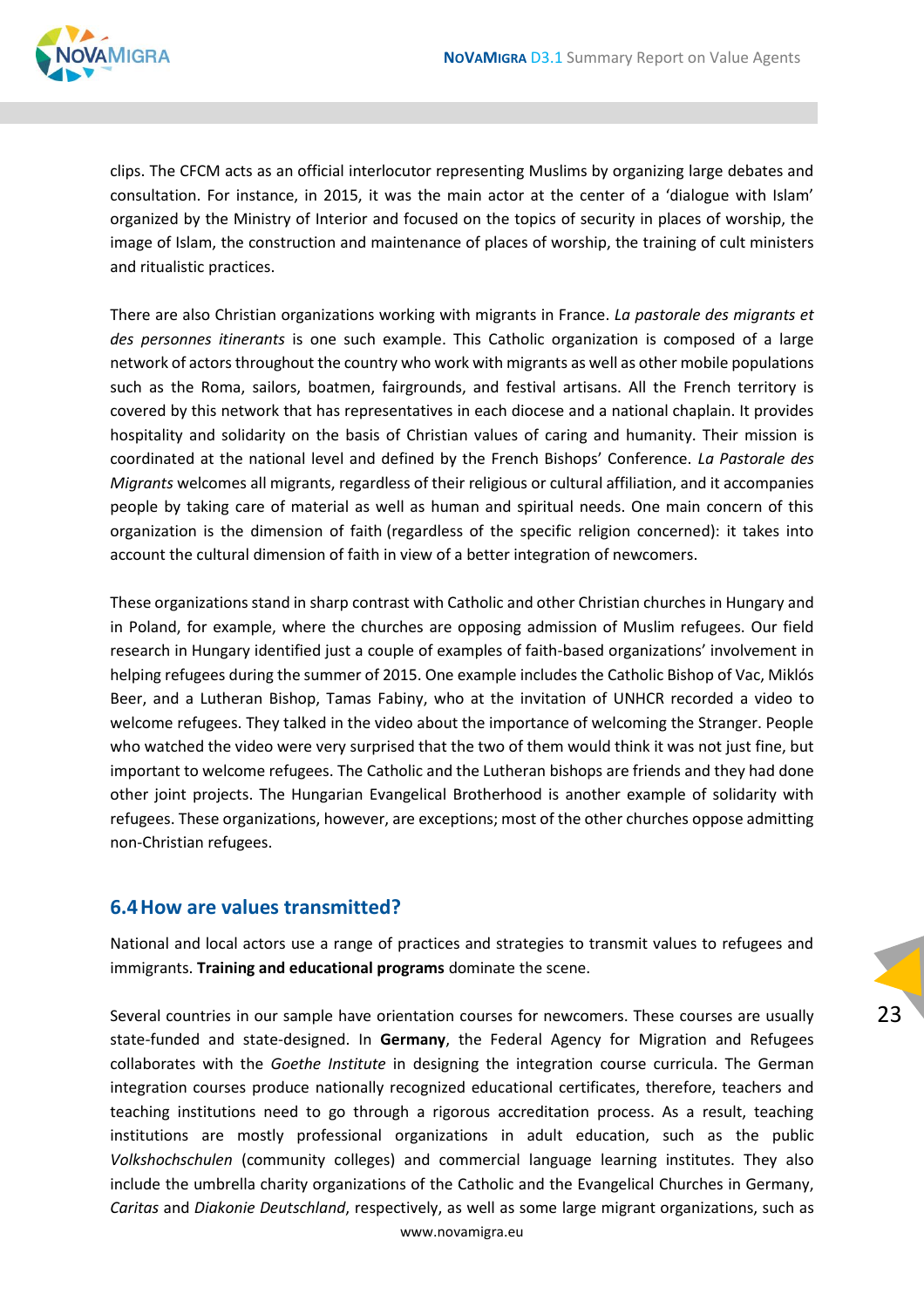clips. The CFCM acts as an official interlocutor representing Muslims by organizing large debates and consultation. For instance, in 2015, it was the main actor at the center of a 'dialogue with Islam' organized by the Ministry of Interior and focused on the topics of security in places of worship, the image of Islam, the construction and maintenance of places of worship, the training of cult ministers and ritualistic practices.

There are also Christian organizations working with migrants in France. *La pastorale des migrants et des personnes itinerants* is one such example. This Catholic organization is composed of a large network of actors throughout the country who work with migrants as well as other mobile populations such as the Roma, sailors, boatmen, fairgrounds, and festival artisans. All the French territory is covered by this network that has representatives in each diocese and a national chaplain. It provides hospitality and solidarity on the basis of Christian values of caring and humanity. Their mission is coordinated at the national level and defined by the French Bishops' Conference. *La Pastorale des Migrants* welcomes all migrants, regardless of their religious or cultural affiliation, and it accompanies people by taking care of material as well as human and spiritual needs. One main concern of this organization is the dimension of faith (regardless of the specific religion concerned): it takes into account the cultural dimension of faith in view of a better integration of newcomers.

These organizations stand in sharp contrast with Catholic and other Christian churches in Hungary and in Poland, for example, where the churches are opposing admission of Muslim refugees. Our field research in Hungary identified just a couple of examples of faith-based organizations' involvement in helping refugees during the summer of 2015. One example includes the Catholic Bishop of Vac, Miklós Beer, and a Lutheran Bishop, Tamas Fabiny, who at the invitation of UNHCR recorded a video to welcome refugees. They talked in the video about the importance of welcoming the Stranger. People who watched the video were very surprised that the two of them would think it was not just fine, but important to welcome refugees. The Catholic and the Lutheran bishops are friends and they had done other joint projects. The Hungarian Evangelical Brotherhood is another example of solidarity with refugees. These organizations, however, are exceptions; most of the other churches oppose admitting non-Christian refugees.

## 6.4 How are values transmitted?

National and local actors use a range of practices and strategies to transmit values to refugees and immigrants. **Training and educational programs** dominate the scene.

Several countries in our sample have orientation courses for newcomers. These courses are usually state-funded and state-designed. In **Germany**, the Federal Agency for Migration and Refugees collaborates with the *Goethe Institute* in designing the integration course curricula. The German integration courses produce nationally recognized educational certificates, therefore, teachers and teaching institutions need to go through a rigorous accreditation process. As a result, teaching institutions are mostly professional organizations in adult education, such as the public *Volkshochschulen* (community colleges) and commercial language learning institutes. They also include the umbrella charity organizations of the Catholic and the Evangelical Churches in Germany, *Caritas* and *Diakonie Deutschland*, respectively, as well as some large migrant organizations, such as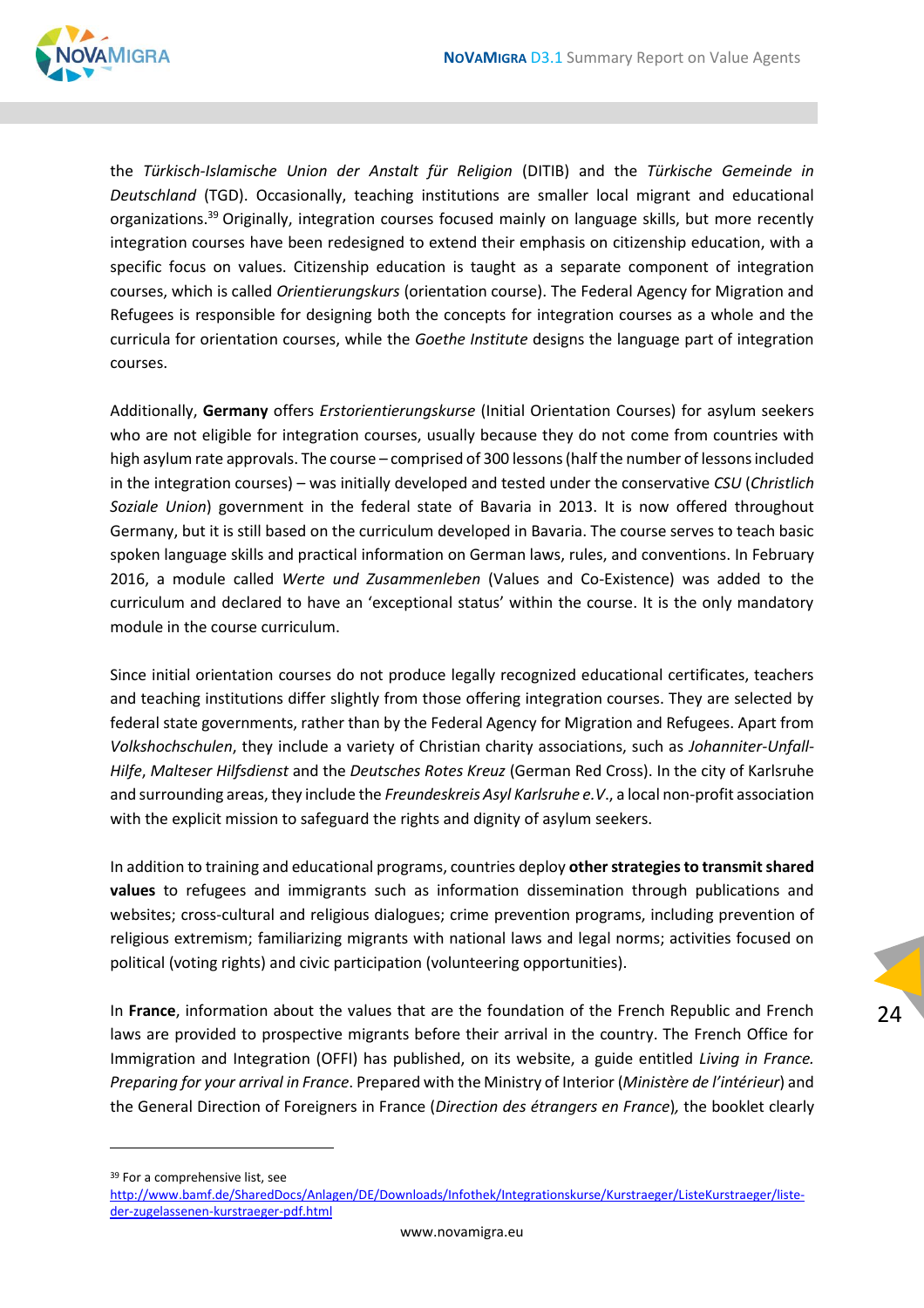the *Türkisch-Islamische Union der Anstalt für Religion* (DITIB) and the *Türkische Gemeinde in Deutschland* (TGD). Occasionally, teaching institutions are smaller local migrant and educational organizations.[39] Originally, integration courses focused mainly on language skills, but more recently integration courses have been redesigned to extend their emphasis on citizenship education, with a specific focus on values. Citizenship education is taught as a separate component of integration courses, which is called *Orientierungskurs* (orientation course). The Federal Agency for Migration and Refugees is responsible for designing both the concepts for integration courses as a whole and the curricula for orientation courses, while the *Goethe Institute* designs the language part of integration courses.

Additionally, **Germany** offers *Erstorientierungskurse* (Initial Orientation Courses) for asylum seekers who are not eligible for integration courses, usually because they do not come from countries with high asylum rate approvals. The course – comprised of 300 lessons (half the number of lessons included in the integration courses) – was initially developed and tested under the conservative *CSU* (*Christlich Soziale Union*) government in the federal state of Bavaria in 2013. It is now offered throughout Germany, but it is still based on the curriculum developed in Bavaria. The course serves to teach basic spoken language skills and practical information on German laws, rules, and conventions. In February 2016, a module called *Werte und Zusammenleben* (Values and Co-Existence) was added to the curriculum and declared to have an 'exceptional status' within the course. It is the only mandatory module in the course curriculum.

Since initial orientation courses do not produce legally recognized educational certificates, teachers and teaching institutions differ slightly from those offering integration courses. They are selected by federal state governments, rather than by the Federal Agency for Migration and Refugees. Apart from *Volkshochschulen*, they include a variety of Christian charity associations, such as *Johanniter-Unfall-Hilfe*, *Malteser Hilfsdienst* and the *Deutsches Rotes Kreuz* (German Red Cross). In the city of Karlsruhe and surrounding areas, they include the *Freundeskreis Asyl Karlsruhe e.V.*, a local non-profit association with the explicit mission to safeguard the rights and dignity of asylum seekers.

In addition to training and educational programs, countries deploy **other strategies to transmit shared values** to refugees and immigrants such as information dissemination through publications and websites; cross-cultural and religious dialogues; crime prevention programs, including prevention of religious extremism; familiarizing migrants with national laws and legal norms; activities focused on political (voting rights) and civic participation (volunteering opportunities).

In **France**, information about the values that are the foundation of the French Republic and French laws are provided to prospective migrants before their arrival in the country. The French Office for Immigration and Integration (OFFI) has published, on its website, a guide entitled *Living in France. Preparing for your arrival in France*. Prepared with the Ministry of Interior (*Ministère de l'intérieur*) and the General Direction of Foreigners in France (*Direction des étrangers en France*), the booklet clearly

[39] For a comprehensive list, see http://www.bamf.de/SharedDocs/Anlagen/DE/Downloads/Infothek/Integrationskurse/Kurstraeger/ListeKurstraeger/liste-der-zugelassenen-kurstraeger-pdf.html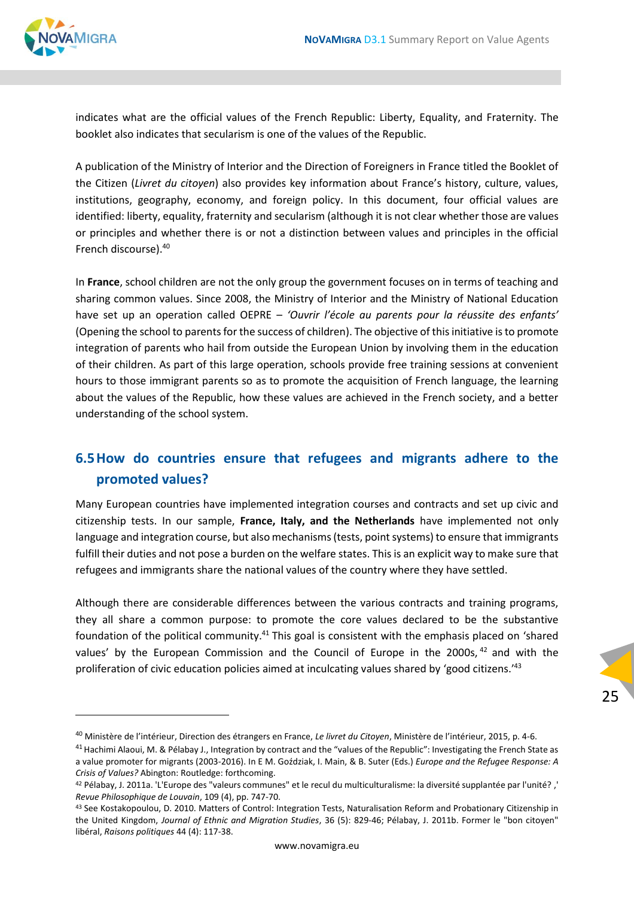indicates what are the official values of the French Republic: Liberty, Equality, and Fraternity. The booklet also indicates that secularism is one of the values of the Republic.

A publication of the Ministry of Interior and the Direction of Foreigners in France titled the Booklet of the Citizen (*Livret du citoyen*) also provides key information about France's history, culture, values, institutions, geography, economy, and foreign policy. In this document, four official values are identified: liberty, equality, fraternity and secularism (although it is not clear whether those are values or principles and whether there is or not a distinction between values and principles in the official French discourse).[40]

In **France**, school children are not the only group the government focuses on in terms of teaching and sharing common values. Since 2008, the Ministry of Interior and the Ministry of National Education have set up an operation called OEPRE – *'Ouvrir l'école au parents pour la réussite des enfants'* (Opening the school to parents for the success of children). The objective of this initiative is to promote integration of parents who hail from outside the European Union by involving them in the education of their children. As part of this large operation, schools provide free training sessions at convenient hours to those immigrant parents so as to promote the acquisition of French language, the learning about the values of the Republic, how these values are achieved in the French society, and a better understanding of the school system.

## 6.5 How do countries ensure that refugees and migrants adhere to the promoted values?

Many European countries have implemented integration courses and contracts and set up civic and citizenship tests. In our sample, **France, Italy, and the Netherlands** have implemented not only language and integration course, but also mechanisms (tests, point systems) to ensure that immigrants fulfill their duties and not pose a burden on the welfare states. This is an explicit way to make sure that refugees and immigrants share the national values of the country where they have settled.

Although there are considerable differences between the various contracts and training programs, they all share a common purpose: to promote the core values declared to be the substantive foundation of the political community.[41] This goal is consistent with the emphasis placed on 'shared values' by the European Commission and the Council of Europe in the 2000s,[42] and with the proliferation of civic education policies aimed at inculcating values shared by 'good citizens.'[43]

---

[40] Ministère de l'intérieur, Direction des étrangers en France, *Le livret du Citoyen*, Ministère de l'intérieur, 2015, p. 4-6.

[41] Hachimi Alaoui, M. & Pélabay J., Integration by contract and the "values of the Republic": Investigating the French State as a value promoter for migrants (2003-2016). In E M. Goździak, I. Main, & B. Suter (Eds.) *Europe and the Refugee Response: A Crisis of Values?* Abington: Routledge: forthcoming.

[42] Pélabay, J. 2011a. 'L'Europe des "valeurs communes" et le recul du multiculturalisme: la diversité supplantée par l'unité? ,' *Revue Philosophique de Louvain*, 109 (4), pp. 747-70.

[43] See Kostakopoulou, D. 2010. Matters of Control: Integration Tests, Naturalisation Reform and Probationary Citizenship in the United Kingdom, *Journal of Ethnic and Migration Studies*, 36 (5): 829-46; Pélabay, J. 2011b. Former le "bon citoyen" libéral, *Raisons politiques* 44 (4): 117-38.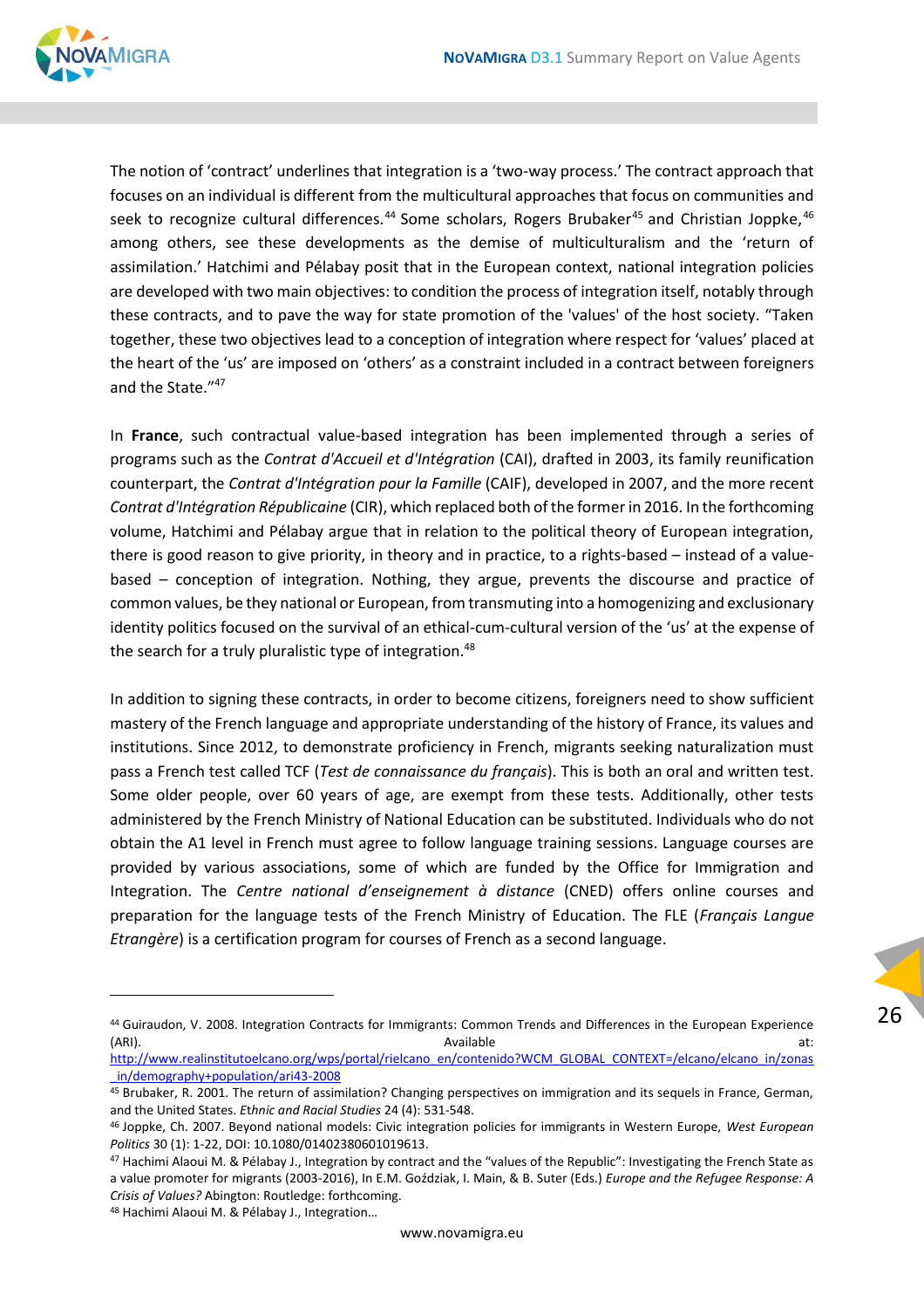The notion of 'contract' underlines that integration is a 'two-way process.' The contract approach that focuses on an individual is different from the multicultural approaches that focus on communities and seek to recognize cultural differences.[44] Some scholars, Rogers Brubaker[45] and Christian Joppke,[46] among others, see these developments as the demise of multiculturalism and the 'return of assimilation.' Hatchimi and Pélabay posit that in the European context, national integration policies are developed with two main objectives: to condition the process of integration itself, notably through these contracts, and to pave the way for state promotion of the 'values' of the host society. "Taken together, these two objectives lead to a conception of integration where respect for 'values' placed at the heart of the 'us' are imposed on 'others' as a constraint included in a contract between foreigners and the State."[47]

In **France**, such contractual value-based integration has been implemented through a series of programs such as the *Contrat d'Accueil et d'Intégration* (CAI), drafted in 2003, its family reunification counterpart, the *Contrat d'Intégration pour la Famille* (CAIF), developed in 2007, and the more recent *Contrat d'Intégration Républicaine* (CIR), which replaced both of the former in 2016. In the forthcoming volume, Hatchimi and Pélabay argue that in relation to the political theory of European integration, there is good reason to give priority, in theory and in practice, to a rights-based – instead of a value-based – conception of integration. Nothing, they argue, prevents the discourse and practice of common values, be they national or European, from transmuting into a homogenizing and exclusionary identity politics focused on the survival of an ethical-cum-cultural version of the 'us' at the expense of the search for a truly pluralistic type of integration.[48]

In addition to signing these contracts, in order to become citizens, foreigners need to show sufficient mastery of the French language and appropriate understanding of the history of France, its values and institutions. Since 2012, to demonstrate proficiency in French, migrants seeking naturalization must pass a French test called TCF (*Test de connaissance du français*). This is both an oral and written test. Some older people, over 60 years of age, are exempt from these tests. Additionally, other tests administered by the French Ministry of National Education can be substituted. Individuals who do not obtain the A1 level in French must agree to follow language training sessions. Language courses are provided by various associations, some of which are funded by the Office for Immigration and Integration. The *Centre national d'enseignement à distance* (CNED) offers online courses and preparation for the language tests of the French Ministry of Education. The FLE (*Français Langue Etrangère*) is a certification program for courses of French as a second language.

---

[44] Guiraudon, V. 2008. Integration Contracts for Immigrants: Common Trends and Differences in the European Experience (ARI). Available at: http://www.realinstitutoelcano.org/wps/portal/rielcano_en/contenido?WCM_GLOBAL_CONTEXT=/elcano/elcano_in/zonas_in/demography+population/ari43-2008

[45] Brubaker, R. 2001. The return of assimilation? Changing perspectives on immigration and its sequels in France, German, and the United States. *Ethnic and Racial Studies* 24 (4): 531-548.

[46] Joppke, Ch. 2007. Beyond national models: Civic integration policies for immigrants in Western Europe, *West European Politics* 30 (1): 1-22, DOI: 10.1080/01402380601019613.

[47] Hachimi Alaoui M. & Pélabay J., Integration by contract and the "values of the Republic": Investigating the French State as a value promoter for migrants (2003-2016), In E.M. Goździak, I. Main, & B. Suter (Eds.) *Europe and the Refugee Response: A Crisis of Values?* Abington: Routledge: forthcoming.

[48] Hachimi Alaoui M. & Pélabay J., Integration…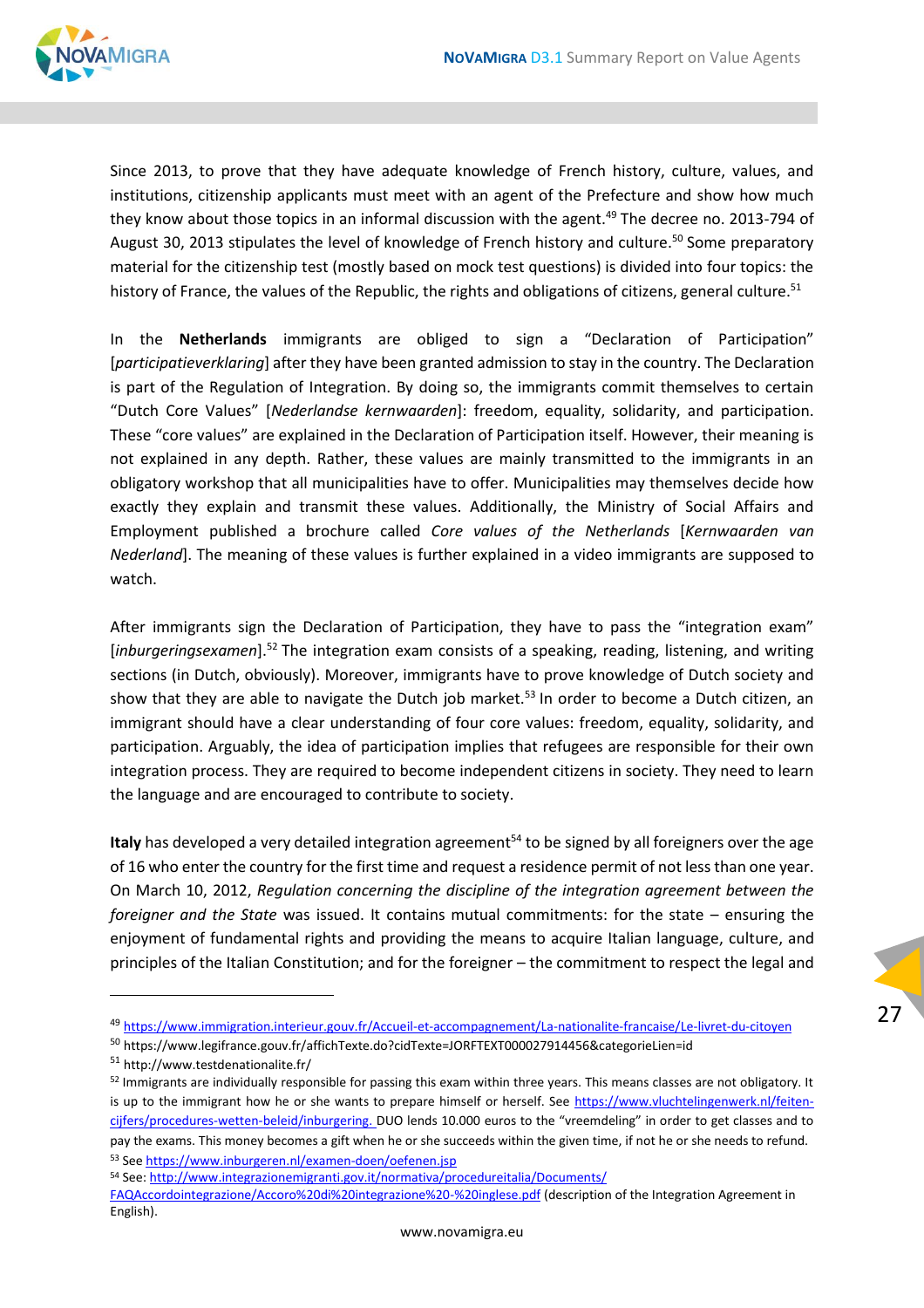Since 2013, to prove that they have adequate knowledge of French history, culture, values, and institutions, citizenship applicants must meet with an agent of the Prefecture and show how much they know about those topics in an informal discussion with the agent.[49] The decree no. 2013-794 of August 30, 2013 stipulates the level of knowledge of French history and culture.[50] Some preparatory material for the citizenship test (mostly based on mock test questions) is divided into four topics: the history of France, the values of the Republic, the rights and obligations of citizens, general culture.[51]

In the **Netherlands** immigrants are obliged to sign a "Declaration of Participation" [*participatieverklaring*] after they have been granted admission to stay in the country. The Declaration is part of the Regulation of Integration. By doing so, the immigrants commit themselves to certain "Dutch Core Values" [*Nederlandse kernwaarden*]: freedom, equality, solidarity, and participation. These "core values" are explained in the Declaration of Participation itself. However, their meaning is not explained in any depth. Rather, these values are mainly transmitted to the immigrants in an obligatory workshop that all municipalities have to offer. Municipalities may themselves decide how exactly they explain and transmit these values. Additionally, the Ministry of Social Affairs and Employment published a brochure called *Core values of the Netherlands* [*Kernwaarden van Nederland*]. The meaning of these values is further explained in a video immigrants are supposed to watch.

After immigrants sign the Declaration of Participation, they have to pass the "integration exam" [*inburgeringsexamen*].[52] The integration exam consists of a speaking, reading, listening, and writing sections (in Dutch, obviously). Moreover, immigrants have to prove knowledge of Dutch society and show that they are able to navigate the Dutch job market.[53] In order to become a Dutch citizen, an immigrant should have a clear understanding of four core values: freedom, equality, solidarity, and participation. Arguably, the idea of participation implies that refugees are responsible for their own integration process. They are required to become independent citizens in society. They need to learn the language and are encouraged to contribute to society.

**Italy** has developed a very detailed integration agreement[54] to be signed by all foreigners over the age of 16 who enter the country for the first time and request a residence permit of not less than one year. On March 10, 2012, *Regulation concerning the discipline of the integration agreement between the foreigner and the State* was issued. It contains mutual commitments: for the state – ensuring the enjoyment of fundamental rights and providing the means to acquire Italian language, culture, and principles of the Italian Constitution; and for the foreigner – the commitment to respect the legal and

---

[49] https://www.immigration.interieur.gouv.fr/Accueil-et-accompagnement/La-nationalite-francaise/Le-livret-du-citoyen

[50] https://www.legifrance.gouv.fr/affichTexte.do?cidTexte=JORFTEXT000027914456&categorieLien=id

[51] http://www.testdenationalite.fr/

[52] Immigrants are individually responsible for passing this exam within three years. This means classes are not obligatory. It is up to the immigrant how he or she wants to prepare himself or herself. See https://www.vluchtelingenwerk.nl/feiten-cijfers/procedures-wetten-beleid/inburgering. DUO lends 10.000 euros to the "vreemdeling" in order to get classes and to pay the exams. This money becomes a gift when he or she succeeds within the given time, if not he or she needs to refund.

[53] See https://www.inburgeren.nl/examen-doen/oefenen.jsp

[54] See: http://www.integrazionemigranti.gov.it/normativa/procedureitalia/Documents/FAQAccordointegrazione/Accoro%20di%20integrazione%20-%20inglese.pdf (description of the Integration Agreement in English).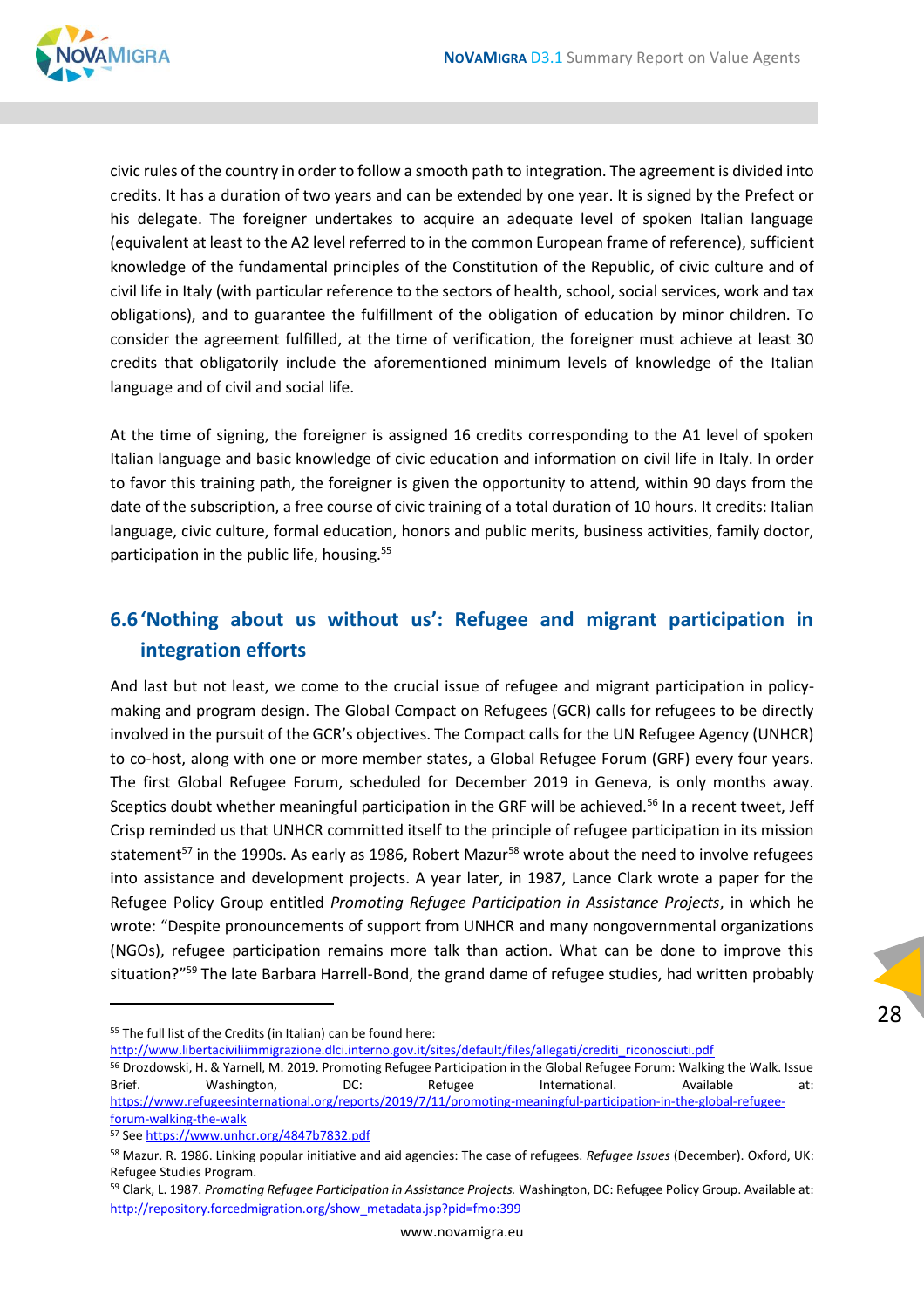civic rules of the country in order to follow a smooth path to integration. The agreement is divided into credits. It has a duration of two years and can be extended by one year. It is signed by the Prefect or his delegate. The foreigner undertakes to acquire an adequate level of spoken Italian language (equivalent at least to the A2 level referred to in the common European frame of reference), sufficient knowledge of the fundamental principles of the Constitution of the Republic, of civic culture and of civil life in Italy (with particular reference to the sectors of health, school, social services, work and tax obligations), and to guarantee the fulfillment of the obligation of education by minor children. To consider the agreement fulfilled, at the time of verification, the foreigner must achieve at least 30 credits that obligatorily include the aforementioned minimum levels of knowledge of the Italian language and of civil and social life.

At the time of signing, the foreigner is assigned 16 credits corresponding to the A1 level of spoken Italian language and basic knowledge of civic education and information on civil life in Italy. In order to favor this training path, the foreigner is given the opportunity to attend, within 90 days from the date of the subscription, a free course of civic training of a total duration of 10 hours. It credits: Italian language, civic culture, formal education, honors and public merits, business activities, family doctor, participation in the public life, housing.[55]

## 6.6 'Nothing about us without us': Refugee and migrant participation in integration efforts

And last but not least, we come to the crucial issue of refugee and migrant participation in policy-making and program design. The Global Compact on Refugees (GCR) calls for refugees to be directly involved in the pursuit of the GCR's objectives. The Compact calls for the UN Refugee Agency (UNHCR) to co-host, along with one or more member states, a Global Refugee Forum (GRF) every four years. The first Global Refugee Forum, scheduled for December 2019 in Geneva, is only months away. Sceptics doubt whether meaningful participation in the GRF will be achieved.[56] In a recent tweet, Jeff Crisp reminded us that UNHCR committed itself to the principle of refugee participation in its mission statement[57] in the 1990s. As early as 1986, Robert Mazur[58] wrote about the need to involve refugees into assistance and development projects. A year later, in 1987, Lance Clark wrote a paper for the Refugee Policy Group entitled *Promoting Refugee Participation in Assistance Projects*, in which he wrote: "Despite pronouncements of support from UNHCR and many nongovernmental organizations (NGOs), refugee participation remains more talk than action. What can be done to improve this situation?"[59] The late Barbara Harrell-Bond, the grand dame of refugee studies, had written probably

---

[55] The full list of the Credits (in Italian) can be found here: http://www.libertaciviliimmigrazione.dlci.interno.gov.it/sites/default/files/allegati/crediti_riconosciuti.pdf

[56] Drozdowski, H. & Yarnell, M. 2019. Promoting Refugee Participation in the Global Refugee Forum: Walking the Walk. Issue Brief. Washington, DC: Refugee International. Available at: https://www.refugeesinternational.org/reports/2019/7/11/promoting-meaningful-participation-in-the-global-refugee-forum-walking-the-walk

[57] See https://www.unhcr.org/4847b7832.pdf

[58] Mazur. R. 1986. Linking popular initiative and aid agencies: The case of refugees. *Refugee Issues* (December). Oxford, UK: Refugee Studies Program.

[59] Clark, L. 1987. *Promoting Refugee Participation in Assistance Projects.* Washington, DC: Refugee Policy Group. Available at: http://repository.forcedmigration.org/show_metadata.jsp?pid=fmo:399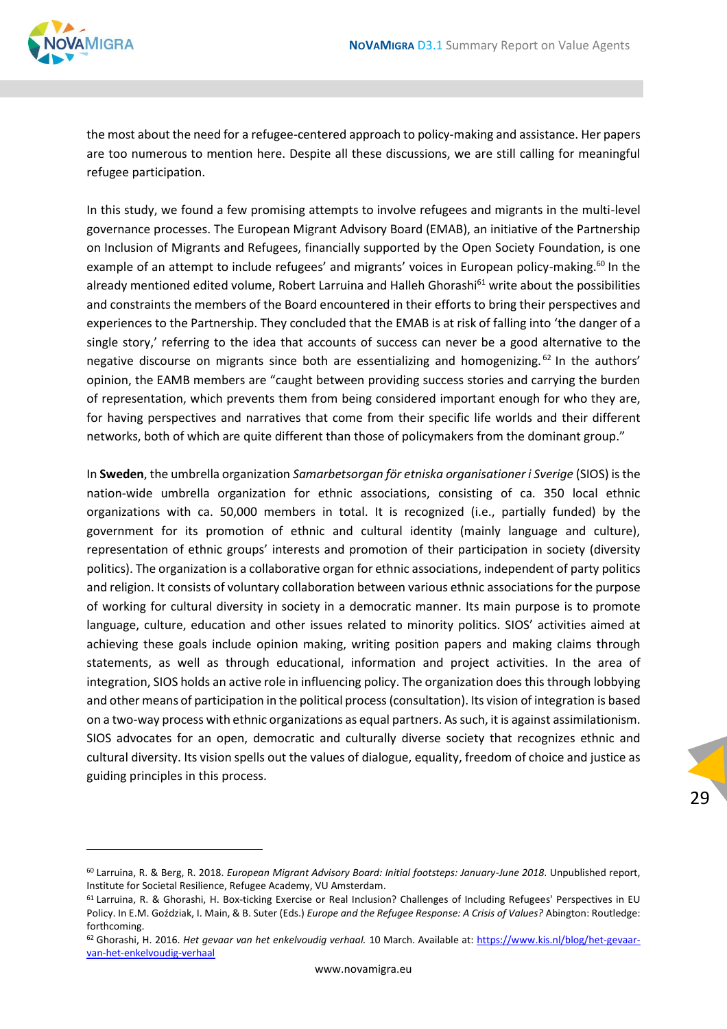the most about the need for a refugee-centered approach to policy-making and assistance. Her papers are too numerous to mention here. Despite all these discussions, we are still calling for meaningful refugee participation.

In this study, we found a few promising attempts to involve refugees and migrants in the multi-level governance processes. The European Migrant Advisory Board (EMAB), an initiative of the Partnership on Inclusion of Migrants and Refugees, financially supported by the Open Society Foundation, is one example of an attempt to include refugees' and migrants' voices in European policy-making.[60] In the already mentioned edited volume, Robert Larruina and Halleh Ghorashi[61] write about the possibilities and constraints the members of the Board encountered in their efforts to bring their perspectives and experiences to the Partnership. They concluded that the EMAB is at risk of falling into 'the danger of a single story,' referring to the idea that accounts of success can never be a good alternative to the negative discourse on migrants since both are essentializing and homogenizing.[62] In the authors' opinion, the EAMB members are "caught between providing success stories and carrying the burden of representation, which prevents them from being considered important enough for who they are, for having perspectives and narratives that come from their specific life worlds and their different networks, both of which are quite different than those of policymakers from the dominant group."

In **Sweden**, the umbrella organization *Samarbetsorgan för etniska organisationer i Sverige* (SIOS) is the nation-wide umbrella organization for ethnic associations, consisting of ca. 350 local ethnic organizations with ca. 50,000 members in total. It is recognized (i.e., partially funded) by the government for its promotion of ethnic and cultural identity (mainly language and culture), representation of ethnic groups' interests and promotion of their participation in society (diversity politics). The organization is a collaborative organ for ethnic associations, independent of party politics and religion. It consists of voluntary collaboration between various ethnic associations for the purpose of working for cultural diversity in society in a democratic manner. Its main purpose is to promote language, culture, education and other issues related to minority politics. SIOS' activities aimed at achieving these goals include opinion making, writing position papers and making claims through statements, as well as through educational, information and project activities. In the area of integration, SIOS holds an active role in influencing policy. The organization does this through lobbying and other means of participation in the political process (consultation). Its vision of integration is based on a two-way process with ethnic organizations as equal partners. As such, it is against assimilationism. SIOS advocates for an open, democratic and culturally diverse society that recognizes ethnic and cultural diversity. Its vision spells out the values of dialogue, equality, freedom of choice and justice as guiding principles in this process.

---

[60] Larruina, R. & Berg, R. 2018. *European Migrant Advisory Board: Initial footsteps: January-June 2018.* Unpublished report, Institute for Societal Resilience, Refugee Academy, VU Amsterdam.

[61] Larruina, R. & Ghorashi, H. Box-ticking Exercise or Real Inclusion? Challenges of Including Refugees' Perspectives in EU Policy. In E.M. Goździak, I. Main, & B. Suter (Eds.) *Europe and the Refugee Response: A Crisis of Values?* Abington: Routledge: forthcoming.

[62] Ghorashi, H. 2016. *Het gevaar van het enkelvoudig verhaal.* 10 March. Available at: https://www.kis.nl/blog/het-gevaar-van-het-enkelvoudig-verhaal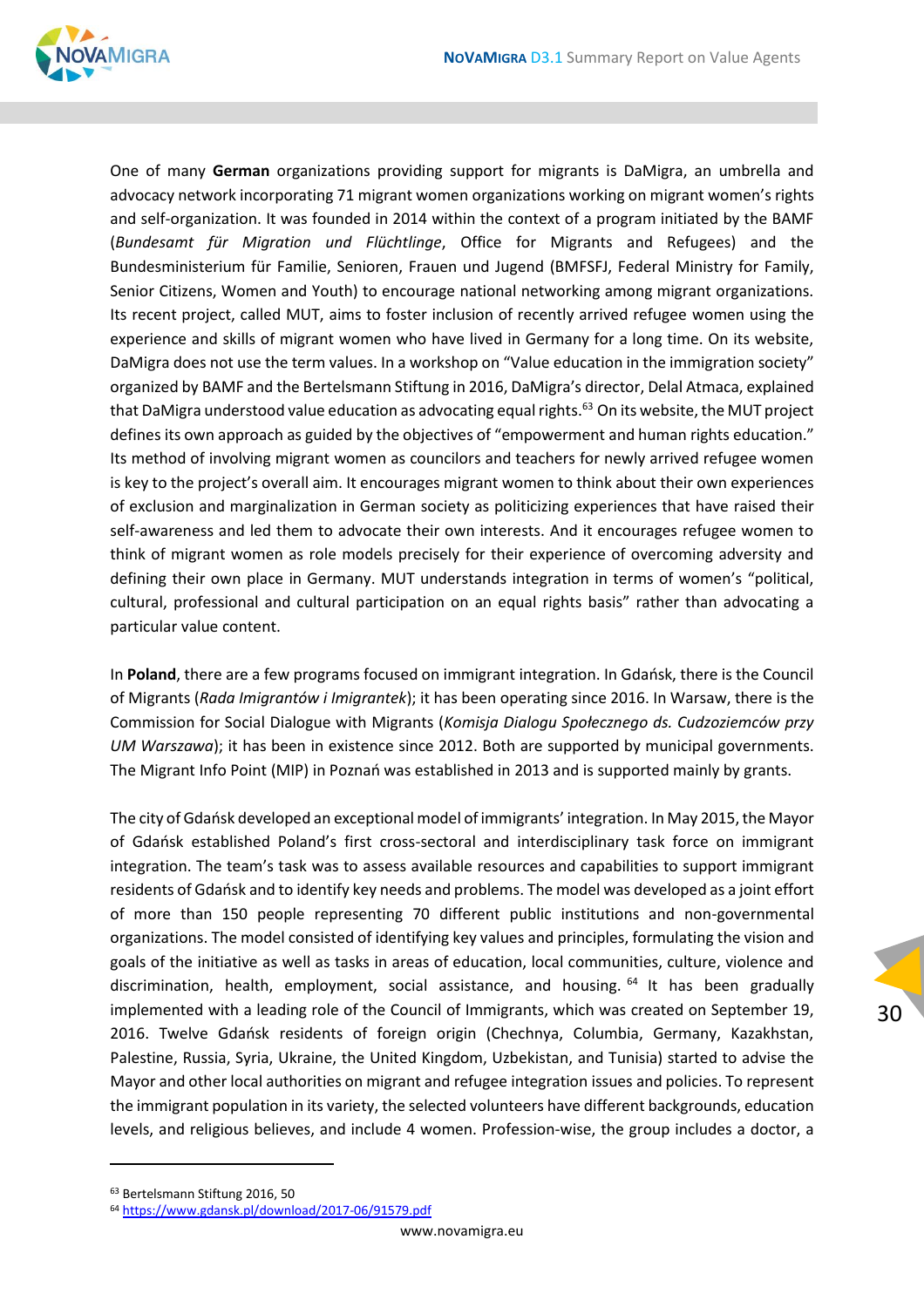One of many **German** organizations providing support for migrants is DaMigra, an umbrella and advocacy network incorporating 71 migrant women organizations working on migrant women's rights and self-organization. It was founded in 2014 within the context of a program initiated by the BAMF (*Bundesamt für Migration und Flüchtlinge*, Office for Migrants and Refugees) and the Bundesministerium für Familie, Senioren, Frauen und Jugend (BMFSFJ, Federal Ministry for Family, Senior Citizens, Women and Youth) to encourage national networking among migrant organizations. Its recent project, called MUT, aims to foster inclusion of recently arrived refugee women using the experience and skills of migrant women who have lived in Germany for a long time. On its website, DaMigra does not use the term values. In a workshop on "Value education in the immigration society" organized by BAMF and the Bertelsmann Stiftung in 2016, DaMigra's director, Delal Atmaca, explained that DaMigra understood value education as advocating equal rights.[63] On its website, the MUT project defines its own approach as guided by the objectives of "empowerment and human rights education." Its method of involving migrant women as councilors and teachers for newly arrived refugee women is key to the project's overall aim. It encourages migrant women to think about their own experiences of exclusion and marginalization in German society as politicizing experiences that have raised their self-awareness and led them to advocate their own interests. And it encourages refugee women to think of migrant women as role models precisely for their experience of overcoming adversity and defining their own place in Germany. MUT understands integration in terms of women's "political, cultural, professional and cultural participation on an equal rights basis" rather than advocating a particular value content.

In **Poland**, there are a few programs focused on immigrant integration. In Gdańsk, there is the Council of Migrants (*Rada Imigrantów i Imigrantek*); it has been operating since 2016. In Warsaw, there is the Commission for Social Dialogue with Migrants (*Komisja Dialogu Społecznego ds. Cudzoziemców przy UM Warszawa*); it has been in existence since 2012. Both are supported by municipal governments. The Migrant Info Point (MIP) in Poznań was established in 2013 and is supported mainly by grants.

The city of Gdańsk developed an exceptional model of immigrants' integration. In May 2015, the Mayor of Gdańsk established Poland's first cross-sectoral and interdisciplinary task force on immigrant integration. The team's task was to assess available resources and capabilities to support immigrant residents of Gdańsk and to identify key needs and problems. The model was developed as a joint effort of more than 150 people representing 70 different public institutions and non-governmental organizations. The model consisted of identifying key values and principles, formulating the vision and goals of the initiative as well as tasks in areas of education, local communities, culture, violence and discrimination, health, employment, social assistance, and housing.[64] It has been gradually implemented with a leading role of the Council of Immigrants, which was created on September 19, 2016. Twelve Gdańsk residents of foreign origin (Chechnya, Columbia, Germany, Kazakhstan, Palestine, Russia, Syria, Ukraine, the United Kingdom, Uzbekistan, and Tunisia) started to advise the Mayor and other local authorities on migrant and refugee integration issues and policies. To represent the immigrant population in its variety, the selected volunteers have different backgrounds, education levels, and religious believes, and include 4 women. Profession-wise, the group includes a doctor, a

---

[63] Bertelsmann Stiftung 2016, 50

[64] https://www.gdansk.pl/download/2017-06/91579.pdf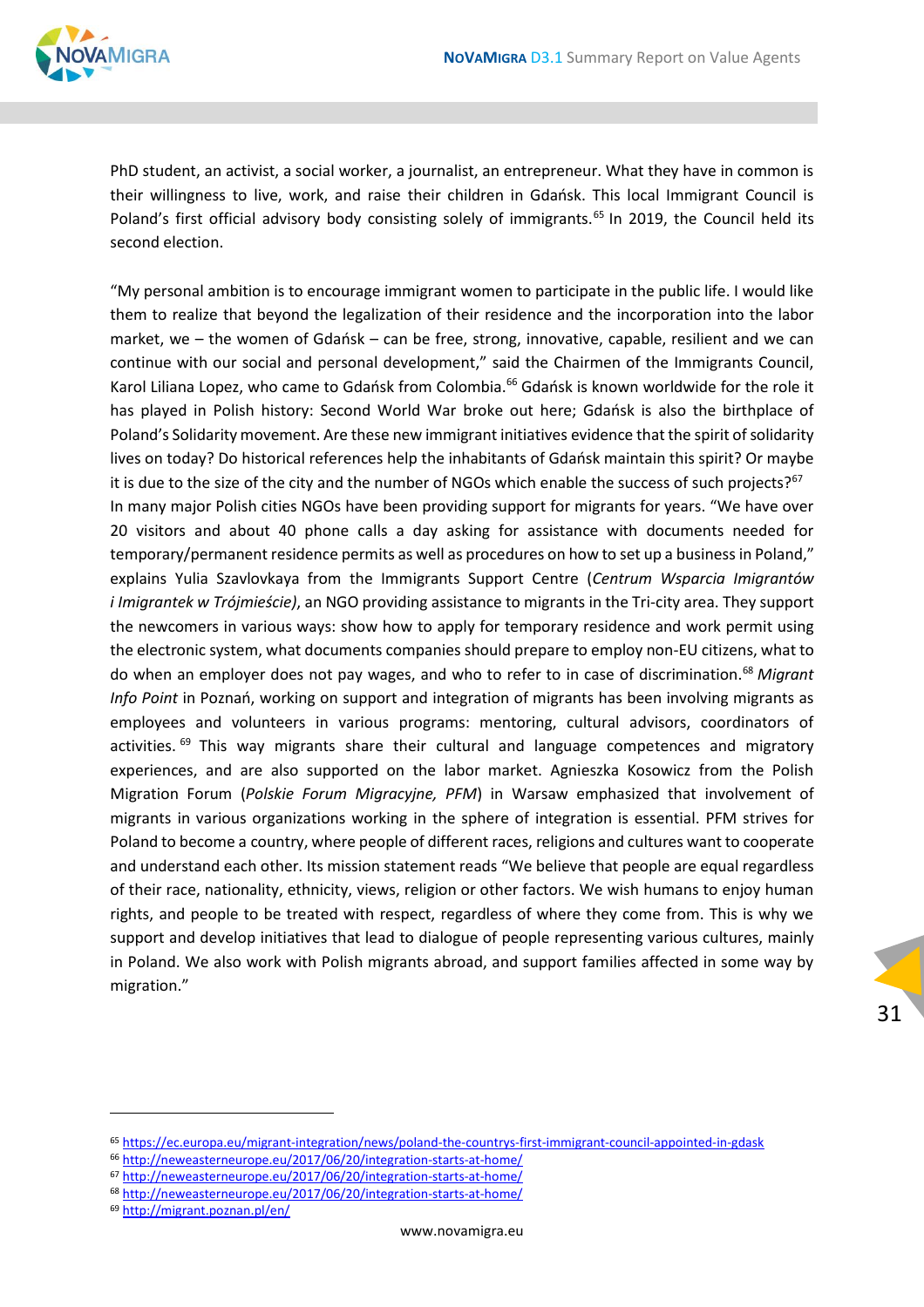PhD student, an activist, a social worker, a journalist, an entrepreneur. What they have in common is their willingness to live, work, and raise their children in Gdańsk. This local Immigrant Council is Poland's first official advisory body consisting solely of immigrants.[65] In 2019, the Council held its second election.

"My personal ambition is to encourage immigrant women to participate in the public life. I would like them to realize that beyond the legalization of their residence and the incorporation into the labor market, we – the women of Gdańsk – can be free, strong, innovative, capable, resilient and we can continue with our social and personal development," said the Chairmen of the Immigrants Council, Karol Liliana Lopez, who came to Gdańsk from Colombia.[66] Gdańsk is known worldwide for the role it has played in Polish history: Second World War broke out here; Gdańsk is also the birthplace of Poland's Solidarity movement. Are these new immigrant initiatives evidence that the spirit of solidarity lives on today? Do historical references help the inhabitants of Gdańsk maintain this spirit? Or maybe it is due to the size of the city and the number of NGOs which enable the success of such projects?[67]
In many major Polish cities NGOs have been providing support for migrants for years. "We have over 20 visitors and about 40 phone calls a day asking for assistance with documents needed for temporary/permanent residence permits as well as procedures on how to set up a business in Poland," explains Yulia Szavlovkaya from the Immigrants Support Centre (*Centrum Wsparcia Imigrantów i Imigrantek w Trójmieście)*, an NGO providing assistance to migrants in the Tri-city area. They support the newcomers in various ways: show how to apply for temporary residence and work permit using the electronic system, what documents companies should prepare to employ non-EU citizens, what to do when an employer does not pay wages, and who to refer to in case of discrimination.[68] *Migrant Info Point* in Poznań, working on support and integration of migrants has been involving migrants as employees and volunteers in various programs: mentoring, cultural advisors, coordinators of activities.[69] This way migrants share their cultural and language competences and migratory experiences, and are also supported on the labor market. Agnieszka Kosowicz from the Polish Migration Forum (*Polskie Forum Migracyjne, PFM*) in Warsaw emphasized that involvement of migrants in various organizations working in the sphere of integration is essential. PFM strives for Poland to become a country, where people of different races, religions and cultures want to cooperate and understand each other. Its mission statement reads "We believe that people are equal regardless of their race, nationality, ethnicity, views, religion or other factors. We wish humans to enjoy human rights, and people to be treated with respect, regardless of where they come from. This is why we support and develop initiatives that lead to dialogue of people representing various cultures, mainly in Poland. We also work with Polish migrants abroad, and support families affected in some way by migration."

---

[65] https://ec.europa.eu/migrant-integration/news/poland-the-countrys-first-immigrant-council-appointed-in-gdask
[66] http://neweasterneurope.eu/2017/06/20/integration-starts-at-home/
[67] http://neweasterneurope.eu/2017/06/20/integration-starts-at-home/
[68] http://neweasterneurope.eu/2017/06/20/integration-starts-at-home/
[69] http://migrant.poznan.pl/en/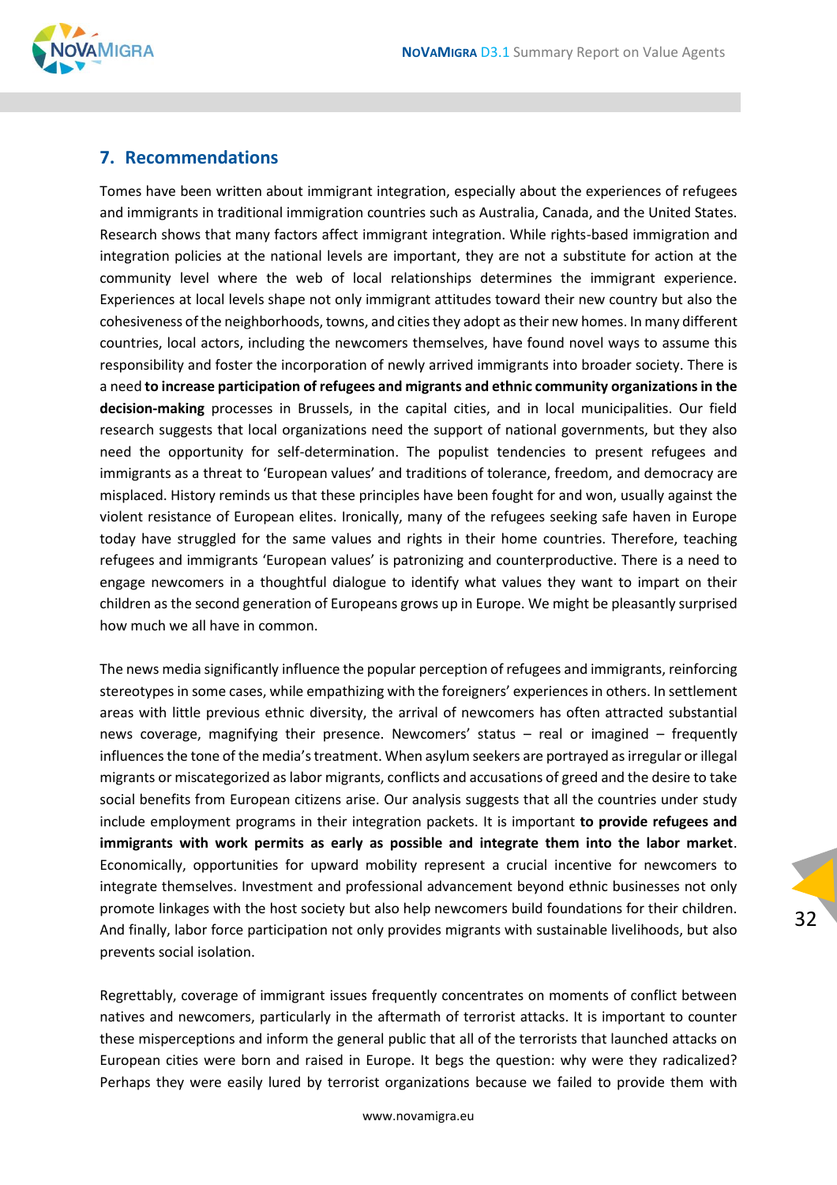## 7. Recommendations

Tomes have been written about immigrant integration, especially about the experiences of refugees and immigrants in traditional immigration countries such as Australia, Canada, and the United States. Research shows that many factors affect immigrant integration. While rights-based immigration and integration policies at the national levels are important, they are not a substitute for action at the community level where the web of local relationships determines the immigrant experience. Experiences at local levels shape not only immigrant attitudes toward their new country but also the cohesiveness of the neighborhoods, towns, and cities they adopt as their new homes. In many different countries, local actors, including the newcomers themselves, have found novel ways to assume this responsibility and foster the incorporation of newly arrived immigrants into broader society. There is a need **to increase participation of refugees and migrants and ethnic community organizations in the decision-making** processes in Brussels, in the capital cities, and in local municipalities. Our field research suggests that local organizations need the support of national governments, but they also need the opportunity for self-determination. The populist tendencies to present refugees and immigrants as a threat to 'European values' and traditions of tolerance, freedom, and democracy are misplaced. History reminds us that these principles have been fought for and won, usually against the violent resistance of European elites. Ironically, many of the refugees seeking safe haven in Europe today have struggled for the same values and rights in their home countries. Therefore, teaching refugees and immigrants 'European values' is patronizing and counterproductive. There is a need to engage newcomers in a thoughtful dialogue to identify what values they want to impart on their children as the second generation of Europeans grows up in Europe. We might be pleasantly surprised how much we all have in common.

The news media significantly influence the popular perception of refugees and immigrants, reinforcing stereotypes in some cases, while empathizing with the foreigners' experiences in others. In settlement areas with little previous ethnic diversity, the arrival of newcomers has often attracted substantial news coverage, magnifying their presence. Newcomers' status – real or imagined – frequently influences the tone of the media's treatment. When asylum seekers are portrayed as irregular or illegal migrants or miscategorized as labor migrants, conflicts and accusations of greed and the desire to take social benefits from European citizens arise. Our analysis suggests that all the countries under study include employment programs in their integration packets. It is important **to provide refugees and immigrants with work permits as early as possible and integrate them into the labor market**. Economically, opportunities for upward mobility represent a crucial incentive for newcomers to integrate themselves. Investment and professional advancement beyond ethnic businesses not only promote linkages with the host society but also help newcomers build foundations for their children. And finally, labor force participation not only provides migrants with sustainable livelihoods, but also prevents social isolation.

Regrettably, coverage of immigrant issues frequently concentrates on moments of conflict between natives and newcomers, particularly in the aftermath of terrorist attacks. It is important to counter these misperceptions and inform the general public that all of the terrorists that launched attacks on European cities were born and raised in Europe. It begs the question: why were they radicalized? Perhaps they were easily lured by terrorist organizations because we failed to provide them with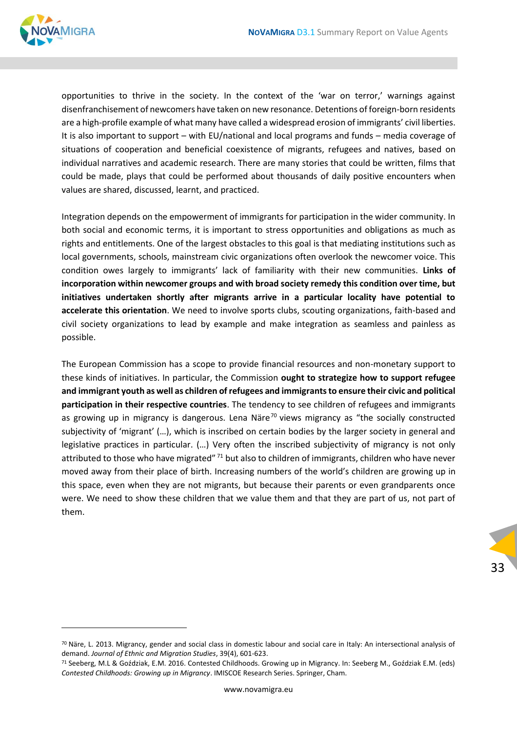opportunities to thrive in the society. In the context of the 'war on terror,' warnings against disenfranchisement of newcomers have taken on new resonance. Detentions of foreign-born residents are a high-profile example of what many have called a widespread erosion of immigrants' civil liberties. It is also important to support – with EU/national and local programs and funds – media coverage of situations of cooperation and beneficial coexistence of migrants, refugees and natives, based on individual narratives and academic research. There are many stories that could be written, films that could be made, plays that could be performed about thousands of daily positive encounters when values are shared, discussed, learnt, and practiced.

Integration depends on the empowerment of immigrants for participation in the wider community. In both social and economic terms, it is important to stress opportunities and obligations as much as rights and entitlements. One of the largest obstacles to this goal is that mediating institutions such as local governments, schools, mainstream civic organizations often overlook the newcomer voice. This condition owes largely to immigrants' lack of familiarity with their new communities. **Links of incorporation within newcomer groups and with broad society remedy this condition over time, but initiatives undertaken shortly after migrants arrive in a particular locality have potential to accelerate this orientation**. We need to involve sports clubs, scouting organizations, faith-based and civil society organizations to lead by example and make integration as seamless and painless as possible.

The European Commission has a scope to provide financial resources and non-monetary support to these kinds of initiatives. In particular, the Commission **ought to strategize how to support refugee and immigrant youth as well as children of refugees and immigrants to ensure their civic and political participation in their respective countries**. The tendency to see children of refugees and immigrants as growing up in migrancy is dangerous. Lena Näre[70] views migrancy as "the socially constructed subjectivity of 'migrant' (…), which is inscribed on certain bodies by the larger society in general and legislative practices in particular. (…) Very often the inscribed subjectivity of migrancy is not only attributed to those who have migrated"[71] but also to children of immigrants, children who have never moved away from their place of birth. Increasing numbers of the world's children are growing up in this space, even when they are not migrants, but because their parents or even grandparents once were. We need to show these children that we value them and that they are part of us, not part of them.

---

[70] Näre, L. 2013. Migrancy, gender and social class in domestic labour and social care in Italy: An intersectional analysis of demand. *Journal of Ethnic and Migration Studies*, 39(4), 601-623.

[71] Seeberg, M.L & Goździak, E.M. 2016. Contested Childhoods. Growing up in Migrancy. In: Seeberg M., Goździak E.M. (eds) *Contested Childhoods: Growing up in Migrancy*. IMISCOE Research Series. Springer, Cham.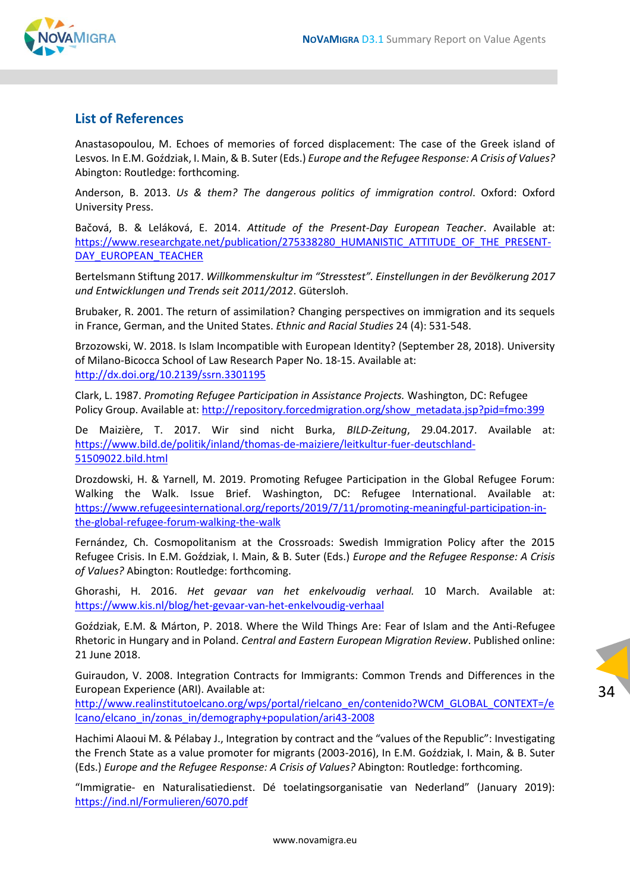## List of References

Anastasopoulou, M. Echoes of memories of forced displacement: The case of the Greek island of Lesvos. In E.M. Goździak, I. Main, & B. Suter (Eds.) *Europe and the Refugee Response: A Crisis of Values?* Abington: Routledge: forthcoming.

Anderson, B. 2013. *Us & them? The dangerous politics of immigration control*. Oxford: Oxford University Press.

Bačová, B. & Leláková, E. 2014. *Attitude of the Present-Day European Teacher*. Available at: https://www.researchgate.net/publication/275338280_HUMANISTIC_ATTITUDE_OF_THE_PRESENT-DAY_EUROPEAN_TEACHER

Bertelsmann Stiftung 2017. *Willkommenskultur im "Stresstest". Einstellungen in der Bevölkerung 2017 und Entwicklungen und Trends seit 2011/2012*. Gütersloh.

Brubaker, R. 2001. The return of assimilation? Changing perspectives on immigration and its sequels in France, German, and the United States. *Ethnic and Racial Studies* 24 (4): 531-548.

Brzozowski, W. 2018. Is Islam Incompatible with European Identity? (September 28, 2018). University of Milano-Bicocca School of Law Research Paper No. 18-15. Available at: http://dx.doi.org/10.2139/ssrn.3301195

Clark, L. 1987. *Promoting Refugee Participation in Assistance Projects.* Washington, DC: Refugee Policy Group. Available at: http://repository.forcedmigration.org/show_metadata.jsp?pid=fmo:399

De Maizière, T. 2017. Wir sind nicht Burka, *BILD-Zeitung*, 29.04.2017. Available at: https://www.bild.de/politik/inland/thomas-de-maiziere/leitkultur-fuer-deutschland-51509022.bild.html

Drozdowski, H. & Yarnell, M. 2019. Promoting Refugee Participation in the Global Refugee Forum: Walking the Walk. Issue Brief. Washington, DC: Refugee International. Available at: https://www.refugeesinternational.org/reports/2019/7/11/promoting-meaningful-participation-in-the-global-refugee-forum-walking-the-walk

Fernández, Ch. Cosmopolitanism at the Crossroads: Swedish Immigration Policy after the 2015 Refugee Crisis. In E.M. Goździak, I. Main, & B. Suter (Eds.) *Europe and the Refugee Response: A Crisis of Values?* Abington: Routledge: forthcoming.

Ghorashi, H. 2016. *Het gevaar van het enkelvoudig verhaal.* 10 March. Available at: https://www.kis.nl/blog/het-gevaar-van-het-enkelvoudig-verhaal

Goździak, E.M. & Márton, P. 2018. Where the Wild Things Are: Fear of Islam and the Anti-Refugee Rhetoric in Hungary and in Poland. *Central and Eastern European Migration Review*. Published online: 21 June 2018.

Guiraudon, V. 2008. Integration Contracts for Immigrants: Common Trends and Differences in the European Experience (ARI). Available at: http://www.realinstitutoelcano.org/wps/portal/rielcano_en/contenido?WCM_GLOBAL_CONTEXT=/elcano/elcano_in/zonas_in/demography+population/ari43-2008

Hachimi Alaoui M. & Pélabay J., Integration by contract and the "values of the Republic": Investigating the French State as a value promoter for migrants (2003-2016), In E.M. Goździak, I. Main, & B. Suter (Eds.) *Europe and the Refugee Response: A Crisis of Values?* Abington: Routledge: forthcoming.

"Immigratie- en Naturalisatiedienst. Dé toelatingsorganisatie van Nederland" (January 2019): https://ind.nl/Formulieren/6070.pdf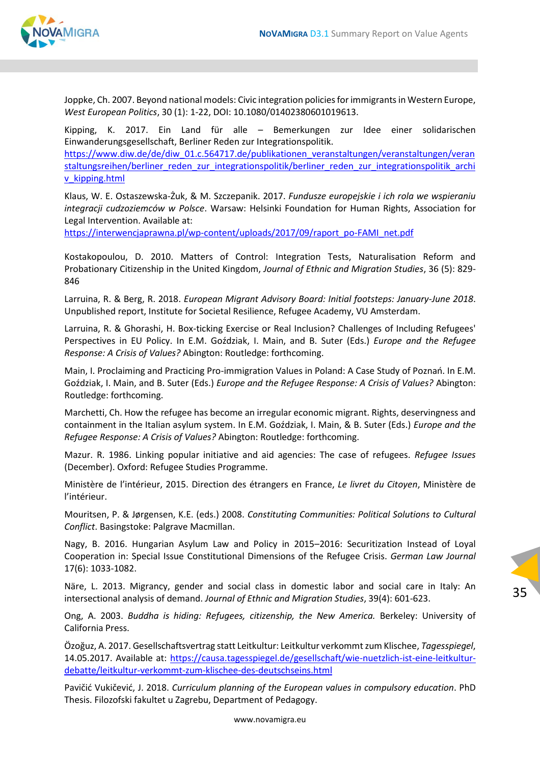Joppke, Ch. 2007. Beyond national models: Civic integration policies for immigrants in Western Europe, *West European Politics*, 30 (1): 1-22, DOI: 10.1080/01402380601019613.

Kipping, K. 2017. Ein Land für alle – Bemerkungen zur Idee einer solidarischen Einwanderungsgesellschaft, Berliner Reden zur Integrationspolitik. https://www.diw.de/de/diw_01.c.564717.de/publikationen_veranstaltungen/veranstaltungen/veranstaltungsreihen/berliner_reden_zur_integrationspolitik/berliner_reden_zur_integrationspolitik_archiv_kipping.html

Klaus, W. E. Ostaszewska-Żuk, & M. Szczepanik. 2017. *Fundusze europejskie i ich rola we wspieraniu integracji cudzoziemców w Polsce*. Warsaw: Helsinki Foundation for Human Rights, Association for Legal Intervention. Available at: https://interwencjaprawna.pl/wp-content/uploads/2017/09/raport_po-FAMI_net.pdf

Kostakopoulou, D. 2010. Matters of Control: Integration Tests, Naturalisation Reform and Probationary Citizenship in the United Kingdom, *Journal of Ethnic and Migration Studies*, 36 (5): 829-846

Larruina, R. & Berg, R. 2018. *European Migrant Advisory Board: Initial footsteps: January-June 2018*. Unpublished report, Institute for Societal Resilience, Refugee Academy, VU Amsterdam.

Larruina, R. & Ghorashi, H. Box-ticking Exercise or Real Inclusion? Challenges of Including Refugees' Perspectives in EU Policy. In E.M. Goździak, I. Main, and B. Suter (Eds.) *Europe and the Refugee Response: A Crisis of Values?* Abington: Routledge: forthcoming.

Main, I. Proclaiming and Practicing Pro-immigration Values in Poland: A Case Study of Poznań. In E.M. Goździak, I. Main, and B. Suter (Eds.) *Europe and the Refugee Response: A Crisis of Values?* Abington: Routledge: forthcoming.

Marchetti, Ch. How the refugee has become an irregular economic migrant. Rights, deservingness and containment in the Italian asylum system. In E.M. Goździak, I. Main, & B. Suter (Eds.) *Europe and the Refugee Response: A Crisis of Values?* Abington: Routledge: forthcoming.

Mazur. R. 1986. Linking popular initiative and aid agencies: The case of refugees. *Refugee Issues* (December). Oxford: Refugee Studies Programme.

Ministère de l'intérieur, 2015. Direction des étrangers en France, *Le livret du Citoyen*, Ministère de l'intérieur.

Mouritsen, P. & Jørgensen, K.E. (eds.) 2008. *Constituting Communities: Political Solutions to Cultural Conflict*. Basingstoke: Palgrave Macmillan.

Nagy, B. 2016. Hungarian Asylum Law and Policy in 2015–2016: Securitization Instead of Loyal Cooperation in: Special Issue Constitutional Dimensions of the Refugee Crisis. *German Law Journal* 17(6): 1033-1082.

Näre, L. 2013. Migrancy, gender and social class in domestic labor and social care in Italy: An intersectional analysis of demand. *Journal of Ethnic and Migration Studies*, 39(4): 601-623.

Ong, A. 2003. *Buddha is hiding: Refugees, citizenship, the New America.* Berkeley: University of California Press.

Özoğuz, A. 2017. Gesellschaftsvertrag statt Leitkultur: Leitkultur verkommt zum Klischee, *Tagesspiegel*, 14.05.2017. Available at: https://causa.tagesspiegel.de/gesellschaft/wie-nuetzlich-ist-eine-leitkultur-debatte/leitkultur-verkommt-zum-klischee-des-deutschseins.html

Pavičić Vukičević, J. 2018. *Curriculum planning of the European values in compulsory education*. PhD Thesis. Filozofski fakultet u Zagrebu, Department of Pedagogy.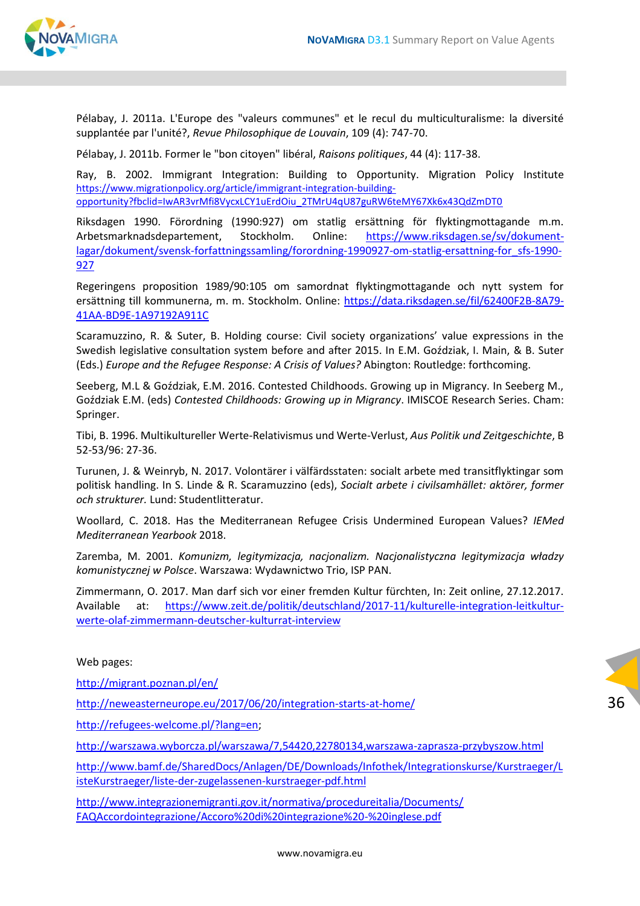Pélabay, J. 2011a. L'Europe des "valeurs communes" et le recul du multiculturalisme: la diversité supplantée par l'unité?, *Revue Philosophique de Louvain*, 109 (4): 747-70.

Pélabay, J. 2011b. Former le "bon citoyen" libéral, *Raisons politiques*, 44 (4): 117-38.

Ray, B. 2002. Immigrant Integration: Building to Opportunity. Migration Policy Institute https://www.migrationpolicy.org/article/immigrant-integration-building-opportunity?fbclid=IwAR3vrMfi8VycxLCY1uErdOiu_2TMrU4qU87guRW6teMY67Xk6x43QdZmDT0

Riksdagen 1990. Förordning (1990:927) om statlig ersättning för flyktingmottagande m.m. Arbetsmarknadsdepartement, Stockholm. Online: https://www.riksdagen.se/sv/dokument-lagar/dokument/svensk-forfattningssamling/forordning-1990927-om-statlig-ersattning-for_sfs-1990-927

Regeringens proposition 1989/90:105 om samordnat flyktingmottagande och nytt system for ersättning till kommunerna, m. m. Stockholm. Online: https://data.riksdagen.se/fil/62400F2B-8A79-41AA-BD9E-1A97192A911C

Scaramuzzino, R. & Suter, B. Holding course: Civil society organizations' value expressions in the Swedish legislative consultation system before and after 2015. In E.M. Goździak, I. Main, & B. Suter (Eds.) *Europe and the Refugee Response: A Crisis of Values?* Abington: Routledge: forthcoming.

Seeberg, M.L & Goździak, E.M. 2016. Contested Childhoods. Growing up in Migrancy. In Seeberg M., Goździak E.M. (eds) *Contested Childhoods: Growing up in Migrancy*. IMISCOE Research Series. Cham: Springer.

Tibi, B. 1996. Multikultureller Werte-Relativismus und Werte-Verlust, *Aus Politik und Zeitgeschichte*, B 52-53/96: 27-36.

Turunen, J. & Weinryb, N. 2017. Volontärer i välfärdsstaten: socialt arbete med transitflyktingar som politisk handling. In S. Linde & R. Scaramuzzino (eds), *Socialt arbete i civilsamhället: aktörer, former och strukturer.* Lund: Studentlitteratur.

Woollard, C. 2018. Has the Mediterranean Refugee Crisis Undermined European Values? *IEMed Mediterranean Yearbook* 2018.

Zaremba, M. 2001. *Komunizm, legitymizacja, nacjonalizm. Nacjonalistyczna legitymizacja władzy komunistycznej w Polsce*. Warszawa: Wydawnictwo Trio, ISP PAN.

Zimmermann, O. 2017. Man darf sich vor einer fremden Kultur fürchten, In: Zeit online, 27.12.2017. Available at: https://www.zeit.de/politik/deutschland/2017-11/kulturelle-integration-leitkultur-werte-olaf-zimmermann-deutscher-kulturrat-interview

Web pages:

http://migrant.poznan.pl/en/

http://neweasterneurope.eu/2017/06/20/integration-starts-at-home/

http://refugees-welcome.pl/?lang=en;

http://warszawa.wyborcza.pl/warszawa/7,54420,22780134,warszawa-zaprasza-przybyszow.html

http://www.bamf.de/SharedDocs/Anlagen/DE/Downloads/Infothek/Integrationskurse/Kurstraeger/ListeKurstraeger/liste-der-zugelassenen-kurstraeger-pdf.html

http://www.integrazionemigranti.gov.it/normativa/procedureitalia/Documents/FAQAccordointegrazione/Accoro%20di%20integrazione%20-%20inglese.pdf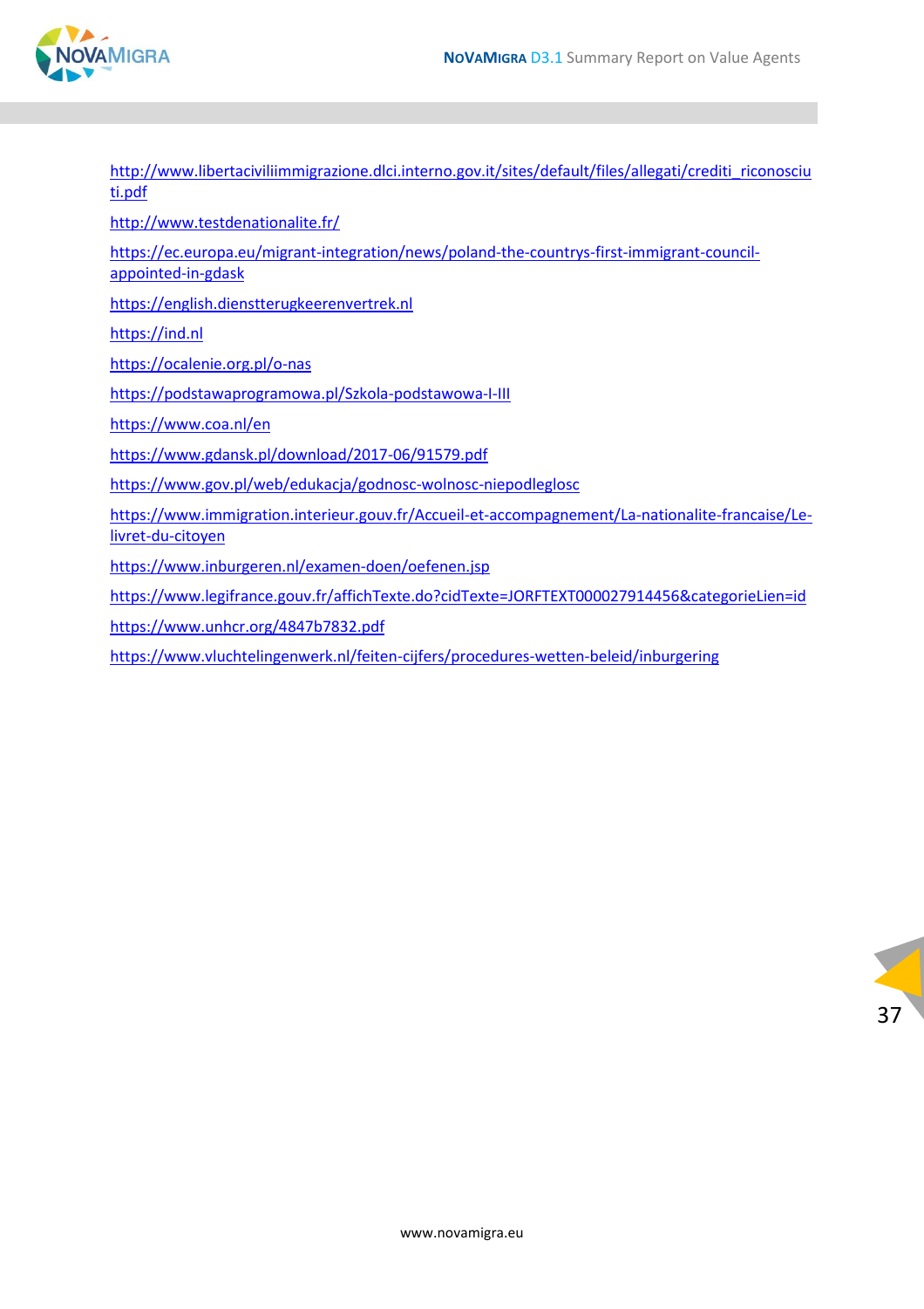http://www.libertaciviliimmigrazione.dlci.interno.gov.it/sites/default/files/allegati/crediti_riconosciuti.pdf

http://www.testdenationalite.fr/

https://ec.europa.eu/migrant-integration/news/poland-the-countrys-first-immigrant-council-appointed-in-gdask

https://english.dienstterugkeerenvertrek.nl

https://ind.nl

https://ocalenie.org.pl/o-nas

https://podstawaprogramowa.pl/Szkola-podstawowa-I-III

https://www.coa.nl/en

https://www.gdansk.pl/download/2017-06/91579.pdf

https://www.gov.pl/web/edukacja/godnosc-wolnosc-niepodleglosc

https://www.immigration.interieur.gouv.fr/Accueil-et-accompagnement/La-nationalite-francaise/Le-livret-du-citoyen

https://www.inburgeren.nl/examen-doen/oefenen.jsp

https://www.legifrance.gouv.fr/affichTexte.do?cidTexte=JORFTEXT000027914456&categorieLien=id

https://www.unhcr.org/4847b7832.pdf

https://www.vluchtelingenwerk.nl/feiten-cijfers/procedures-wetten-beleid/inburgering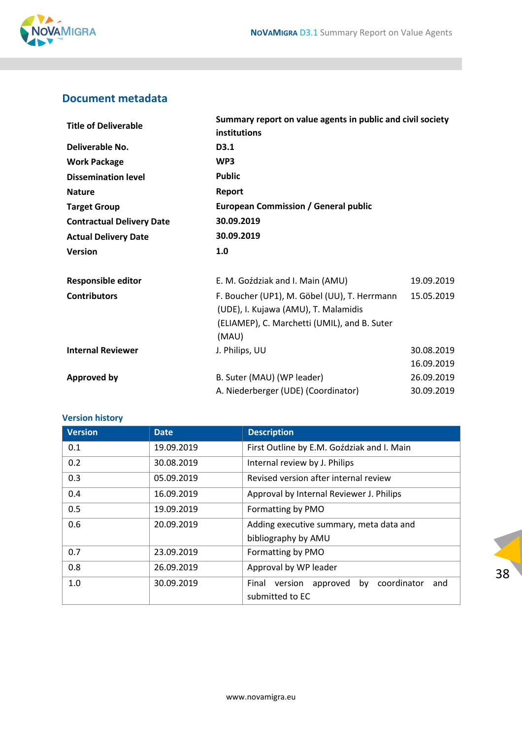## Document metadata

| | | |
|---|---|---|
| **Title of Deliverable** | **Summary report on value agents in public and civil society institutions** | |
| **Deliverable No.** | **D3.1** | |
| **Work Package** | **WP3** | |
| **Dissemination level** | **Public** | |
| **Nature** | **Report** | |
| **Target Group** | **European Commission / General public** | |
| **Contractual Delivery Date** | **30.09.2019** | |
| **Actual Delivery Date** | **30.09.2019** | |
| **Version** | **1.0** | |
| **Responsible editor** | E. M. Goździak and I. Main (AMU) | 19.09.2019 |
| **Contributors** | F. Boucher (UP1), M. Göbel (UU), T. Herrmann (UDE), I. Kujawa (AMU), T. Malamidis (ELIAMEP), C. Marchetti (UMIL), and B. Suter (MAU) | 15.05.2019 |
| **Internal Reviewer** | J. Philips, UU | 30.08.2019<br>16.09.2019 |
| **Approved by** | B. Suter (MAU) (WP leader)<br>A. Niederberger (UDE) (Coordinator) | 26.09.2019<br>30.09.2019 |

### Version history

| Version | Date | Description |
|---|---|---|
| 0.1 | 19.09.2019 | First Outline by E.M. Goździak and I. Main |
| 0.2 | 30.08.2019 | Internal review by J. Philips |
| 0.3 | 05.09.2019 | Revised version after internal review |
| 0.4 | 16.09.2019 | Approval by Internal Reviewer J. Philips |
| 0.5 | 19.09.2019 | Formatting by PMO |
| 0.6 | 20.09.2019 | Adding executive summary, meta data and bibliography by AMU |
| 0.7 | 23.09.2019 | Formatting by PMO |
| 0.8 | 26.09.2019 | Approval by WP leader |
| 1.0 | 30.09.2019 | Final version approved by coordinator and submitted to EC |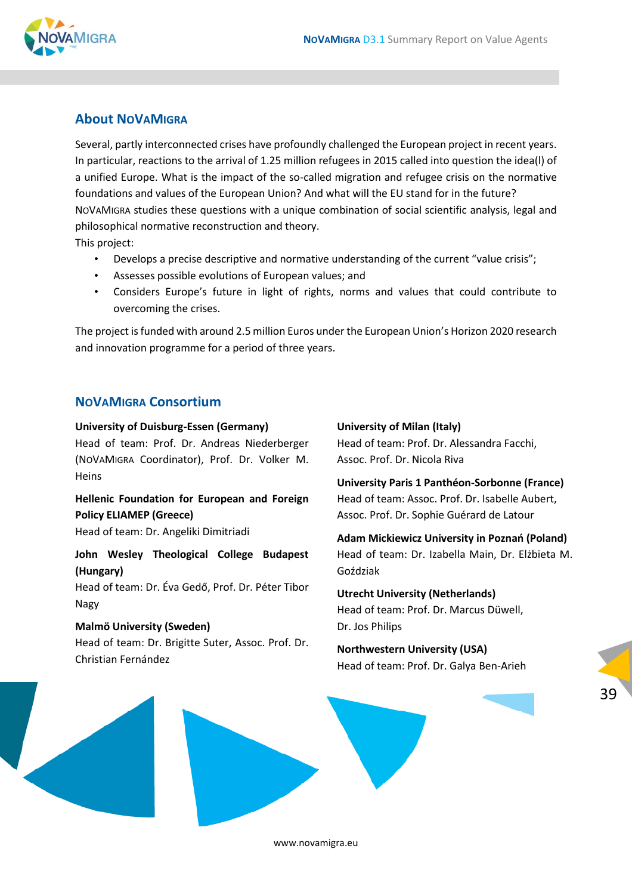## About NoVaMigra

Several, partly interconnected crises have profoundly challenged the European project in recent years. In particular, reactions to the arrival of 1.25 million refugees in 2015 called into question the idea(l) of a unified Europe. What is the impact of the so-called migration and refugee crisis on the normative foundations and values of the European Union? And what will the EU stand for in the future? NoVaMigra studies these questions with a unique combination of social scientific analysis, legal and philosophical normative reconstruction and theory.

This project:

- Develops a precise descriptive and normative understanding of the current “value crisis”;
- Assesses possible evolutions of European values; and
- Considers Europe’s future in light of rights, norms and values that could contribute to overcoming the crises.

The project is funded with around 2.5 million Euros under the European Union’s Horizon 2020 research and innovation programme for a period of three years.

## NoVaMigra Consortium

**University of Duisburg-Essen (Germany)**
Head of team: Prof. Dr. Andreas Niederberger (NoVaMigra Coordinator), Prof. Dr. Volker M. Heins

**Hellenic Foundation for European and Foreign Policy ELIAMEP (Greece)**
Head of team: Dr. Angeliki Dimitriadi

**John Wesley Theological College Budapest (Hungary)**
Head of team: Dr. Éva Gedő, Prof. Dr. Péter Tibor Nagy

**Malmö University (Sweden)**
Head of team: Dr. Brigitte Suter, Assoc. Prof. Dr. Christian Fernández

**University of Milan (Italy)**
Head of team: Prof. Dr. Alessandra Facchi, Assoc. Prof. Dr. Nicola Riva

**University Paris 1 Panthéon-Sorbonne (France)**
Head of team: Assoc. Prof. Dr. Isabelle Aubert, Assoc. Prof. Dr. Sophie Guérard de Latour

**Adam Mickiewicz University in Poznań (Poland)**
Head of team: Dr. Izabella Main, Dr. Elżbieta M. Goździak

**Utrecht University (Netherlands)**
Head of team: Prof. Dr. Marcus Düwell, Dr. Jos Philips

**Northwestern University (USA)**
Head of team: Prof. Dr. Galya Ben-Arieh

www.novamigra.eu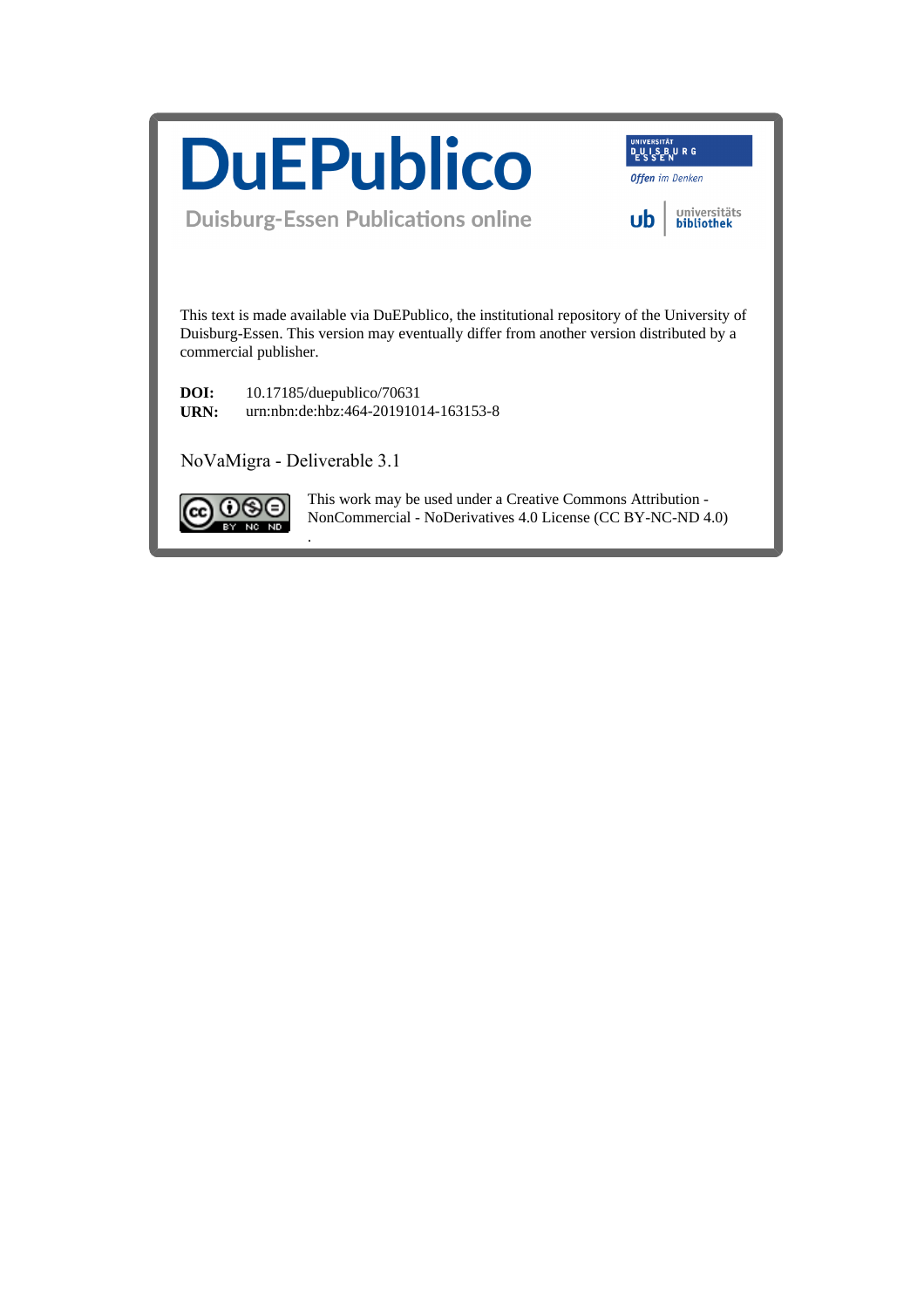# DuEPublico

Duisburg-Essen Publications online

UNIVERSITÄT DUISBURG ESSEN

*Offen* im Denken

ub | universitäts bibliothek

This text is made available via DuEPublico, the institutional repository of the University of Duisburg-Essen. This version may eventually differ from another version distributed by a commercial publisher.

**DOI:** 10.17185/duepublico/70631
**URN:** urn:nbn:de:hbz:464-20191014-163153-8

NoVaMigra - Deliverable 3.1

This work may be used under a Creative Commons Attribution - NonCommercial - NoDerivatives 4.0 License (CC BY-NC-ND 4.0)
.